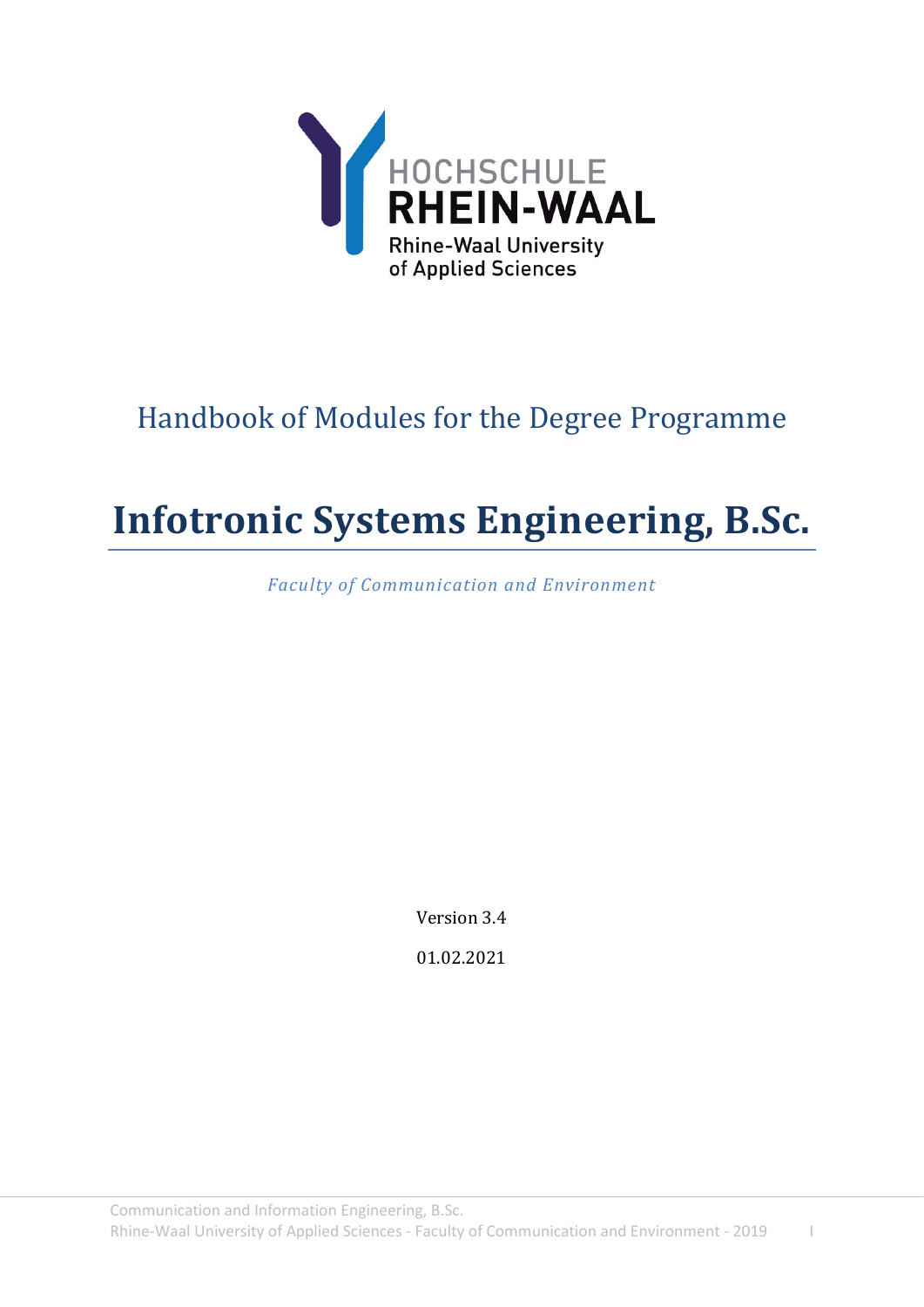HOCHSCHULE RHEIN-WAAL

Rhine-Waal University of Applied Sciences

## Handbook of Modules for the Degree Programme

# Infotronic Systems Engineering, B.Sc.

*Faculty of Communication and Environment*

Version 3.4

01.02.2021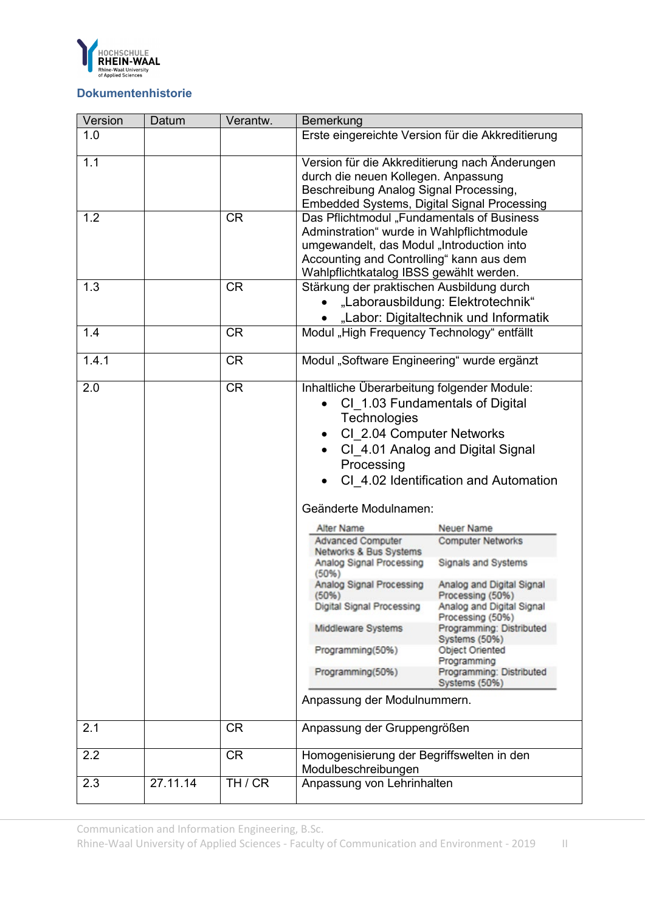## Dokumentenhistorie

| Version | Datum | Verantw. | Bemerkung |
|---|---|---|---|
| 1.0 | | | Erste eingereichte Version für die Akkreditierung |
| 1.1 | | | Version für die Akkreditierung nach Änderungen durch die neuen Kollegen. Anpassung Beschreibung Analog Signal Processing, Embedded Systems, Digital Signal Processing |
| 1.2 | | CR | Das Pflichtmodul „Fundamentals of Business Adminstration“ wurde in Wahlpflichtmodule umgewandelt, das Modul „Introduction into Accounting and Controlling“ kann aus dem Wahlpflichtkatalog IBSS gewählt werden. |
| 1.3 | | CR | Stärkung der praktischen Ausbildung durch<br>• „Laborausbildung: Elektrotechnik“<br>• „Labor: Digitaltechnik und Informatik |
| 1.4 | | CR | Modul „High Frequency Technology“ entfällt |
| 1.4.1 | | CR | Modul „Software Engineering“ wurde ergänzt |
| 2.0 | | CR | Inhaltliche Überarbeitung folgender Module:<br>• CI_1.03 Fundamentals of Digital Technologies<br>• CI_2.04 Computer Networks<br>• CI_4.01 Analog and Digital Signal Processing<br>• CI_4.02 Identification and Automation<br><br>Geänderte Modulnamen:<br>Alter Name → Neuer Name<br>Advanced Computer Networks & Bus Systems → Computer Networks<br>Analog Signal Processing (50%) → Signals and Systems<br>Analog Signal Processing (50%) → Analog and Digital Signal Processing (50%)<br>Digital Signal Processing → Analog and Digital Signal Processing (50%)<br>Middleware Systems → Programming: Distributed Systems (50%)<br>Programming(50%) → Object Oriented Programming<br>Programming(50%) → Programming: Distributed Systems (50%)<br><br>Anpassung der Modulnummern. |
| 2.1 | | CR | Anpassung der Gruppengrößen |
| 2.2 | | CR | Homogenisierung der Begriffswelten in den Modulbeschreibungen |
| 2.3 | 27.11.14 | TH / CR | Anpassung von Lehrinhalten |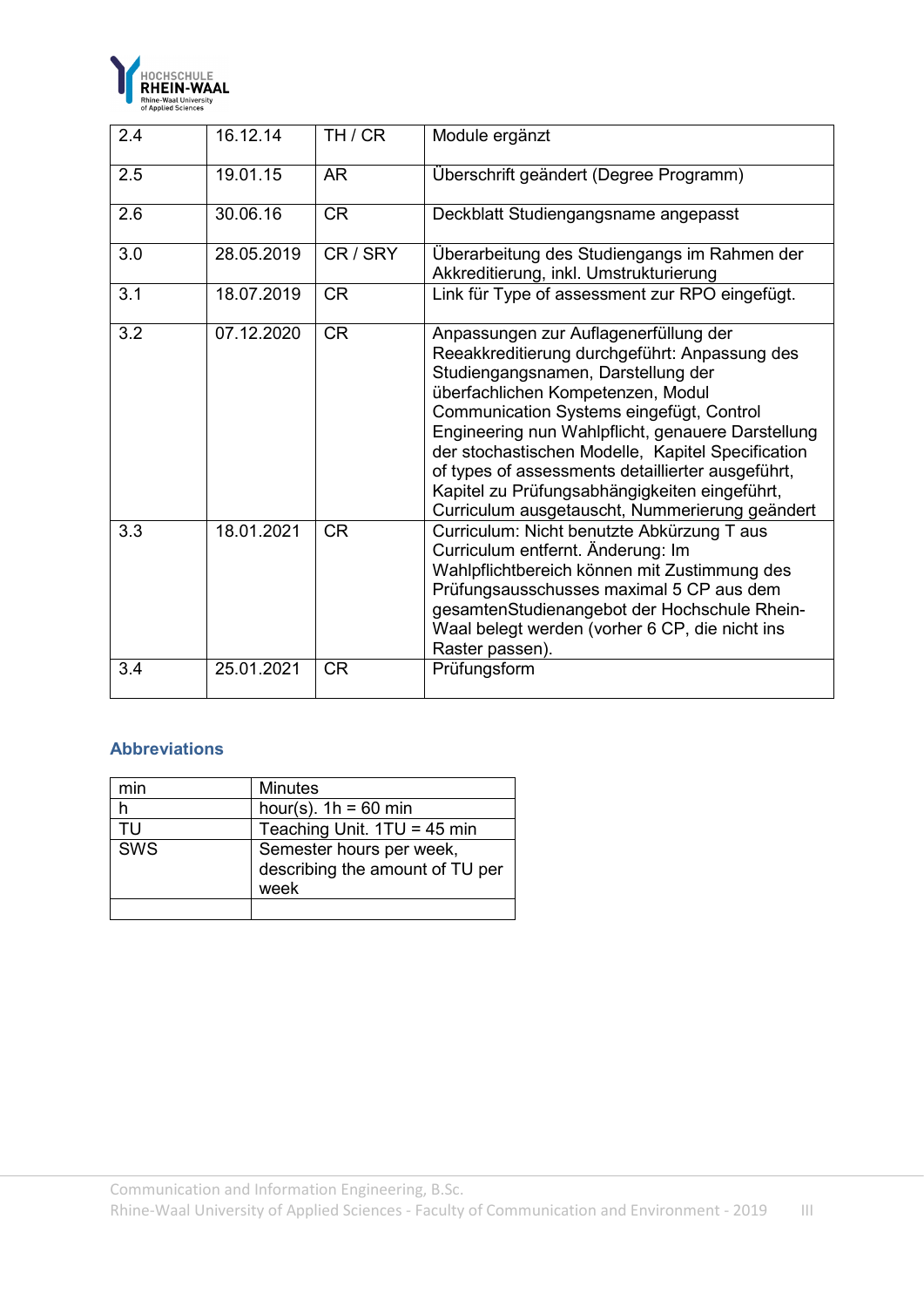| | | | |
|---|---|---|---|
| 2.4 | 16.12.14 | TH / CR | Module ergänzt |
| 2.5 | 19.01.15 | AR | Überschrift geändert (Degree Programm) |
| 2.6 | 30.06.16 | CR | Deckblatt Studiengangsname angepasst |
| 3.0 | 28.05.2019 | CR / SRY | Überarbeitung des Studiengangs im Rahmen der Akkreditierung, inkl. Umstrukturierung |
| 3.1 | 18.07.2019 | CR | Link für Type of assessment zur RPO eingefügt. |
| 3.2 | 07.12.2020 | CR | Anpassungen zur Auflagenerfüllung der Reeakkreditierung durchgeführt: Anpassung des Studiengangsnamen, Darstellung der überfachlichen Kompetenzen, Modul Communication Systems eingefügt, Control Engineering nun Wahlpflicht, genauere Darstellung der stochastischen Modelle, Kapitel Specification of types of assessments detaillierter ausgeführt, Kapitel zu Prüfungsabhängigkeiten eingeführt, Curriculum ausgetauscht, Nummerierung geändert |
| 3.3 | 18.01.2021 | CR | Curriculum: Nicht benutzte Abkürzung T aus Curriculum entfernt. Änderung: Im Wahlpflichtbereich können mit Zustimmung des Prüfungsausschusses maximal 5 CP aus dem gesamtenStudienangebot der Hochschule Rhein-Waal belegt werden (vorher 6 CP, die nicht ins Raster passen). |
| 3.4 | 25.01.2021 | CR | Prüfungsform |

### Abbreviations

| | |
|---|---|
| min | Minutes |
| h | hour(s). 1h = 60 min |
| TU | Teaching Unit. 1TU = 45 min |
| SWS | Semester hours per week, describing the amount of TU per week |
| | |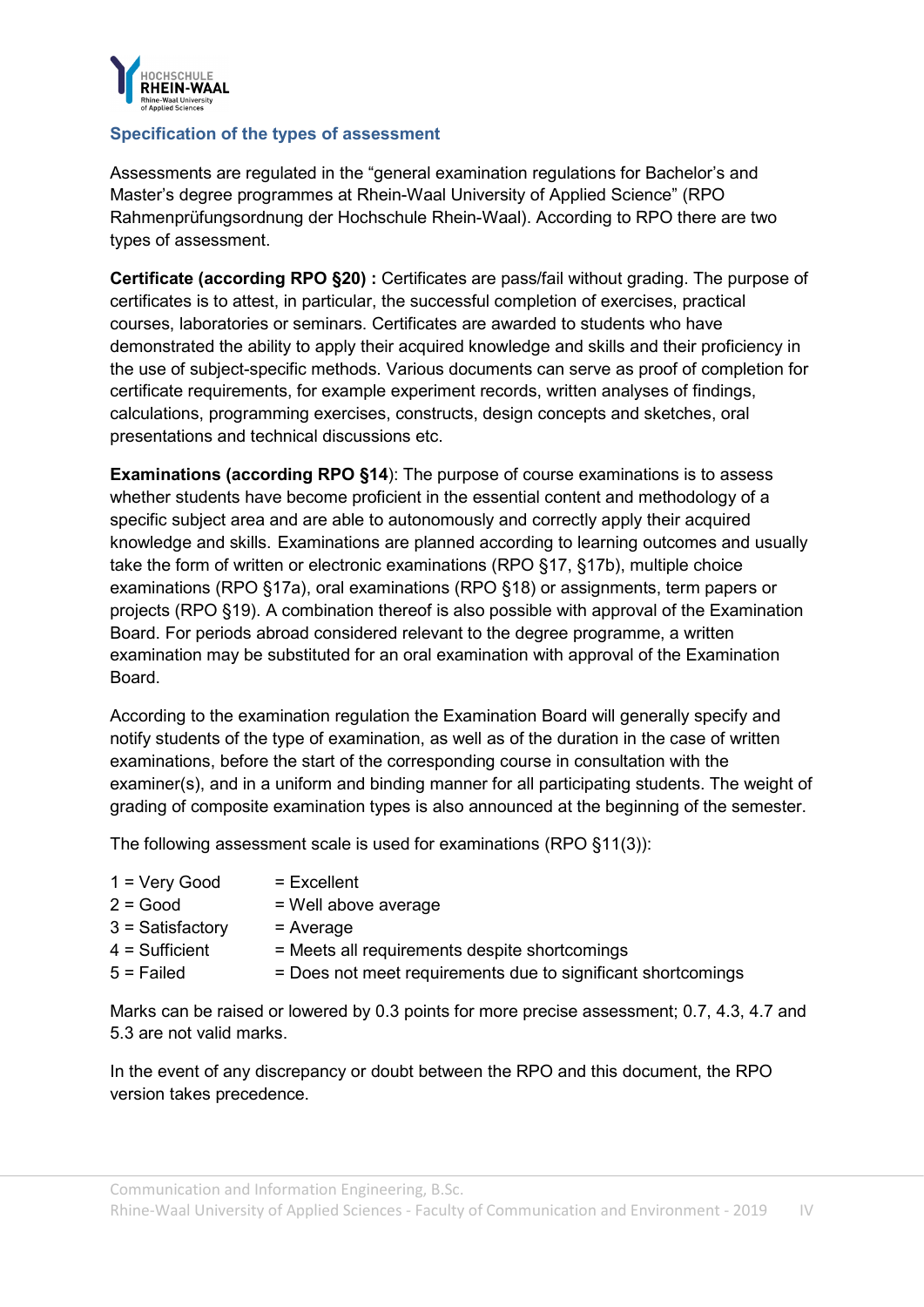## Specification of the types of assessment

Assessments are regulated in the "general examination regulations for Bachelor's and Master's degree programmes at Rhein-Waal University of Applied Science" (RPO Rahmenprüfungsordnung der Hochschule Rhein-Waal). According to RPO there are two types of assessment.

**Certificate (according RPO §20) :** Certificates are pass/fail without grading. The purpose of certificates is to attest, in particular, the successful completion of exercises, practical courses, laboratories or seminars. Certificates are awarded to students who have demonstrated the ability to apply their acquired knowledge and skills and their proficiency in the use of subject-specific methods. Various documents can serve as proof of completion for certificate requirements, for example experiment records, written analyses of findings, calculations, programming exercises, constructs, design concepts and sketches, oral presentations and technical discussions etc.

**Examinations (according RPO §14**): The purpose of course examinations is to assess whether students have become proficient in the essential content and methodology of a specific subject area and are able to autonomously and correctly apply their acquired knowledge and skills. Examinations are planned according to learning outcomes and usually take the form of written or electronic examinations (RPO §17, §17b), multiple choice examinations (RPO §17a), oral examinations (RPO §18) or assignments, term papers or projects (RPO §19). A combination thereof is also possible with approval of the Examination Board. For periods abroad considered relevant to the degree programme, a written examination may be substituted for an oral examination with approval of the Examination Board.

According to the examination regulation the Examination Board will generally specify and notify students of the type of examination, as well as of the duration in the case of written examinations, before the start of the corresponding course in consultation with the examiner(s), and in a uniform and binding manner for all participating students. The weight of grading of composite examination types is also announced at the beginning of the semester.

The following assessment scale is used for examinations (RPO §11(3)):

1 = Very Good = Excellent
2 = Good = Well above average
3 = Satisfactory = Average
4 = Sufficient = Meets all requirements despite shortcomings
5 = Failed = Does not meet requirements due to significant shortcomings

Marks can be raised or lowered by 0.3 points for more precise assessment; 0.7, 4.3, 4.7 and 5.3 are not valid marks.

In the event of any discrepancy or doubt between the RPO and this document, the RPO version takes precedence.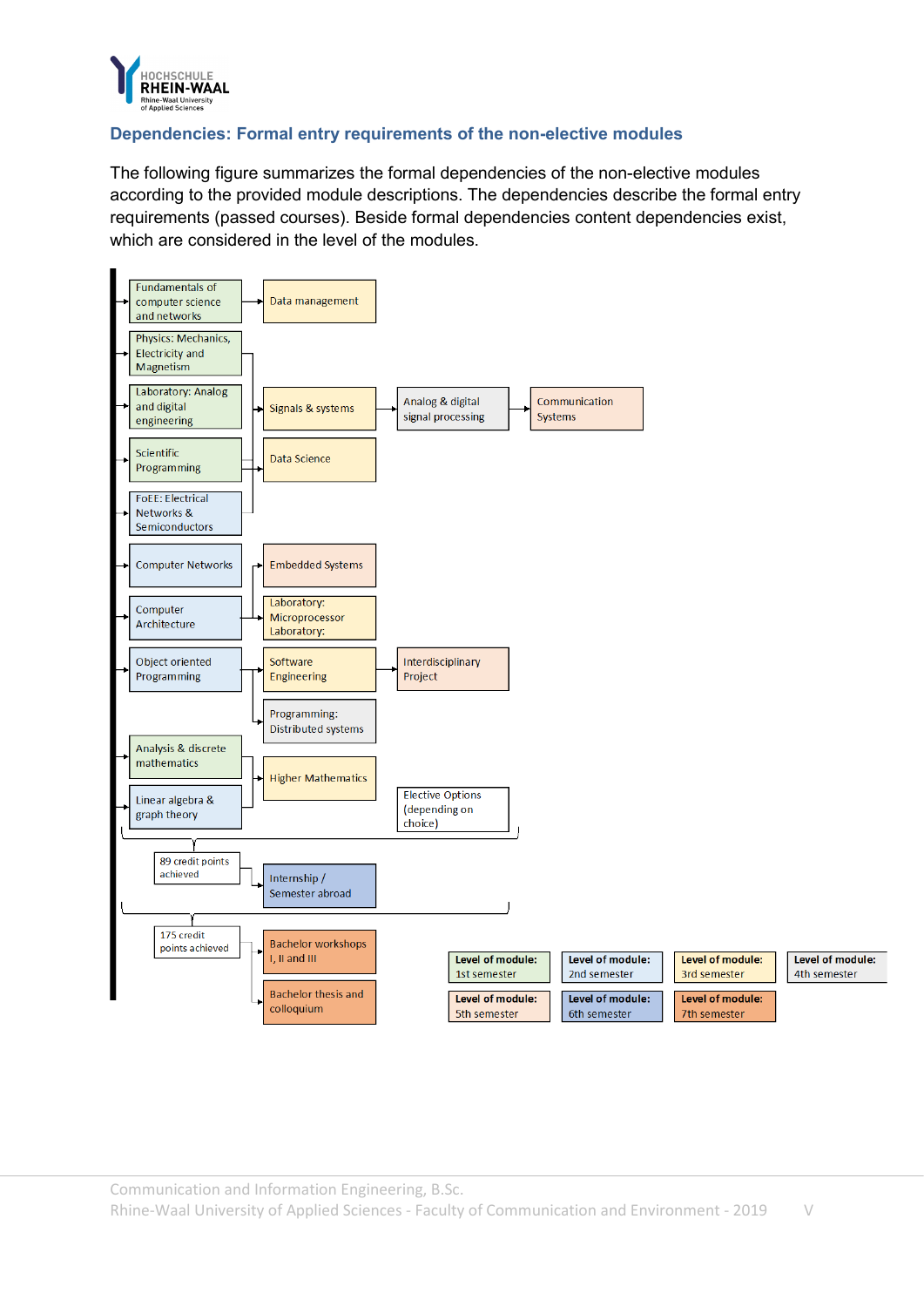## Dependencies: Formal entry requirements of the non-elective modules

The following figure summarizes the formal dependencies of the non-elective modules according to the provided module descriptions. The dependencies describe the formal entry requirements (passed courses). Beside formal dependencies content dependencies exist, which are considered in the level of the modules.

Fundamentals of computer science and networks

Data management

Physics: Mechanics, Electricity and Magnetism

Laboratory: Analog and digital engineering

Signals & systems

Analog & digital signal processing

Communication Systems

Scientific Programming

Data Science

FoEE: Electrical Networks & Semiconductors

Computer Networks

Embedded Systems

Computer Architecture

Laboratory: Microprocessor Laboratory:

Object oriented Programming

Software Engineering

Interdisciplinary Project

Programming: Distributed systems

Analysis & discrete mathematics

Higher Mathematics

Linear algebra & graph theory

Elective Options (depending on choice)

89 credit points achieved

Internship / Semester abroad

175 credit points achieved

Bachelor workshops I, II and III

Bachelor thesis and colloquium

**Level of module:** 1st semester

**Level of module:** 2nd semester

**Level of module:** 3rd semester

**Level of module:** 4th semester

**Level of module:** 5th semester

**Level of module:** 6th semester

**Level of module:** 7th semester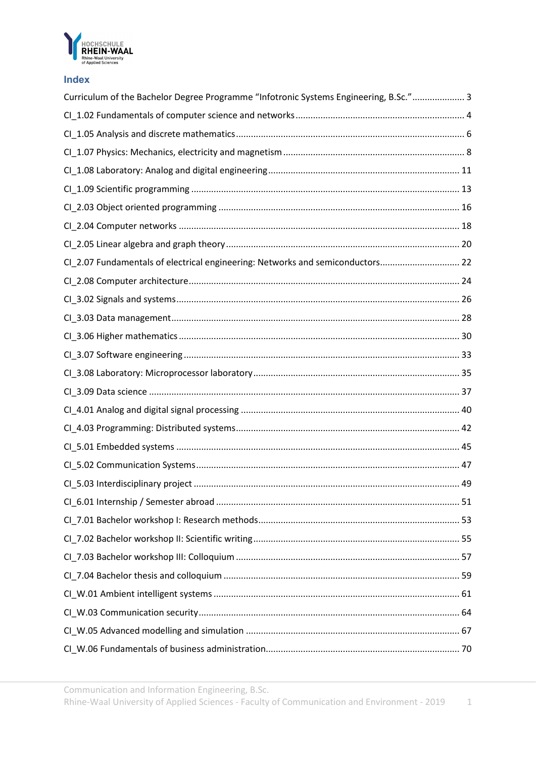## Index

Curriculum of the Bachelor Degree Programme “Infotronic Systems Engineering, B.Sc.” ..................... 3

CI_1.02 Fundamentals of computer science and networks ..................................................................... 4

CI_1.05 Analysis and discrete mathematics ........................................................................................... 6

CI_1.07 Physics: Mechanics, electricity and magnetism ......................................................................... 8

CI_1.08 Laboratory: Analog and digital engineering ............................................................................ 11

CI_1.09 Scientific programming ........................................................................................................... 13

CI_2.03 Object oriented programming ................................................................................................ 16

CI_2.04 Computer networks ................................................................................................................ 18

CI_2.05 Linear algebra and graph theory ............................................................................................. 20

CI_2.07 Fundamentals of electrical engineering: Networks and semiconductors................................ 22

CI_2.08 Computer architecture ............................................................................................................ 24

CI_3.02 Signals and systems ................................................................................................................. 26

CI_3.03 Data management ................................................................................................................... 28

CI_3.06 Higher mathematics ................................................................................................................ 30

CI_3.07 Software engineering .............................................................................................................. 33

CI_3.08 Laboratory: Microprocessor laboratory .................................................................................. 35

CI_3.09 Data science ............................................................................................................................ 37

CI_4.01 Analog and digital signal processing ....................................................................................... 40

CI_4.03 Programming: Distributed systems ......................................................................................... 42

CI_5.01 Embedded systems ................................................................................................................. 45

CI_5.02 Communication Systems ......................................................................................................... 47

CI_5.03 Interdisciplinary project .......................................................................................................... 49

CI_6.01 Internship / Semester abroad ................................................................................................. 51

CI_7.01 Bachelor workshop I: Research methods ................................................................................ 53

CI_7.02 Bachelor workshop II: Scientific writing .................................................................................. 55

CI_7.03 Bachelor workshop III: Colloquium ......................................................................................... 57

CI_7.04 Bachelor thesis and colloquium .............................................................................................. 59

CI_W.01 Ambient intelligent systems .................................................................................................. 61

CI_W.03 Communication security ........................................................................................................ 64

CI_W.05 Advanced modelling and simulation ..................................................................................... 67

CI_W.06 Fundamentals of business administration ............................................................................. 70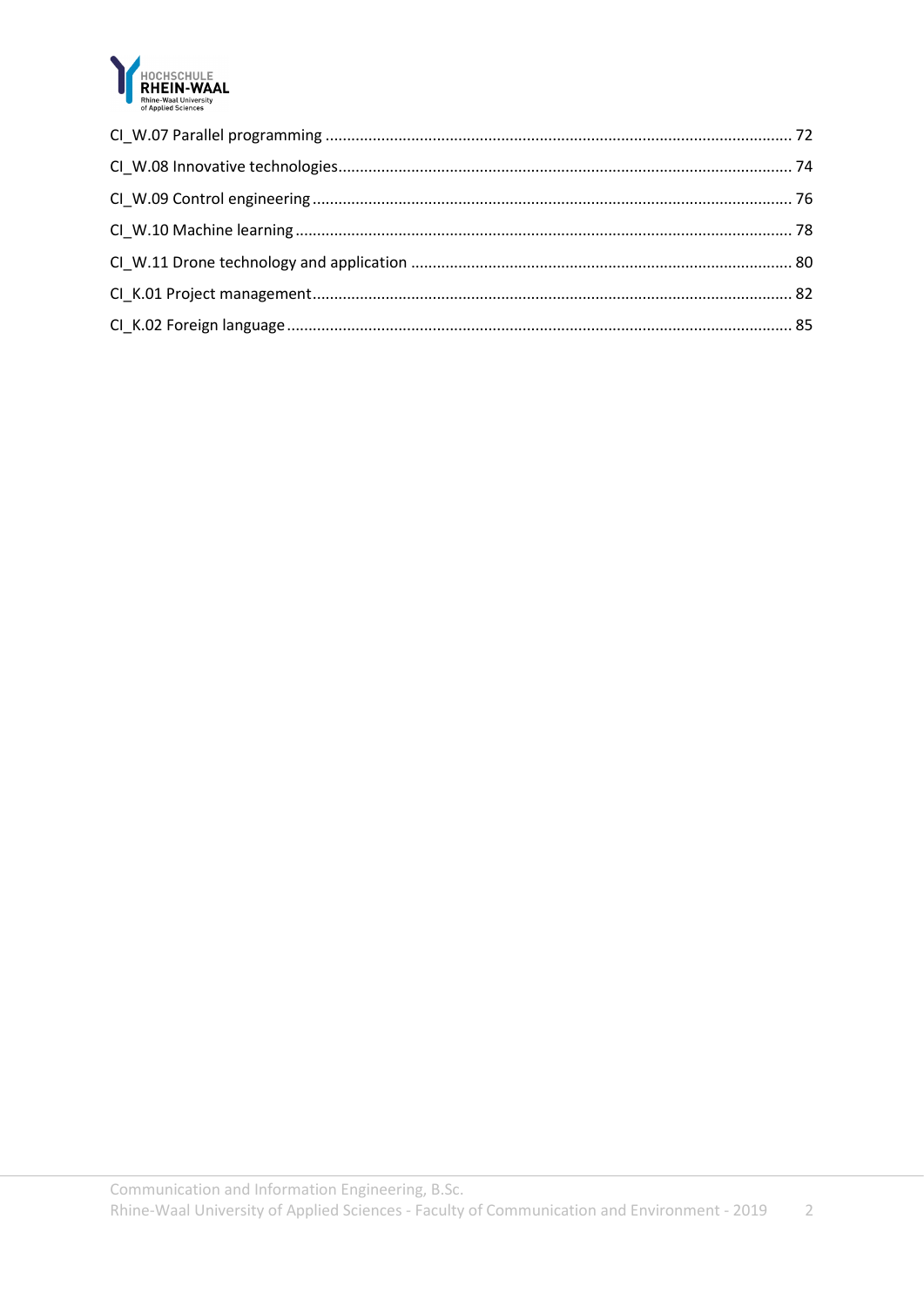CI_W.07 Parallel programming ........................................................................................................ 72

CI_W.08 Innovative technologies...................................................................................................... 74

CI_W.09 Control engineering ............................................................................................................ 76

CI_W.10 Machine learning ................................................................................................................ 78

CI_W.11 Drone technology and application ..................................................................................... 80

CI_K.01 Project management............................................................................................................ 82

CI_K.02 Foreign language .................................................................................................................. 85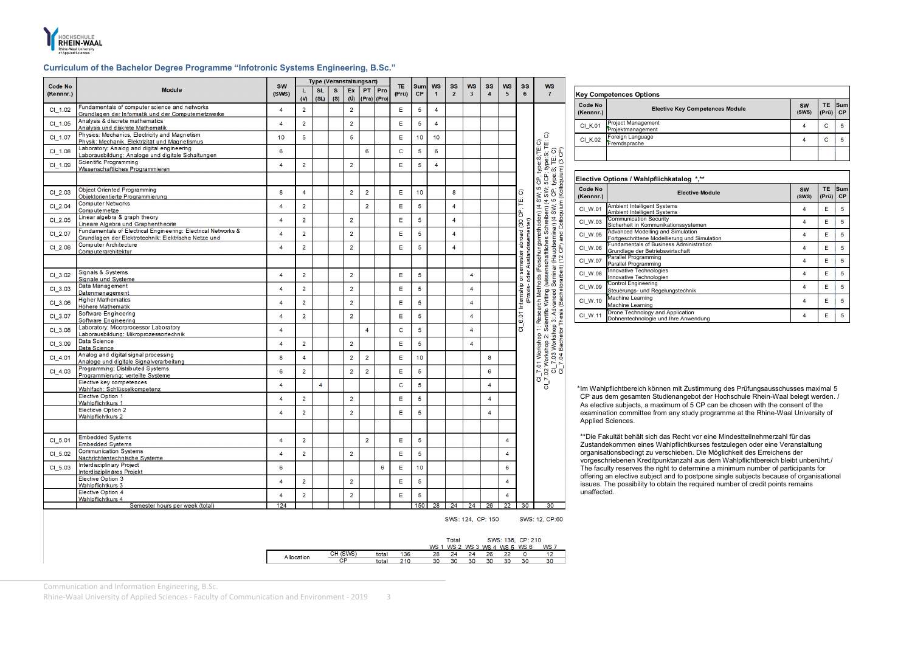## Curriculum of the Bachelor Degree Programme "Infotronic Systems Engineering, B.Sc."

| Code No (Kennnr.) | Module | SW (SWS) | L (V) | SL (SL) | S (S) | Ex (Ü) | PT (Pra) | Pro (Pro) | TE (Prü) | Sum CP | WS 1 | SS 2 | WS 3 | SS 4 | WS 5 | SS 6 | WS 7 |
|---|---|---|---|---|---|---|---|---|---|---|---|---|---|---|---|---|---|
| CI_1.02 | Fundamentals of computer science and networks / Grundlagen der Informatik und der Computernetzwerke | 4 | 2 | | | 2 | | | E | 5 | 4 | | | | | | |
| CI_1.05 | Analysis & discrete mathematics / Analysis und diskrete Mathematik | 4 | 2 | | | 2 | | | E | 5 | 4 | | | | | | |
| CI_1.07 | Physics: Mechanics, Electricity and Magnetism / Physik: Mechanik, Elektrizität und Magnetismus | 10 | 5 | | | 5 | | | E | 10 | 10 | | | | | | |
| CI_1.08 | Laboratory: Analog and digital engineering / Laborausbildung: Analoge und digitale Schaltungen | 6 | | | | | 6 | | C | 5 | 6 | | | | | | |
| CI_1.09 | Scientific Programming / Wissenschaftliches Programmieren | 4 | 2 | | | 2 | | | E | 5 | 4 | | | | | | |
| | | | | | | | | | | | | | | | | | |
| CI_2.03 | Object Oriented Programming / Objektorientierte Programmierung | 8 | 4 | | | 2 | 2 | | E | 10 | | 8 | | | | | |
| CI_2.04 | Computer Networks / Computernetze | 4 | 2 | | | | 2 | | E | 5 | | 4 | | | | | |
| CI_2.05 | Linear algebra & graph theory / Lineare Algebra und Graphentheorie | 4 | 2 | | | 2 | | | E | 5 | | 4 | | | | | |
| CI_2.07 | Fundamentals of Electrical Engineering: Electrical Networks & / Grundlagen der Elektrotechnik: Elektrische Netze und | 4 | 2 | | | 2 | | | E | 5 | | 4 | | | | | |
| CI_2.08 | Computer Architecture / Computerarchitektur | 4 | 2 | | | 2 | | | E | 5 | | 4 | | | | | |
| | | | | | | | | | | | | | | | | | |
| CI_3.02 | Signals & Systems / Signale und Systeme | 4 | 2 | | | 2 | | | E | 5 | | | 4 | | | | |
| CI_3.03 | Data Management / Datenmanagement | 4 | 2 | | | 2 | | | E | 5 | | | 4 | | | | |
| CI_3.06 | Higher Mathematics / Höhere Mathematik | 4 | 2 | | | 2 | | | E | 5 | | | 4 | | | | |
| CI_3.07 | Software Engineering / Software Engineering | 4 | 2 | | | 2 | | | E | 5 | | | 4 | | | | |
| CI_3.08 | Laboratory: Micorprocessor Laboratory / Laborausbildung: Mikroprozessortechnik | 4 | | | | | 4 | | C | 5 | | | 4 | | | | |
| CI_3.09 | Data Science / Data Science | 4 | 2 | | | 2 | | | E | 5 | | | 4 | | | | |
| CI_4.01 | Analog and digital signal processing / Analoge und digitale Signalverarbeitung | 8 | 4 | | | 2 | 2 | | E | 10 | | | | 8 | | | |
| CI_4.03 | Programming: Distributed Systems / Programmierung: verteilte Systeme | 6 | 2 | | | 2 | 2 | | E | 5 | | | | 6 | | | |
| | Elective key competences / Wahlfach: Schlüsselkompetenz | 4 | | 4 | | | | | C | 5 | | | | 4 | | | |
| | Elective Option 1 / Wahlpflichtkurs 1 | 4 | 2 | | | 2 | | | E | 5 | | | | 4 | | | |
| | Electicve Option 2 / Wahlpflichtkurs 2 | 4 | 2 | | | 2 | | | E | 5 | | | | 4 | | | |
| | | | | | | | | | | | | | | | | | |
| CI_5.01 | Embedded Systems / Embedded Systems | 4 | 2 | | | | 2 | | E | 5 | | | | | 4 | | |
| CI_5.02 | Communication Systems / Nachrichtentechnische Systeme | 4 | 2 | | | 2 | | | E | 5 | | | | | 4 | | |
| CI_5.03 | Interdisciplinary Project / Interdisziplinäres Projekt | 6 | | | | | | 6 | E | 10 | | | | | 6 | | |
| | Elective Option 3 / Wahlpflichtkurs 3 | 4 | 2 | | | 2 | | | E | 5 | | | | | 4 | | |
| | Elective Option 4 / Wahlpflichtkurs 4 | 4 | 2 | | | 2 | | | E | 5 | | | | | 4 | | |
| | Semester hours per week (total) | 124 | | | | | | | | 150 | 28 | 24 | 24 | 26 | 22 | 30 | 30 |

SS 6: CI_6.01 Internship or semester abroad (30 CP; TE: C) (Praxis- oder Auslandssemester)

WS 7: CI_7.01 Workshop 1: Research Methods (Forschungsmethoden) (4 SW; 5 CP; type:S; TE: C)
CI_7.02 Workshop 2: Scientific Writing (wissenschaftliches Schreiben) (4 SW; 5 CP; type:S; TE: C)
CI_7.03 Workshop 3: Advanced Seminar (Hauptseminar) (4 SW; 5 CP; type:S; TE: C)
CI_7.04 Bachelor Thesis (Bachelorarbeit) (12 CP) and Colloquium (Kolloquium) (3 CP)

SWS: 124, CP: 150 SWS: 12, CP:60

Total SWS: 136, CP: 210

| Allocation | | | WS 1 | WS 2 | WS 3 | WS 4 | WS 5 | WS 6 | WS 7 |
|---|---|---|---|---|---|---|---|---|---|
| CH (SWS) | total | 136 | 28 | 24 | 24 | 26 | 22 | 0 | 12 |
| CP | total | 210 | 30 | 30 | 30 | 30 | 30 | 30 | 30 |

### Key Competences Options

| Code No (Kennnr.) | Elective Key Competences Module | SW (SWS) | TE (Prü) | Sum CP |
|---|---|---|---|---|
| CI_K.01 | Project Management / Projektmanagement | 4 | C | 5 |
| CI_K.02 | Foreign Language / Fremdsprache | 4 | C | 5 |
| | | | | |

### Elective Options / Wahlpflichtkatalog *,**

| Code No (Kennnr.) | Elective Module | SW (SWS) | TE (Prü) | Sum CP |
|---|---|---|---|---|
| CI_W.01 | Ambient Intelligent Systems / Ambient Intelligent Systems | 4 | E | 5 |
| CI_W.03 | Communication Security / Sicherheit in Kommunikationssystemen | 4 | E | 5 |
| CI_W.05 | Advanced Modelling and Simulation / Fortgeschrittene Modellierung und Simulation | 4 | E | 5 |
| CI_W.06 | Fundamentals of Business Administration / Grundlage der Betriebswirtschaft | 4 | E | 5 |
| CI_W.07 | Parallel Programming / Parallel Programming | 4 | E | 5 |
| CI_W.08 | Innovative Technologies / Innovative Technologien | 4 | E | 5 |
| CI_W.09 | Control Engineering / Steuerungs- und Regelungstechnik | 4 | E | 5 |
| CI_W.10 | Machine Learning / Machine Learning | 4 | E | 5 |
| CI_W.11 | Drone Technology and Application / Dohnentechnologie und Ihre Anwendung | 4 | E | 5 |

*Im Wahlpflichtbereich können mit Zustimmung des Prüfungsausschusses maximal 5 CP aus dem gesamten Studienangebot der Hochschule Rhein-Waal belegt werden. / As elective subjects, a maximum of 5 CP can be chosen with the consent of the examination committee from any study programme at the Rhine-Waal University of Applied Sciences.

**Die Fakultät behält sich das Recht vor eine Mindestteilnehmerzahl für das Zustandekommen eines Wahlpflichtkurses festzulegen oder eine Veranstaltung organisationsbedingt zu verschieben. Die Möglichkeit des Erreichens der vorgeschriebenen Kreditpunktanzahl aus dem Wahlpflichtbereich bleibt unberührt./ The faculty reserves the right to determine a minimum number of participants for offering an elective subject and to postpone single subjects because of organisational issues. The possibility to obtain the required number of credit points remains unaffected.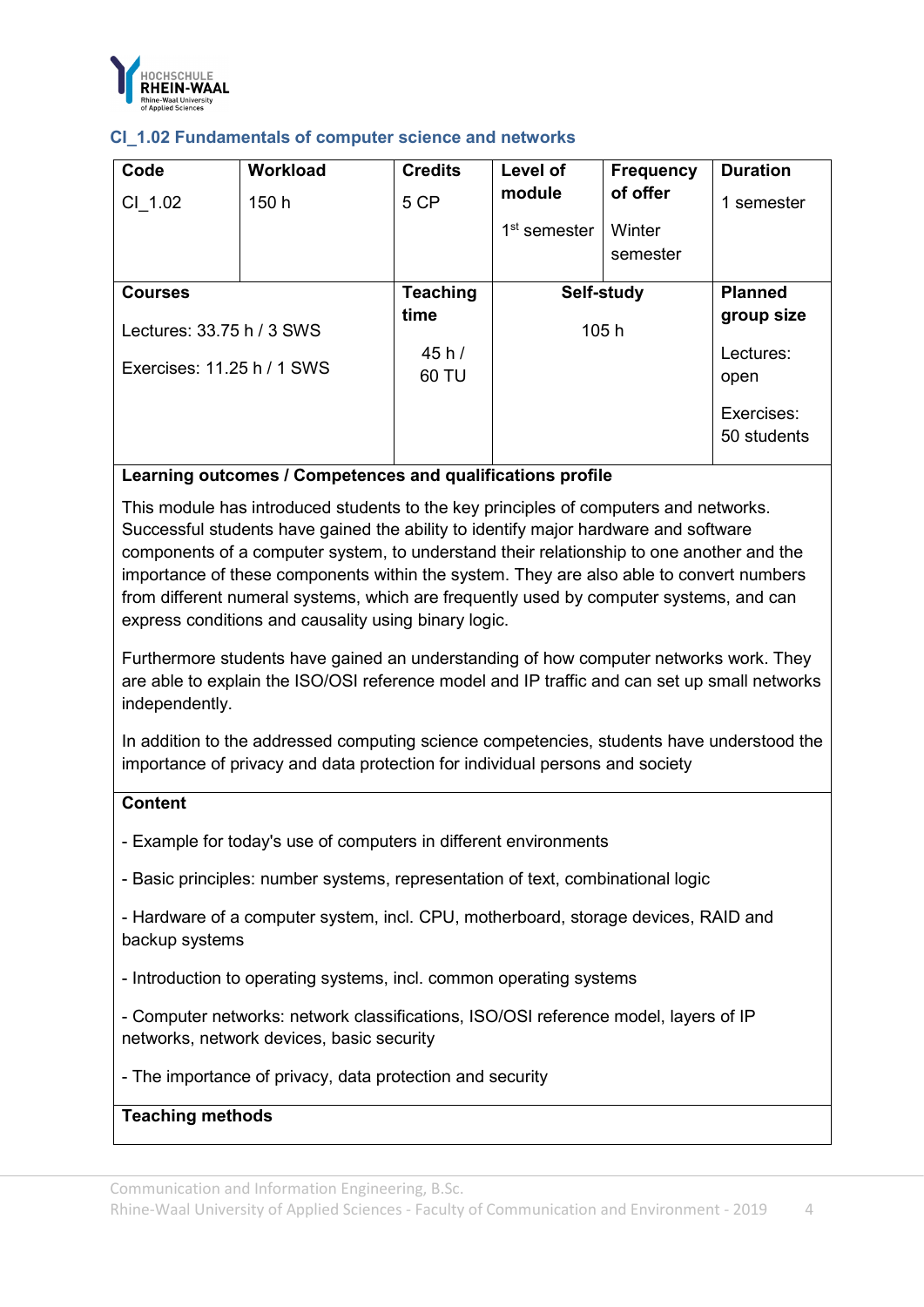## CI_1.02 Fundamentals of computer science and networks

| Code | Workload | Credits | Level of module | Frequency of offer | Duration |
|---|---|---|---|---|---|
| CI_1.02 | 150 h | 5 CP | 1st semester | Winter semester | 1 semester |

| Courses | Teaching time | Self-study | Planned group size |
|---|---|---|---|
| Lectures: 33.75 h / 3 SWS<br>Exercises: 11.25 h / 1 SWS | 45 h / 60 TU | 105 h | Lectures: open<br>Exercises: 50 students |

**Learning outcomes / Competences and qualifications profile**

This module has introduced students to the key principles of computers and networks. Successful students have gained the ability to identify major hardware and software components of a computer system, to understand their relationship to one another and the importance of these components within the system. They are also able to convert numbers from different numeral systems, which are frequently used by computer systems, and can express conditions and causality using binary logic.

Furthermore students have gained an understanding of how computer networks work. They are able to explain the ISO/OSI reference model and IP traffic and can set up small networks independently.

In addition to the addressed computing science competencies, students have understood the importance of privacy and data protection for individual persons and society

**Content**

- Example for today's use of computers in different environments
- Basic principles: number systems, representation of text, combinational logic
- Hardware of a computer system, incl. CPU, motherboard, storage devices, RAID and backup systems
- Introduction to operating systems, incl. common operating systems
- Computer networks: network classifications, ISO/OSI reference model, layers of IP networks, network devices, basic security
- The importance of privacy, data protection and security

**Teaching methods**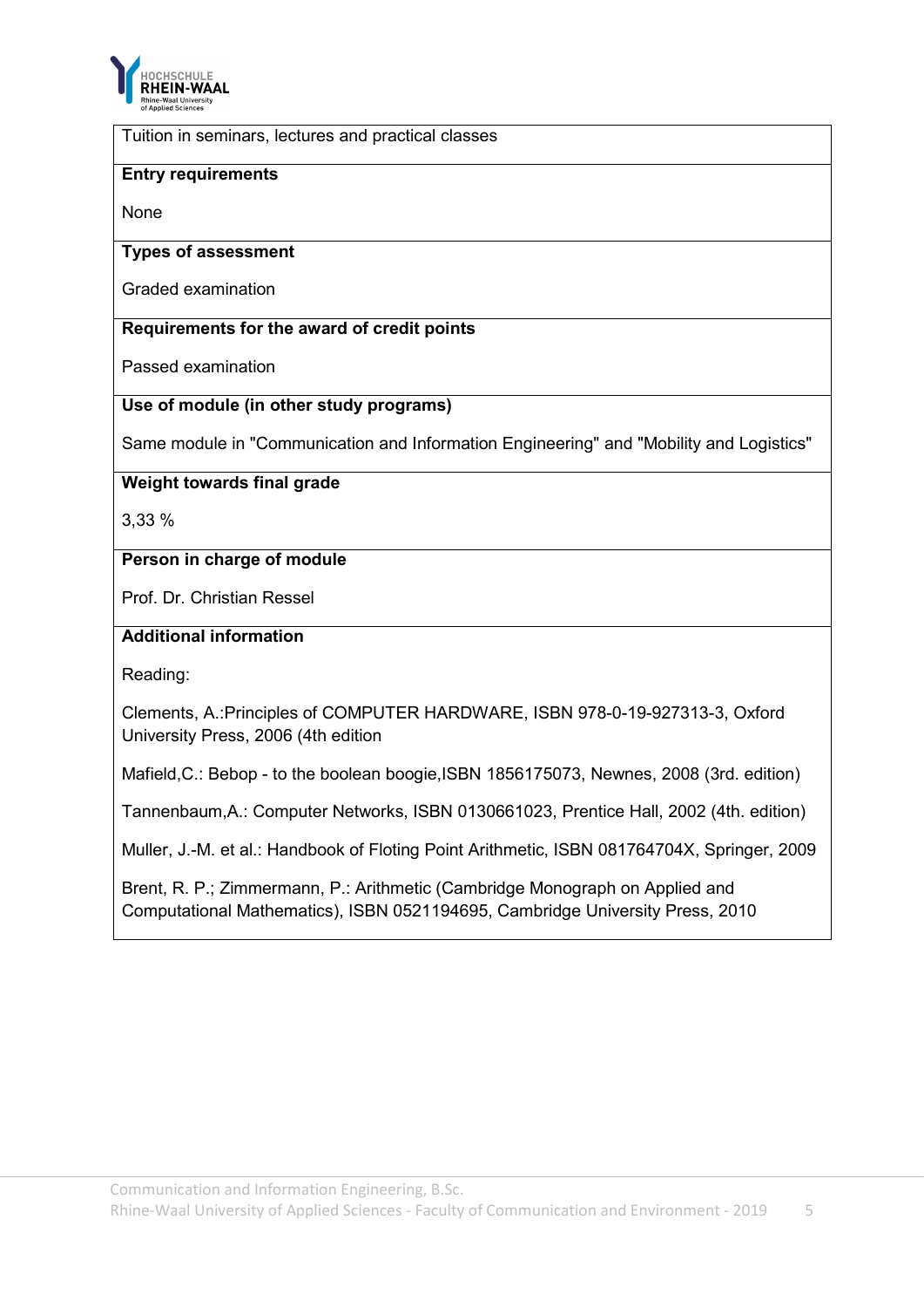Tuition in seminars, lectures and practical classes

**Entry requirements**

None

**Types of assessment**

Graded examination

**Requirements for the award of credit points**

Passed examination

**Use of module (in other study programs)**

Same module in "Communication and Information Engineering" and "Mobility and Logistics"

**Weight towards final grade**

3,33 %

**Person in charge of module**

Prof. Dr. Christian Ressel

**Additional information**

Reading:

Clements, A.:Principles of COMPUTER HARDWARE, ISBN 978-0-19-927313-3, Oxford University Press, 2006 (4th edition

Mafield,C.: Bebop - to the boolean boogie,ISBN 1856175073, Newnes, 2008 (3rd. edition)

Tannenbaum,A.: Computer Networks, ISBN 0130661023, Prentice Hall, 2002 (4th. edition)

Muller, J.-M. et al.: Handbook of Floting Point Arithmetic, ISBN 081764704X, Springer, 2009

Brent, R. P.; Zimmermann, P.: Arithmetic (Cambridge Monograph on Applied and Computational Mathematics), ISBN 0521194695, Cambridge University Press, 2010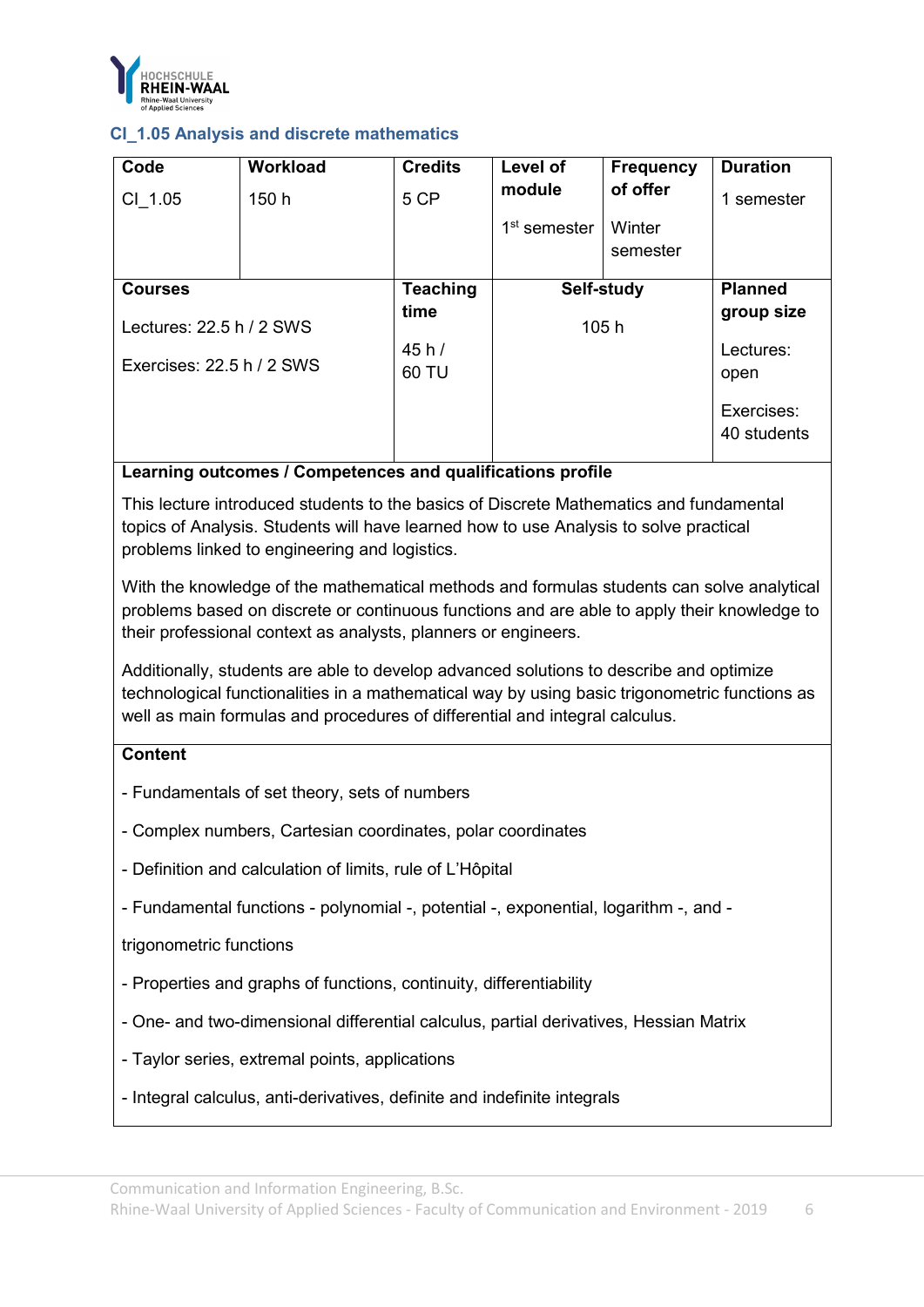## CI_1.05 Analysis and discrete mathematics

| Code | Workload | Credits | Level of module | Frequency of offer | Duration |
|---|---|---|---|---|---|
| CI_1.05 | 150 h | 5 CP | 1st semester | Winter semester | 1 semester |

| Courses | Teaching time | Self-study | Planned group size |
|---|---|---|---|
| Lectures: 22.5 h / 2 SWS<br>Exercises: 22.5 h / 2 SWS | 45 h / 60 TU | 105 h | Lectures: open<br>Exercises: 40 students |

**Learning outcomes / Competences and qualifications profile**

This lecture introduced students to the basics of Discrete Mathematics and fundamental topics of Analysis. Students will have learned how to use Analysis to solve practical problems linked to engineering and logistics.

With the knowledge of the mathematical methods and formulas students can solve analytical problems based on discrete or continuous functions and are able to apply their knowledge to their professional context as analysts, planners or engineers.

Additionally, students are able to develop advanced solutions to describe and optimize technological functionalities in a mathematical way by using basic trigonometric functions as well as main formulas and procedures of differential and integral calculus.

**Content**

- Fundamentals of set theory, sets of numbers
- Complex numbers, Cartesian coordinates, polar coordinates
- Definition and calculation of limits, rule of L'Hôpital
- Fundamental functions - polynomial -, potential -, exponential, logarithm -, and - trigonometric functions
- Properties and graphs of functions, continuity, differentiability
- One- and two-dimensional differential calculus, partial derivatives, Hessian Matrix
- Taylor series, extremal points, applications
- Integral calculus, anti-derivatives, definite and indefinite integrals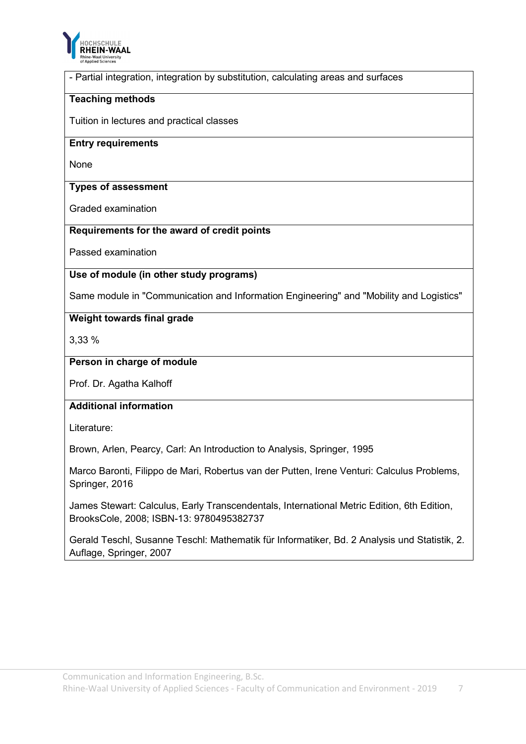- Partial integration, integration by substitution, calculating areas and surfaces

**Teaching methods**

Tuition in lectures and practical classes

**Entry requirements**

None

**Types of assessment**

Graded examination

**Requirements for the award of credit points**

Passed examination

**Use of module (in other study programs)**

Same module in "Communication and Information Engineering" and "Mobility and Logistics"

**Weight towards final grade**

3,33 %

**Person in charge of module**

Prof. Dr. Agatha Kalhoff

**Additional information**

Literature:

Brown, Arlen, Pearcy, Carl: An Introduction to Analysis, Springer, 1995

Marco Baronti, Filippo de Mari, Robertus van der Putten, Irene Venturi: Calculus Problems, Springer, 2016

James Stewart: Calculus, Early Transcendentals, International Metric Edition, 6th Edition, BrooksCole, 2008; ISBN-13: 9780495382737

Gerald Teschl, Susanne Teschl: Mathematik für Informatiker, Bd. 2 Analysis und Statistik, 2. Auflage, Springer, 2007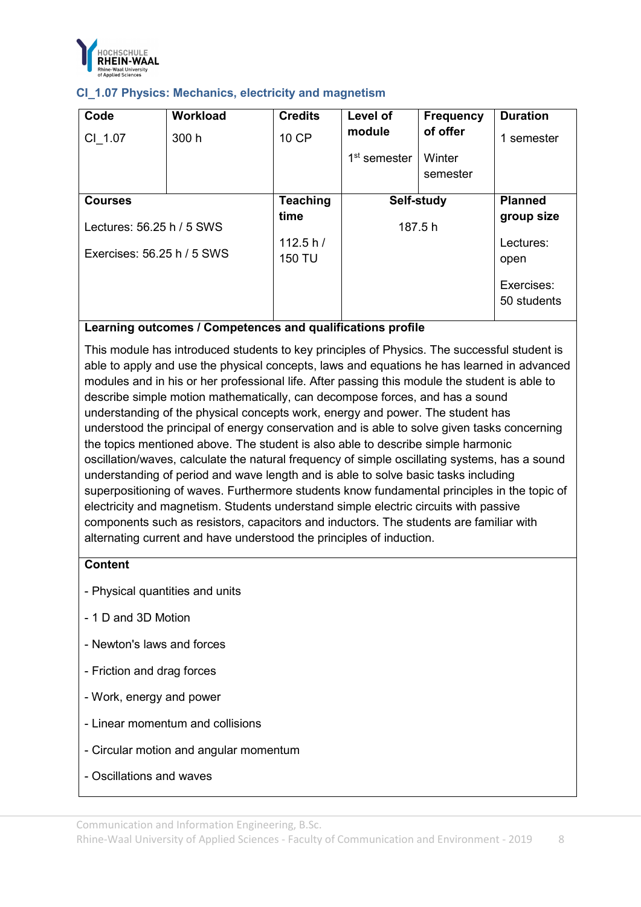## CI_1.07 Physics: Mechanics, electricity and magnetism

| Code | Workload | Credits | Level of module | Frequency of offer | Duration |
|---|---|---|---|---|---|
| CI_1.07 | 300 h | 10 CP | 1st semester | Winter semester | 1 semester |
| **Courses** | | **Teaching time** | **Self-study** | | **Planned group size** |
| Lectures: 56.25 h / 5 SWS<br>Exercises: 56.25 h / 5 SWS | | 112.5 h / 150 TU | 187.5 h | | Lectures: open<br>Exercises: 50 students |

**Learning outcomes / Competences and qualifications profile**

This module has introduced students to key principles of Physics. The successful student is able to apply and use the physical concepts, laws and equations he has learned in advanced modules and in his or her professional life. After passing this module the student is able to describe simple motion mathematically, can decompose forces, and has a sound understanding of the physical concepts work, energy and power. The student has understood the principal of energy conservation and is able to solve given tasks concerning the topics mentioned above. The student is also able to describe simple harmonic oscillation/waves, calculate the natural frequency of simple oscillating systems, has a sound understanding of period and wave length and is able to solve basic tasks including superpositioning of waves. Furthermore students know fundamental principles in the topic of electricity and magnetism. Students understand simple electric circuits with passive components such as resistors, capacitors and inductors. The students are familiar with alternating current and have understood the principles of induction.

**Content**

- Physical quantities and units
- 1 D and 3D Motion
- Newton's laws and forces
- Friction and drag forces
- Work, energy and power
- Linear momentum and collisions
- Circular motion and angular momentum
- Oscillations and waves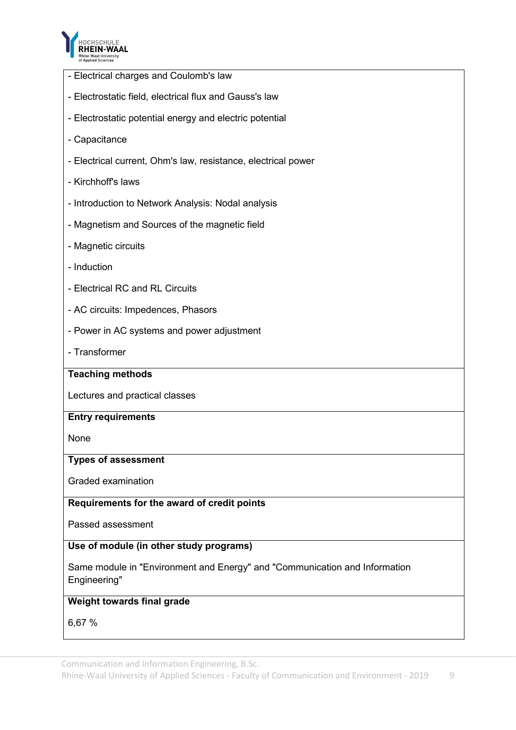- Electrical charges and Coulomb's law

- Electrostatic field, electrical flux and Gauss's law

- Electrostatic potential energy and electric potential

- Capacitance

- Electrical current, Ohm's law, resistance, electrical power

- Kirchhoff's laws

- Introduction to Network Analysis: Nodal analysis

- Magnetism and Sources of the magnetic field

- Magnetic circuits

- Induction

- Electrical RC and RL Circuits

- AC circuits: Impedences, Phasors

- Power in AC systems and power adjustment

- Transformer

**Teaching methods**

Lectures and practical classes

**Entry requirements**

None

**Types of assessment**

Graded examination

**Requirements for the award of credit points**

Passed assessment

**Use of module (in other study programs)**

Same module in "Environment and Energy" and "Communication and Information Engineering"

**Weight towards final grade**

6,67 %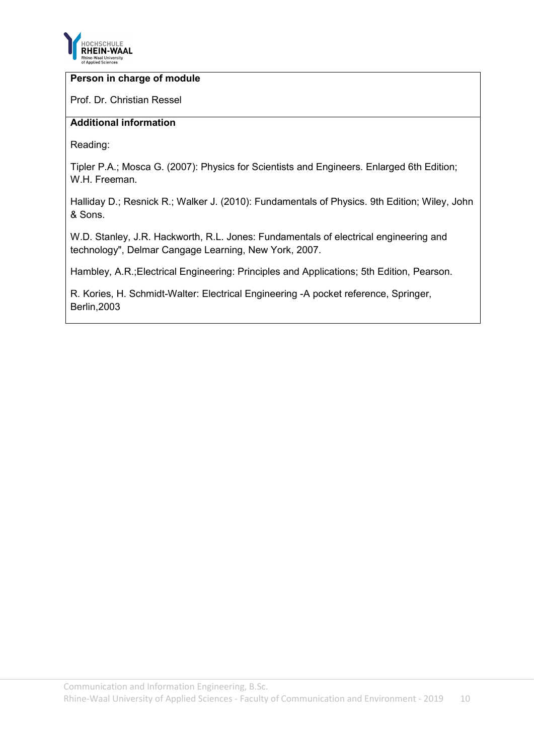**Person in charge of module**

Prof. Dr. Christian Ressel

**Additional information**

Reading:

Tipler P.A.; Mosca G. (2007): Physics for Scientists and Engineers. Enlarged 6th Edition; W.H. Freeman.

Halliday D.; Resnick R.; Walker J. (2010): Fundamentals of Physics. 9th Edition; Wiley, John & Sons.

W.D. Stanley, J.R. Hackworth, R.L. Jones: Fundamentals of electrical engineering and technology", Delmar Cangage Learning, New York, 2007.

Hambley, A.R.;Electrical Engineering: Principles and Applications; 5th Edition, Pearson.

R. Kories, H. Schmidt-Walter: Electrical Engineering -A pocket reference, Springer, Berlin,2003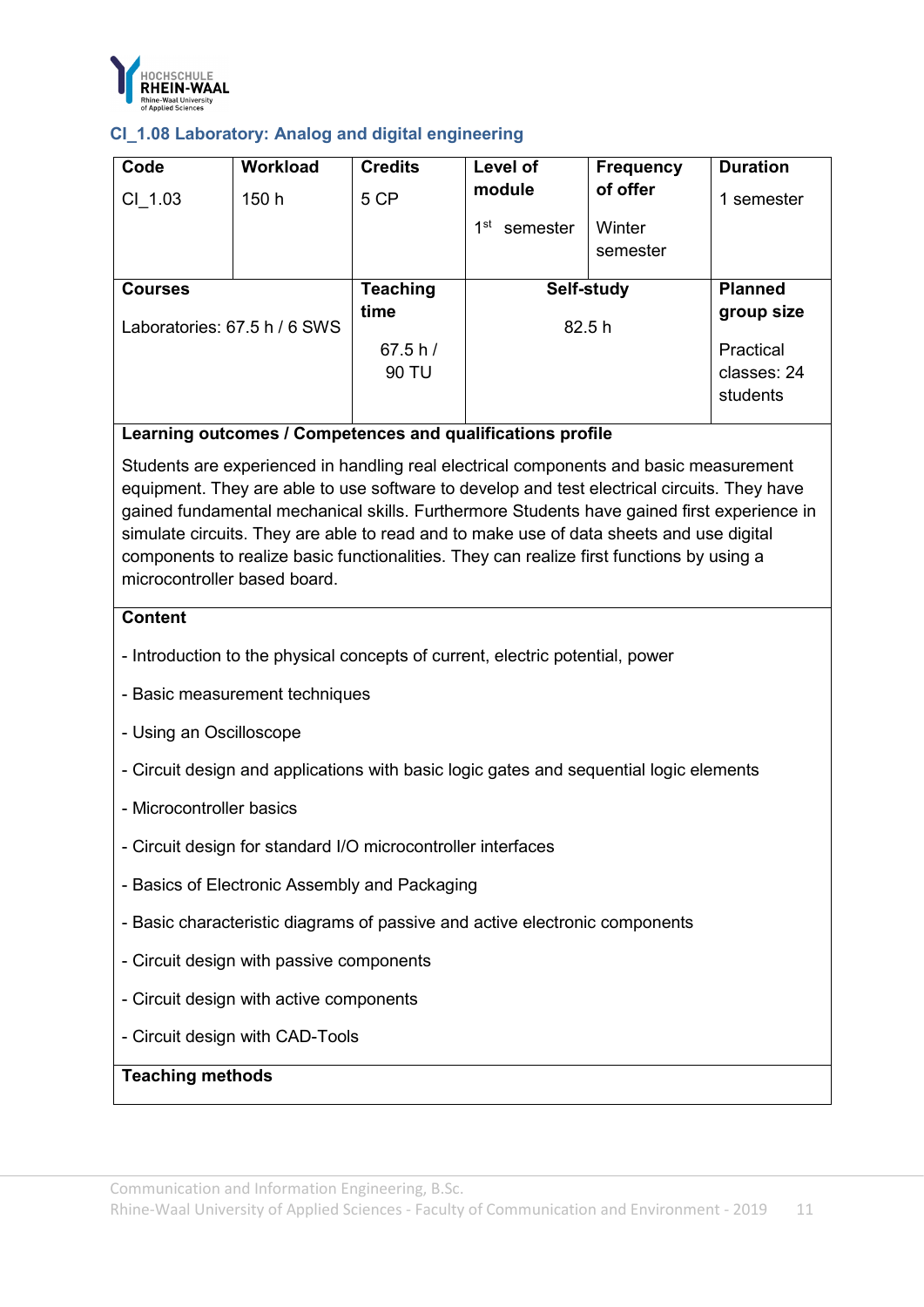## CI_1.08 Laboratory: Analog and digital engineering

| Code | Workload | Credits | Level of module | Frequency of offer | Duration |
|---|---|---|---|---|---|
| CI_1.03 | 150 h | 5 CP | 1st semester | Winter semester | 1 semester |

| Courses | Teaching time | Self-study | Planned group size |
|---|---|---|---|
| Laboratories: 67.5 h / 6 SWS | 67.5 h / 90 TU | 82.5 h | Practical classes: 24 students |

**Learning outcomes / Competences and qualifications profile**

Students are experienced in handling real electrical components and basic measurement equipment. They are able to use software to develop and test electrical circuits. They have gained fundamental mechanical skills. Furthermore Students have gained first experience in simulate circuits. They are able to read and to make use of data sheets and use digital components to realize basic functionalities. They can realize first functions by using a microcontroller based board.

**Content**

- Introduction to the physical concepts of current, electric potential, power
- Basic measurement techniques
- Using an Oscilloscope
- Circuit design and applications with basic logic gates and sequential logic elements
- Microcontroller basics
- Circuit design for standard I/O microcontroller interfaces
- Basics of Electronic Assembly and Packaging
- Basic characteristic diagrams of passive and active electronic components
- Circuit design with passive components
- Circuit design with active components
- Circuit design with CAD-Tools

**Teaching methods**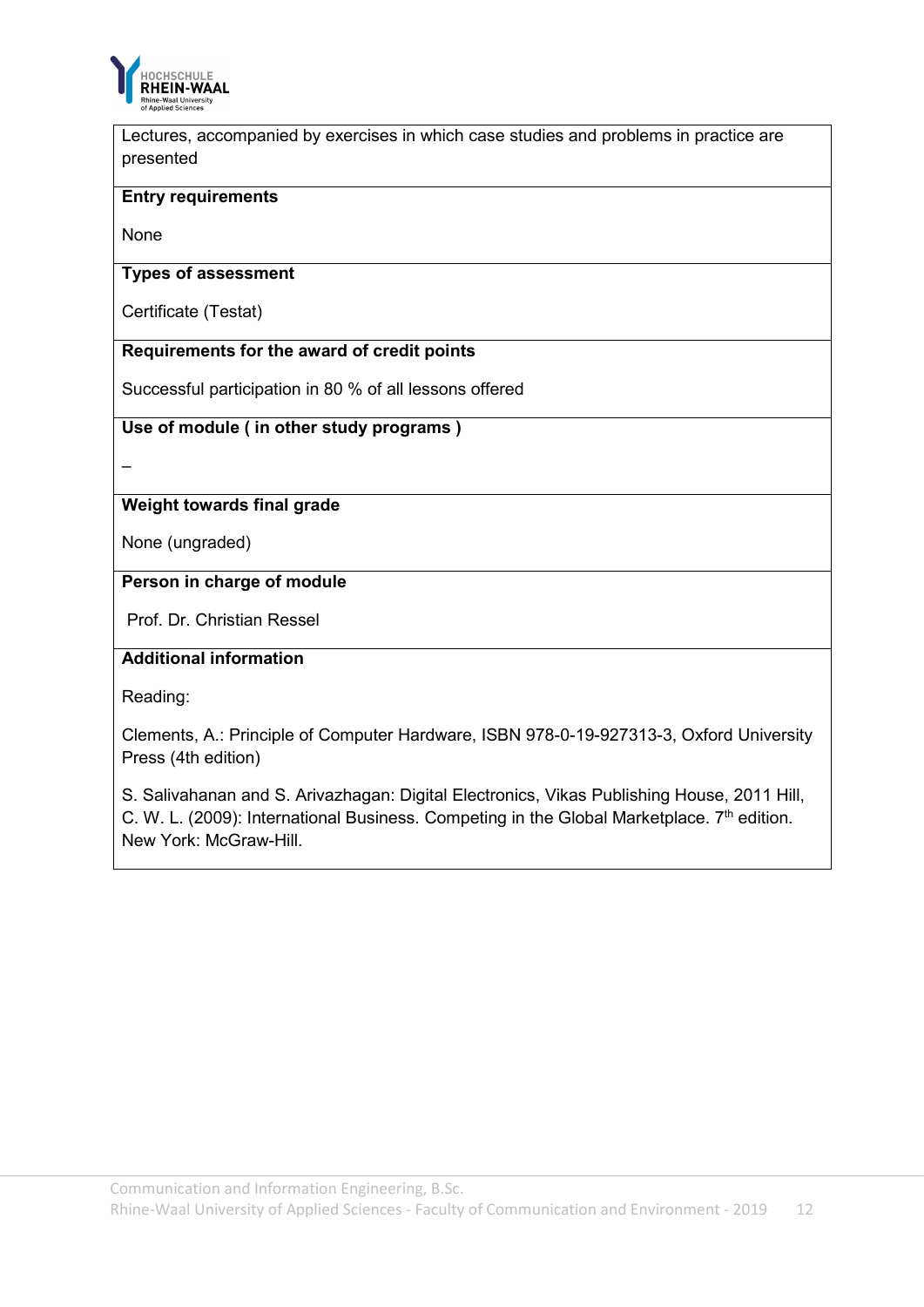Lectures, accompanied by exercises in which case studies and problems in practice are presented

**Entry requirements**

None

**Types of assessment**

Certificate (Testat)

**Requirements for the award of credit points**

Successful participation in 80 % of all lessons offered

**Use of module ( in other study programs )**

–

**Weight towards final grade**

None (ungraded)

**Person in charge of module**

Prof. Dr. Christian Ressel

**Additional information**

Reading:

Clements, A.: Principle of Computer Hardware, ISBN 978-0-19-927313-3, Oxford University Press (4th edition)

S. Salivahanan and S. Arivazhagan: Digital Electronics, Vikas Publishing House, 2011 Hill, C. W. L. (2009): International Business. Competing in the Global Marketplace. 7th edition. New York: McGraw-Hill.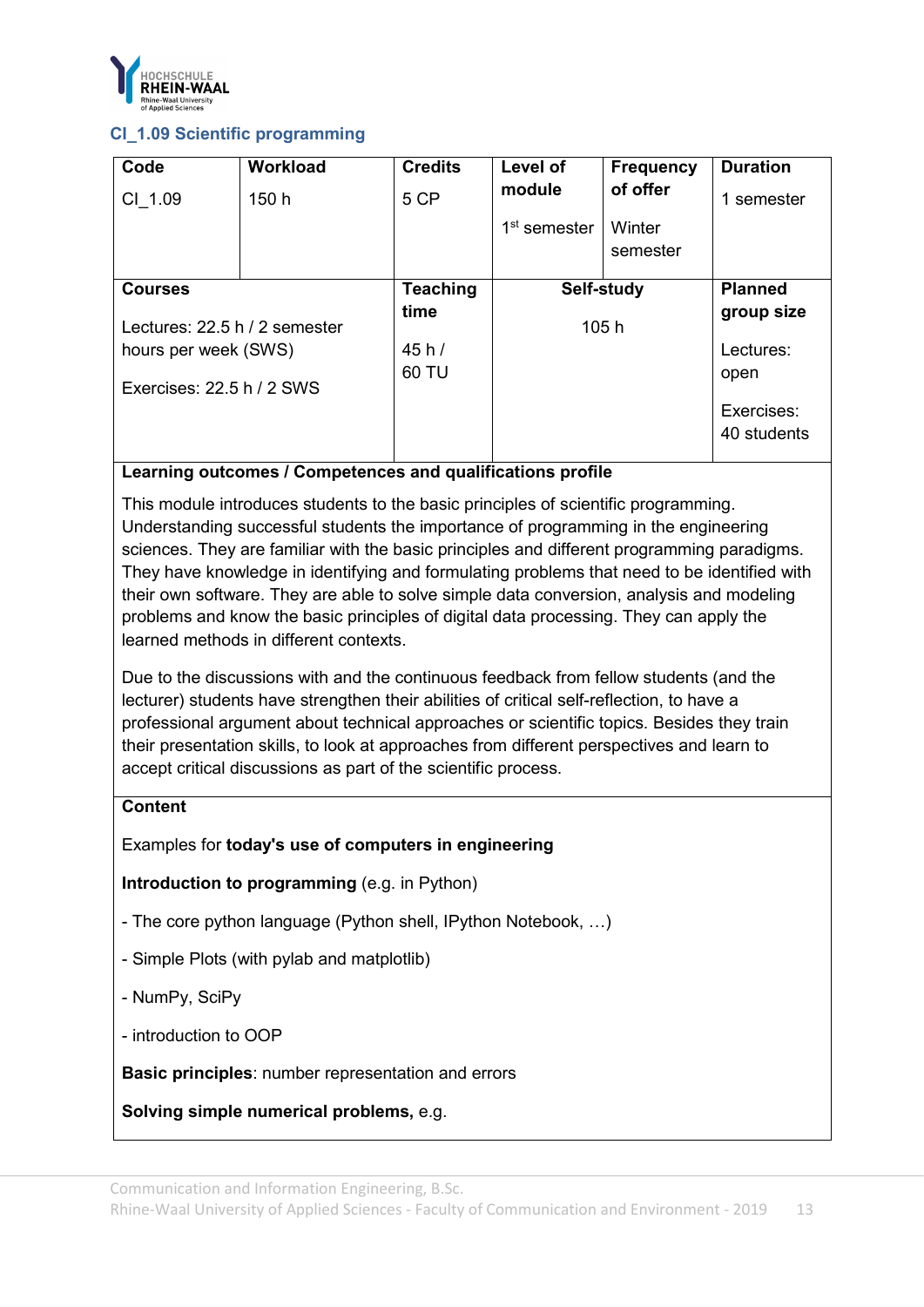## CI_1.09 Scientific programming

| Code | Workload | Credits | Level of module | Frequency of offer | Duration |
|---|---|---|---|---|---|
| CI_1.09 | 150 h | 5 CP | 1st semester | Winter semester | 1 semester |
| **Courses** | | **Teaching time** | **Self-study** | | **Planned group size** |
| Lectures: 22.5 h / 2 semester hours per week (SWS)<br><br>Exercises: 22.5 h / 2 SWS | | 45 h / 60 TU | 105 h | | Lectures: open<br><br>Exercises: 40 students |

**Learning outcomes / Competences and qualifications profile**

This module introduces students to the basic principles of scientific programming. Understanding successful students the importance of programming in the engineering sciences. They are familiar with the basic principles and different programming paradigms. They have knowledge in identifying and formulating problems that need to be identified with their own software. They are able to solve simple data conversion, analysis and modeling problems and know the basic principles of digital data processing. They can apply the learned methods in different contexts.

Due to the discussions with and the continuous feedback from fellow students (and the lecturer) students have strengthen their abilities of critical self-reflection, to have a professional argument about technical approaches or scientific topics. Besides they train their presentation skills, to look at approaches from different perspectives and learn to accept critical discussions as part of the scientific process.

**Content**

Examples for **today's use of computers in engineering**

**Introduction to programming** (e.g. in Python)

- The core python language (Python shell, IPython Notebook, …)

- Simple Plots (with pylab and matplotlib)

- NumPy, SciPy

- introduction to OOP

**Basic principles**: number representation and errors

**Solving simple numerical problems,** e.g.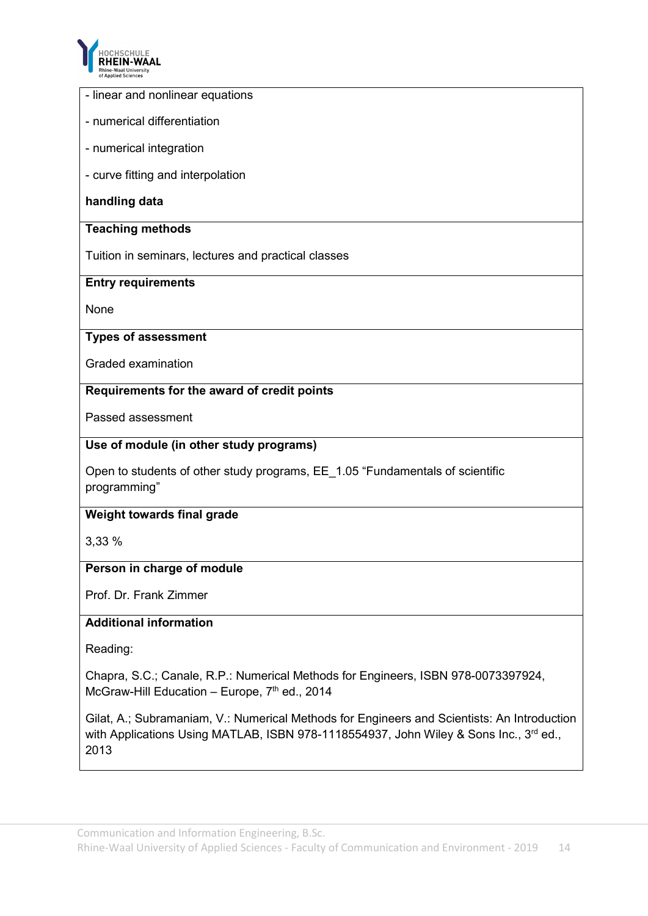- linear and nonlinear equations

- numerical differentiation

- numerical integration

- curve fitting and interpolation

**handling data**

**Teaching methods**

Tuition in seminars, lectures and practical classes

**Entry requirements**

None

**Types of assessment**

Graded examination

**Requirements for the award of credit points**

Passed assessment

**Use of module (in other study programs)**

Open to students of other study programs, EE_1.05 “Fundamentals of scientific programming”

**Weight towards final grade**

3,33 %

**Person in charge of module**

Prof. Dr. Frank Zimmer

**Additional information**

Reading:

Chapra, S.C.; Canale, R.P.: Numerical Methods for Engineers, ISBN 978-0073397924, McGraw-Hill Education – Europe, 7th ed., 2014

Gilat, A.; Subramaniam, V.: Numerical Methods for Engineers and Scientists: An Introduction with Applications Using MATLAB, ISBN 978-1118554937, John Wiley & Sons Inc., 3rd ed., 2013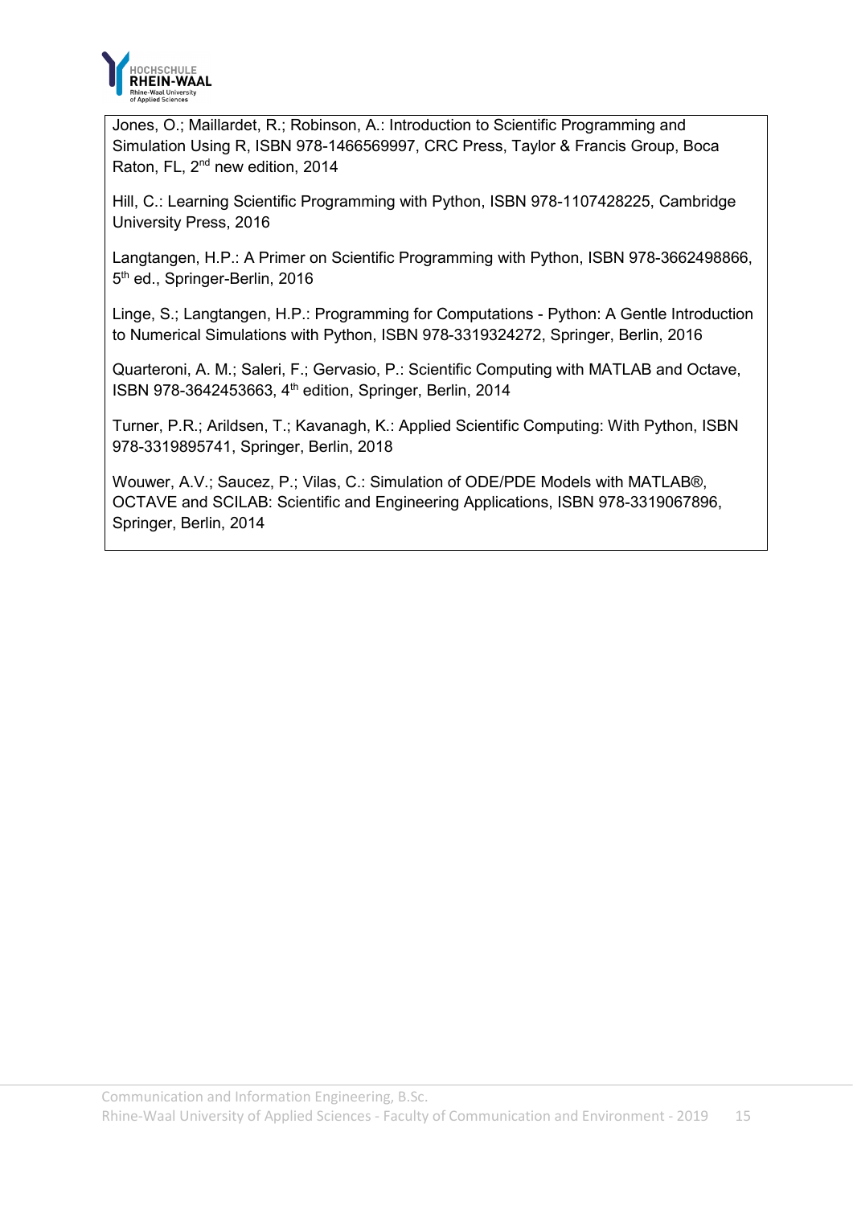Jones, O.; Maillardet, R.; Robinson, A.: Introduction to Scientific Programming and Simulation Using R, ISBN 978-1466569997, CRC Press, Taylor & Francis Group, Boca Raton, FL, 2nd new edition, 2014

Hill, C.: Learning Scientific Programming with Python, ISBN 978-1107428225, Cambridge University Press, 2016

Langtangen, H.P.: A Primer on Scientific Programming with Python, ISBN 978-3662498866, 5th ed., Springer-Berlin, 2016

Linge, S.; Langtangen, H.P.: Programming for Computations - Python: A Gentle Introduction to Numerical Simulations with Python, ISBN 978-3319324272, Springer, Berlin, 2016

Quarteroni, A. M.; Saleri, F.; Gervasio, P.: Scientific Computing with MATLAB and Octave, ISBN 978-3642453663, 4th edition, Springer, Berlin, 2014

Turner, P.R.; Arildsen, T.; Kavanagh, K.: Applied Scientific Computing: With Python, ISBN 978-3319895741, Springer, Berlin, 2018

Wouwer, A.V.; Saucez, P.; Vilas, C.: Simulation of ODE/PDE Models with MATLAB®, OCTAVE and SCILAB: Scientific and Engineering Applications, ISBN 978-3319067896, Springer, Berlin, 2014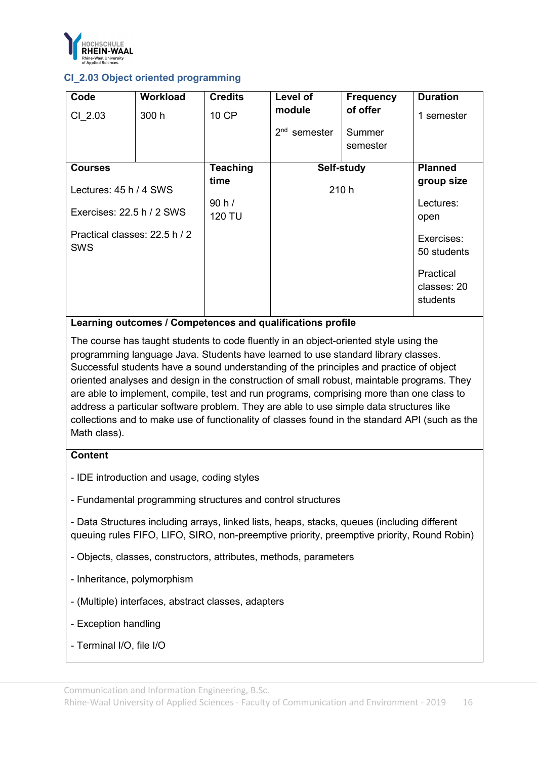## CI_2.03 Object oriented programming

| Code | Workload | Credits | Level of module | Frequency of offer | Duration |
|---|---|---|---|---|---|
| CI_2.03 | 300 h | 10 CP | 2nd semester | Summer semester | 1 semester |
| **Courses** | | **Teaching time** | **Self-study** | | **Planned group size** |
| Lectures: 45 h / 4 SWS<br>Exercises: 22.5 h / 2 SWS<br>Practical classes: 22.5 h / 2 SWS | | 90 h / 120 TU | 210 h | | Lectures: open<br>Exercises: 50 students<br>Practical classes: 20 students |

**Learning outcomes / Competences and qualifications profile**

The course has taught students to code fluently in an object-oriented style using the programming language Java. Students have learned to use standard library classes. Successful students have a sound understanding of the principles and practice of object oriented analyses and design in the construction of small robust, maintainable programs. They are able to implement, compile, test and run programs, comprising more than one class to address a particular software problem. They are able to use simple data structures like collections and to make use of functionality of classes found in the standard API (such as the Math class).

**Content**

- IDE introduction and usage, coding styles
- Fundamental programming structures and control structures
- Data Structures including arrays, linked lists, heaps, stacks, queues (including different queuing rules FIFO, LIFO, SIRO, non-preemptive priority, preemptive priority, Round Robin)
- Objects, classes, constructors, attributes, methods, parameters
- Inheritance, polymorphism
- (Multiple) interfaces, abstract classes, adapters
- Exception handling
- Terminal I/O, file I/O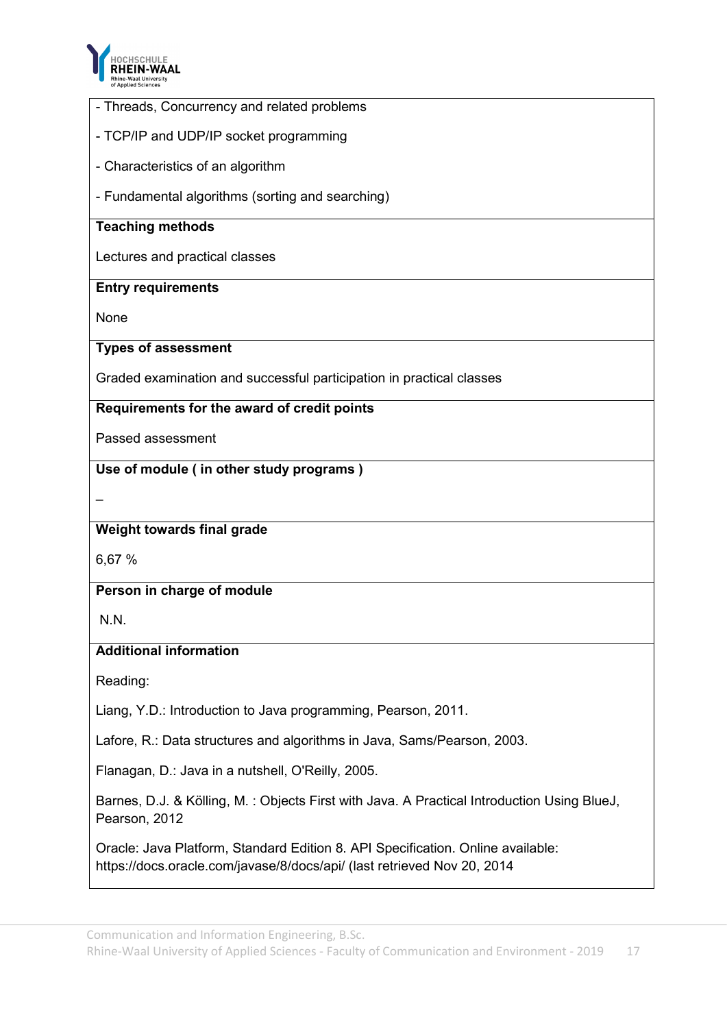- Threads, Concurrency and related problems

- TCP/IP and UDP/IP socket programming

- Characteristics of an algorithm

- Fundamental algorithms (sorting and searching)

**Teaching methods**

Lectures and practical classes

**Entry requirements**

None

**Types of assessment**

Graded examination and successful participation in practical classes

**Requirements for the award of credit points**

Passed assessment

**Use of module ( in other study programs )**

–

**Weight towards final grade**

6,67 %

**Person in charge of module**

N.N.

**Additional information**

Reading:

Liang, Y.D.: Introduction to Java programming, Pearson, 2011.

Lafore, R.: Data structures and algorithms in Java, Sams/Pearson, 2003.

Flanagan, D.: Java in a nutshell, O'Reilly, 2005.

Barnes, D.J. & Kölling, M. : Objects First with Java. A Practical Introduction Using BlueJ, Pearson, 2012

Oracle: Java Platform, Standard Edition 8. API Specification. Online available: https://docs.oracle.com/javase/8/docs/api/ (last retrieved Nov 20, 2014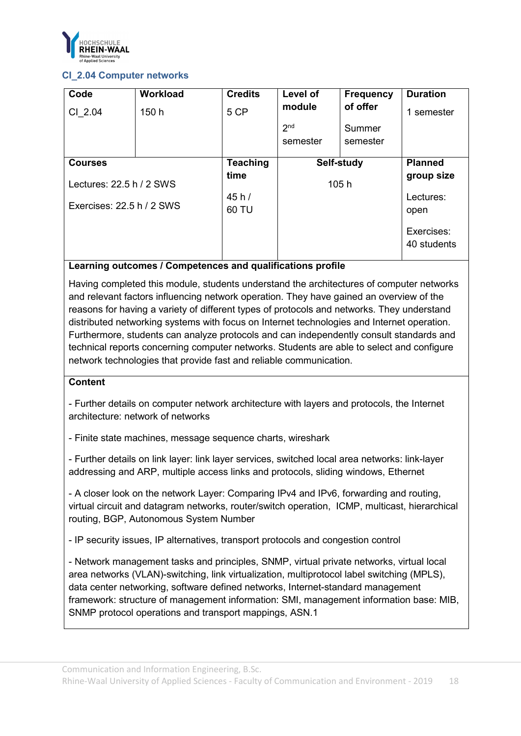## CI_2.04 Computer networks

| Code | Workload | Credits | Level of module | Frequency of offer | Duration |
|---|---|---|---|---|---|
| CI_2.04 | 150 h | 5 CP | 2nd semester | Summer semester | 1 semester |

| Courses | Teaching time | Self-study | Planned group size |
|---|---|---|---|
| Lectures: 22.5 h / 2 SWS<br>Exercises: 22.5 h / 2 SWS | 45 h / 60 TU | 105 h | Lectures: open<br>Exercises: 40 students |

**Learning outcomes / Competences and qualifications profile**

Having completed this module, students understand the architectures of computer networks and relevant factors influencing network operation. They have gained an overview of the reasons for having a variety of different types of protocols and networks. They understand distributed networking systems with focus on Internet technologies and Internet operation. Furthermore, students can analyze protocols and can independently consult standards and technical reports concerning computer networks. Students are able to select and configure network technologies that provide fast and reliable communication.

**Content**

- Further details on computer network architecture with layers and protocols, the Internet architecture: network of networks
- Finite state machines, message sequence charts, wireshark
- Further details on link layer: link layer services, switched local area networks: link-layer addressing and ARP, multiple access links and protocols, sliding windows, Ethernet
- A closer look on the network Layer: Comparing IPv4 and IPv6, forwarding and routing, virtual circuit and datagram networks, router/switch operation, ICMP, multicast, hierarchical routing, BGP, Autonomous System Number
- IP security issues, IP alternatives, transport protocols and congestion control
- Network management tasks and principles, SNMP, virtual private networks, virtual local area networks (VLAN)-switching, link virtualization, multiprotocol label switching (MPLS), data center networking, software defined networks, Internet-standard management framework: structure of management information: SMI, management information base: MIB, SNMP protocol operations and transport mappings, ASN.1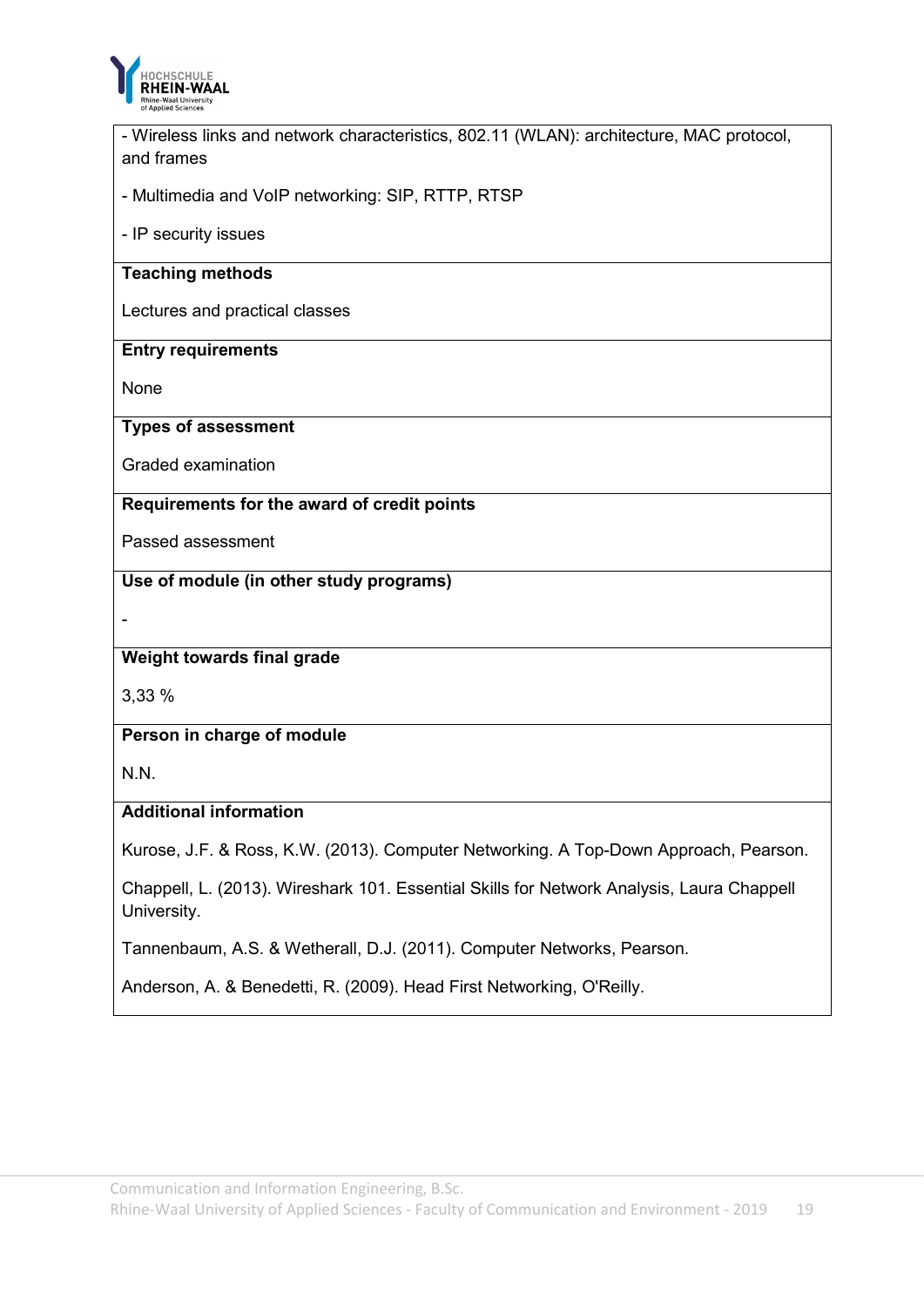- Wireless links and network characteristics, 802.11 (WLAN): architecture, MAC protocol, and frames

- Multimedia and VoIP networking: SIP, RTTP, RTSP

- IP security issues

**Teaching methods**

Lectures and practical classes

**Entry requirements**

None

**Types of assessment**

Graded examination

**Requirements for the award of credit points**

Passed assessment

**Use of module (in other study programs)**

-

**Weight towards final grade**

3,33 %

**Person in charge of module**

N.N.

**Additional information**

Kurose, J.F. & Ross, K.W. (2013). Computer Networking. A Top-Down Approach, Pearson.

Chappell, L. (2013). Wireshark 101. Essential Skills for Network Analysis, Laura Chappell University.

Tannenbaum, A.S. & Wetherall, D.J. (2011). Computer Networks, Pearson.

Anderson, A. & Benedetti, R. (2009). Head First Networking, O'Reilly.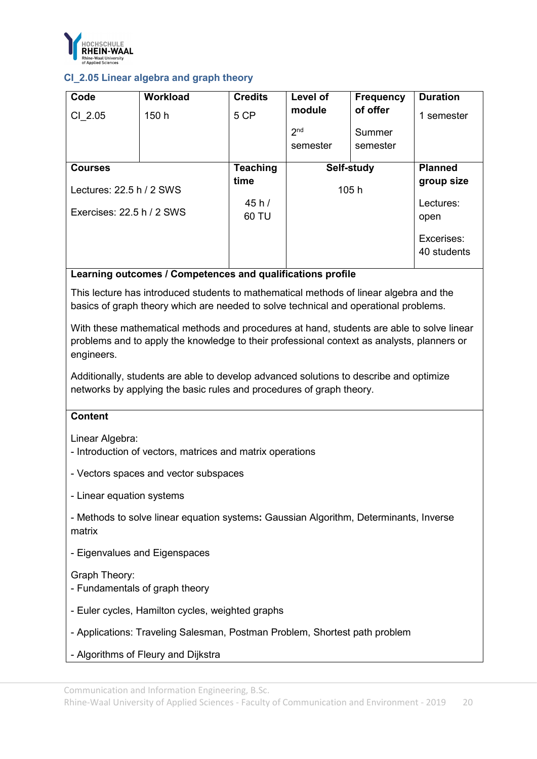## CI_2.05 Linear algebra and graph theory

| Code | Workload | Credits | Level of module | Frequency of offer | Duration |
|---|---|---|---|---|---|
| CI_2.05 | 150 h | 5 CP | 2nd semester | Summer semester | 1 semester |

| Courses | Teaching time | Self-study | Planned group size |
|---|---|---|---|
| Lectures: 22.5 h / 2 SWS<br>Exercises: 22.5 h / 2 SWS | 45 h / 60 TU | 105 h | Lectures: open<br>Excerises: 40 students |

**Learning outcomes / Competences and qualifications profile**

This lecture has introduced students to mathematical methods of linear algebra and the basics of graph theory which are needed to solve technical and operational problems.

With these mathematical methods and procedures at hand, students are able to solve linear problems and to apply the knowledge to their professional context as analysts, planners or engineers.

Additionally, students are able to develop advanced solutions to describe and optimize networks by applying the basic rules and procedures of graph theory.

**Content**

Linear Algebra:
- Introduction of vectors, matrices and matrix operations
- Vectors spaces and vector subspaces
- Linear equation systems
- Methods to solve linear equation systems**:** Gaussian Algorithm, Determinants, Inverse matrix
- Eigenvalues and Eigenspaces

Graph Theory:
- Fundamentals of graph theory
- Euler cycles, Hamilton cycles, weighted graphs
- Applications: Traveling Salesman, Postman Problem, Shortest path problem
- Algorithms of Fleury and Dijkstra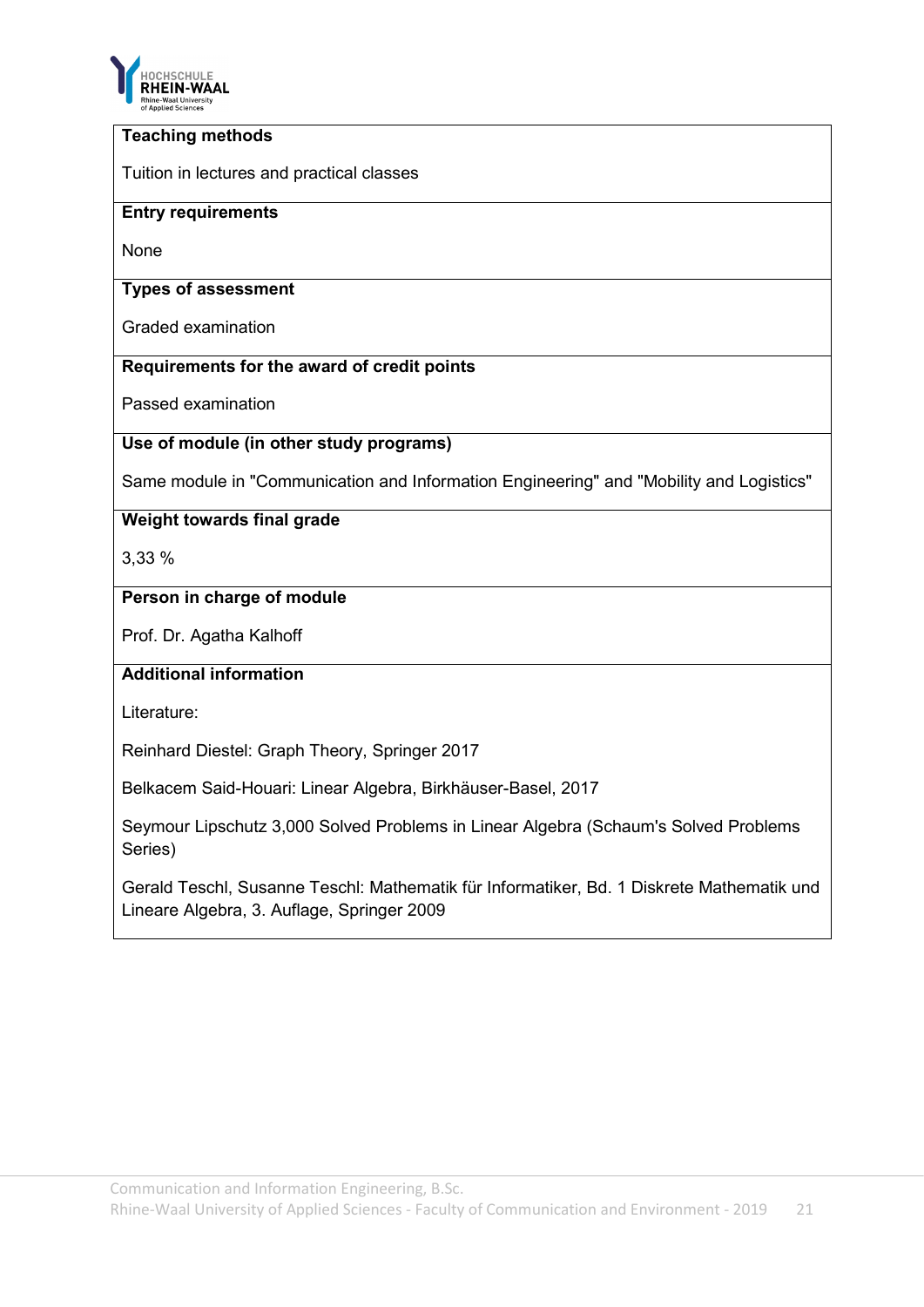| **Teaching methods** |
| --- |
| Tuition in lectures and practical classes |
| **Entry requirements** |
| None |
| **Types of assessment** |
| Graded examination |
| **Requirements for the award of credit points** |
| Passed examination |
| **Use of module (in other study programs)** |
| Same module in "Communication and Information Engineering" and "Mobility and Logistics" |
| **Weight towards final grade** |
| 3,33 % |
| **Person in charge of module** |
| Prof. Dr. Agatha Kalhoff |
| **Additional information** |
| Literature:<br><br>Reinhard Diestel: Graph Theory, Springer 2017<br><br>Belkacem Said-Houari: Linear Algebra, Birkhäuser-Basel, 2017<br><br>Seymour Lipschutz 3,000 Solved Problems in Linear Algebra (Schaum's Solved Problems Series)<br><br>Gerald Teschl, Susanne Teschl: Mathematik für Informatiker, Bd. 1 Diskrete Mathematik und Lineare Algebra, 3. Auflage, Springer 2009 |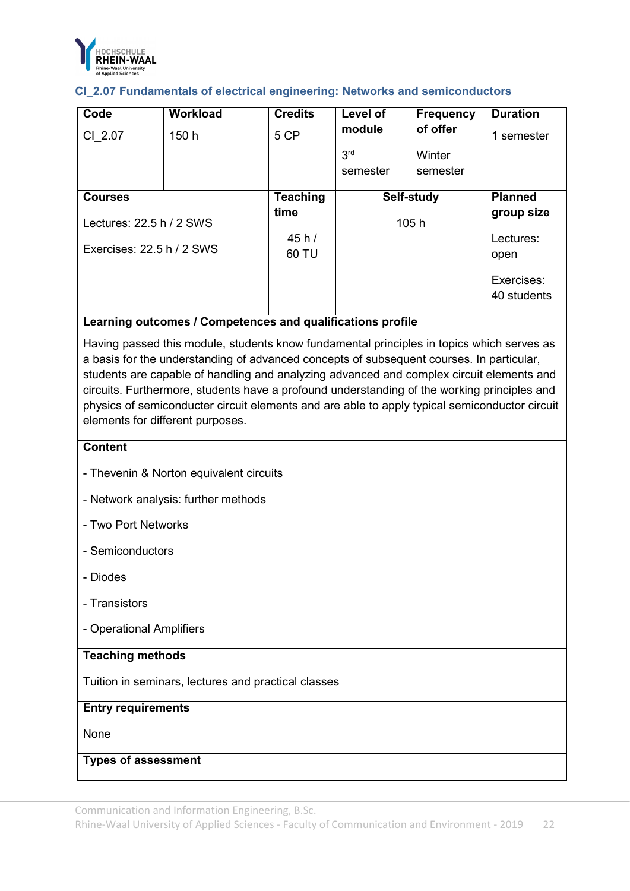## CI_2.07 Fundamentals of electrical engineering: Networks and semiconductors

| Code | Workload | Credits | Level of module | Frequency of offer | Duration |
|---|---|---|---|---|---|
| CI_2.07 | 150 h | 5 CP | 3rd semester | Winter semester | 1 semester |

| Courses | Teaching time | Self-study | Planned group size |
|---|---|---|---|
| Lectures: 22.5 h / 2 SWS<br>Exercises: 22.5 h / 2 SWS | 45 h / 60 TU | 105 h | Lectures: open<br>Exercises: 40 students |

**Learning outcomes / Competences and qualifications profile**

Having passed this module, students know fundamental principles in topics which serves as a basis for the understanding of advanced concepts of subsequent courses. In particular, students are capable of handling and analyzing advanced and complex circuit elements and circuits. Furthermore, students have a profound understanding of the working principles and physics of semiconducter circuit elements and are able to apply typical semiconductor circuit elements for different purposes.

**Content**

- Thevenin & Norton equivalent circuits
- Network analysis: further methods
- Two Port Networks
- Semiconductors
- Diodes
- Transistors
- Operational Amplifiers

**Teaching methods**

Tuition in seminars, lectures and practical classes

**Entry requirements**

None

**Types of assessment**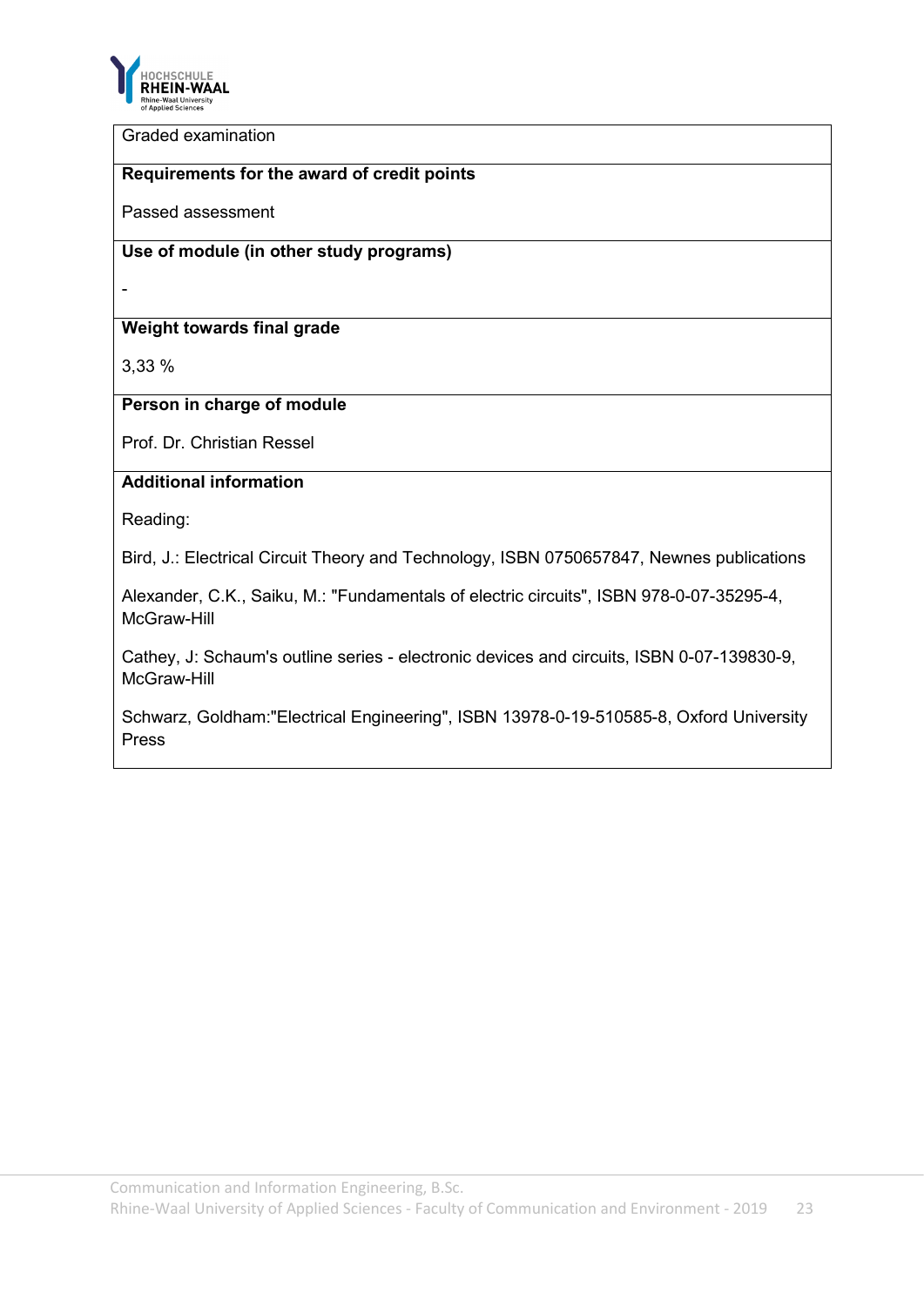Graded examination

**Requirements for the award of credit points**

Passed assessment

**Use of module (in other study programs)**

-

**Weight towards final grade**

3,33 %

**Person in charge of module**

Prof. Dr. Christian Ressel

**Additional information**

Reading:

Bird, J.: Electrical Circuit Theory and Technology, ISBN 0750657847, Newnes publications

Alexander, C.K., Saiku, M.: "Fundamentals of electric circuits", ISBN 978-0-07-35295-4, McGraw-Hill

Cathey, J: Schaum's outline series - electronic devices and circuits, ISBN 0-07-139830-9, McGraw-Hill

Schwarz, Goldham:"Electrical Engineering", ISBN 13978-0-19-510585-8, Oxford University Press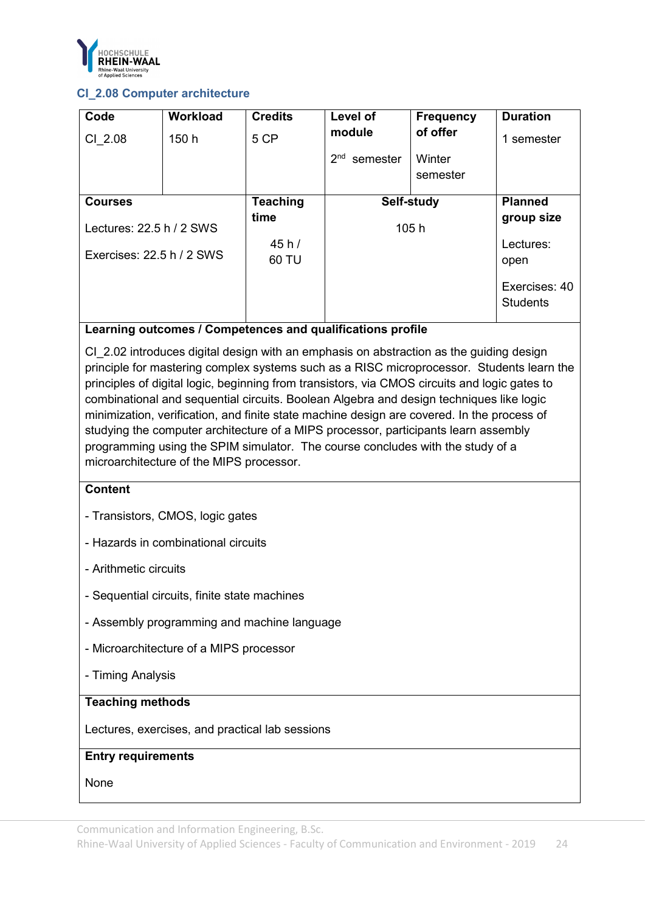## CI_2.08 Computer architecture

| Code | Workload | Credits | Level of module | Frequency of offer | Duration |
|---|---|---|---|---|---|
| CI_2.08 | 150 h | 5 CP | 2nd semester | Winter semester | 1 semester |
| **Courses** | | **Teaching time** | **Self-study** | | **Planned group size** |
| Lectures: 22.5 h / 2 SWS<br>Exercises: 22.5 h / 2 SWS | | 45 h / 60 TU | 105 h | | Lectures: open<br>Exercises: 40 Students |

**Learning outcomes / Competences and qualifications profile**

CI_2.02 introduces digital design with an emphasis on abstraction as the guiding design principle for mastering complex systems such as a RISC microprocessor. Students learn the principles of digital logic, beginning from transistors, via CMOS circuits and logic gates to combinational and sequential circuits. Boolean Algebra and design techniques like logic minimization, verification, and finite state machine design are covered. In the process of studying the computer architecture of a MIPS processor, participants learn assembly programming using the SPIM simulator. The course concludes with the study of a microarchitecture of the MIPS processor.

**Content**

- Transistors, CMOS, logic gates
- Hazards in combinational circuits
- Arithmetic circuits
- Sequential circuits, finite state machines
- Assembly programming and machine language
- Microarchitecture of a MIPS processor
- Timing Analysis

**Teaching methods**

Lectures, exercises, and practical lab sessions

**Entry requirements**

None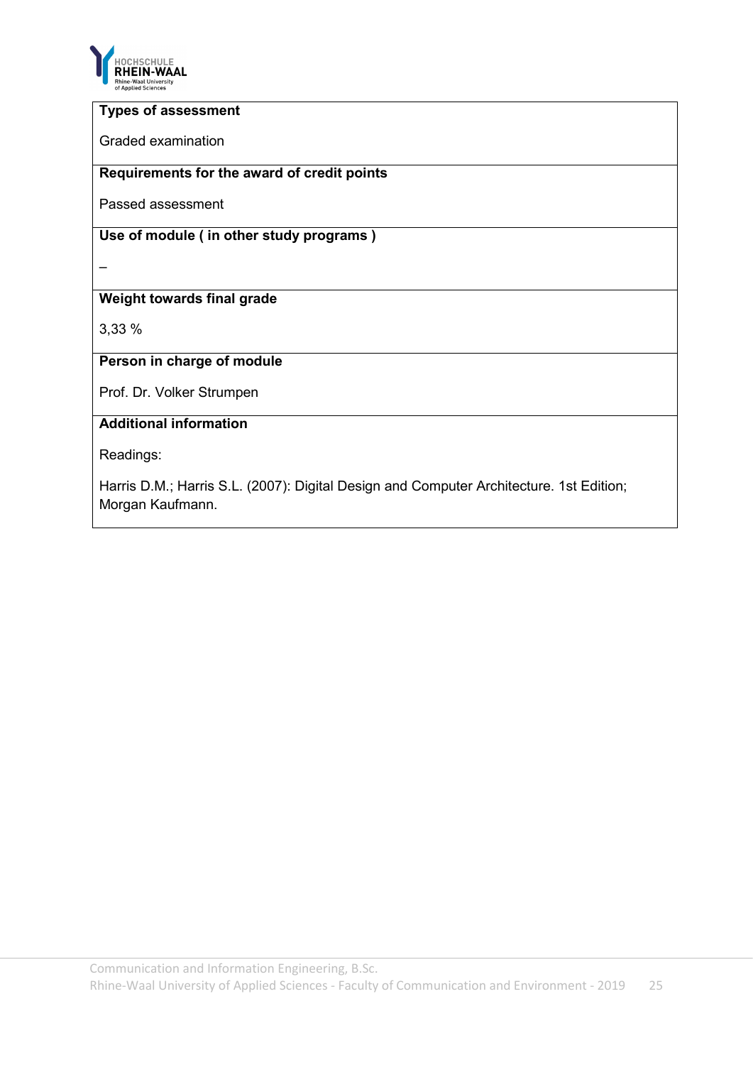| |
|---|
| **Types of assessment** |
| Graded examination |
| **Requirements for the award of credit points** |
| Passed assessment |
| **Use of module ( in other study programs )** |
| – |
| **Weight towards final grade** |
| 3,33 % |
| **Person in charge of module** |
| Prof. Dr. Volker Strumpen |
| **Additional information** |
| Readings:<br><br>Harris D.M.; Harris S.L. (2007): Digital Design and Computer Architecture. 1st Edition; Morgan Kaufmann. |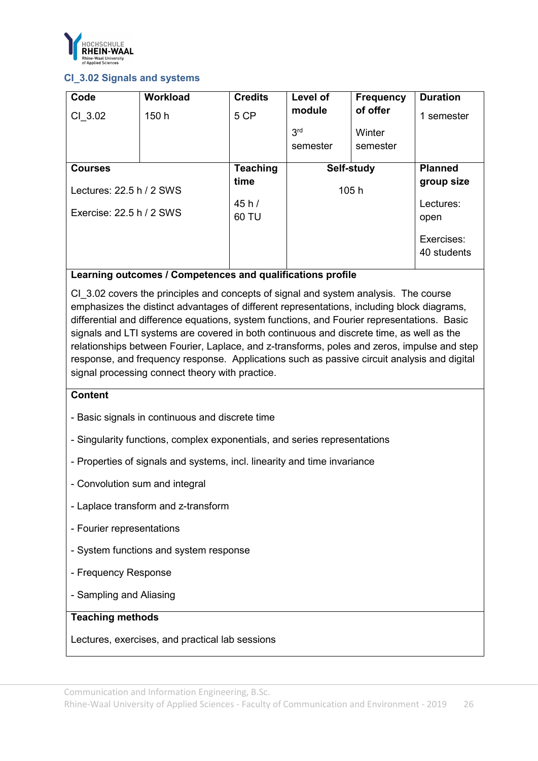### CI_3.02 Signals and systems

| Code | Workload | Credits | Level of module | Frequency of offer | Duration |
|---|---|---|---|---|---|
| CI_3.02 | 150 h | 5 CP | 3rd semester | Winter semester | 1 semester |

| Courses | Teaching time | Self-study | Planned group size |
|---|---|---|---|
| Lectures: 22.5 h / 2 SWS<br>Exercise: 22.5 h / 2 SWS | 45 h / 60 TU | 105 h | Lectures: open<br>Exercises: 40 students |

**Learning outcomes / Competences and qualifications profile**

CI_3.02 covers the principles and concepts of signal and system analysis. The course emphasizes the distinct advantages of different representations, including block diagrams, differential and difference equations, system functions, and Fourier representations. Basic signals and LTI systems are covered in both continuous and discrete time, as well as the relationships between Fourier, Laplace, and z-transforms, poles and zeros, impulse and step response, and frequency response. Applications such as passive circuit analysis and digital signal processing connect theory with practice.

**Content**

- Basic signals in continuous and discrete time
- Singularity functions, complex exponentials, and series representations
- Properties of signals and systems, incl. linearity and time invariance
- Convolution sum and integral
- Laplace transform and z-transform
- Fourier representations
- System functions and system response
- Frequency Response
- Sampling and Aliasing

**Teaching methods**

Lectures, exercises, and practical lab sessions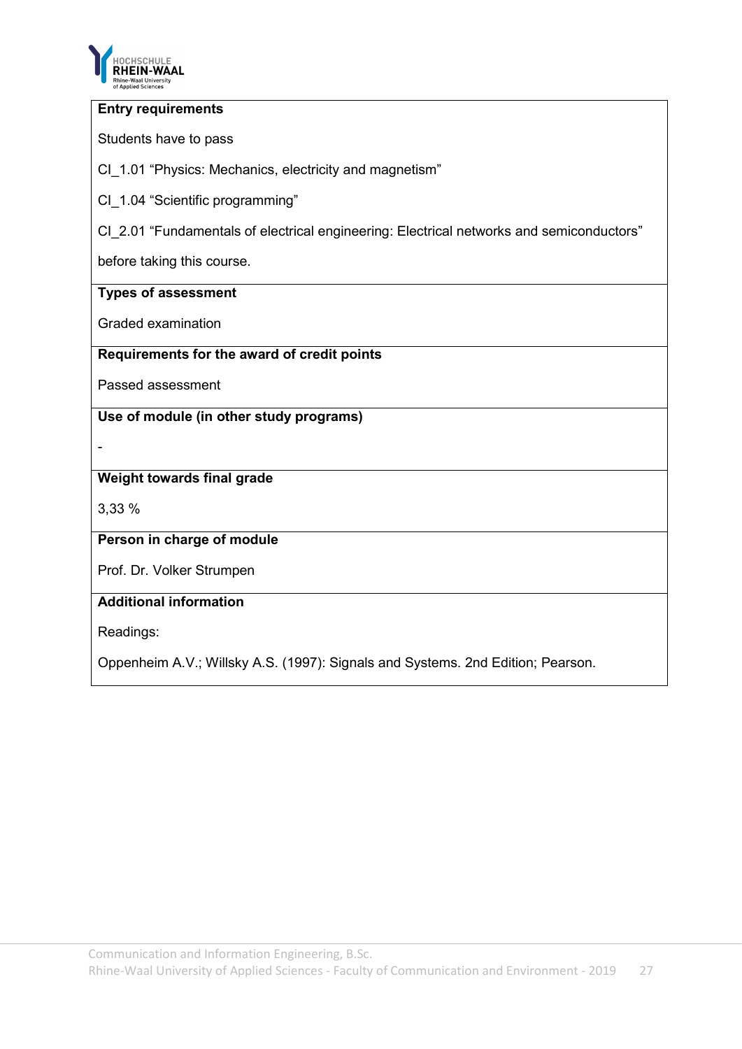**Entry requirements**

Students have to pass

CI_1.01 “Physics: Mechanics, electricity and magnetism”

CI_1.04 “Scientific programming”

CI_2.01 “Fundamentals of electrical engineering: Electrical networks and semiconductors”

before taking this course.

**Types of assessment**

Graded examination

**Requirements for the award of credit points**

Passed assessment

**Use of module (in other study programs)**

-

**Weight towards final grade**

3,33 %

**Person in charge of module**

Prof. Dr. Volker Strumpen

**Additional information**

Readings:

Oppenheim A.V.; Willsky A.S. (1997): Signals and Systems. 2nd Edition; Pearson.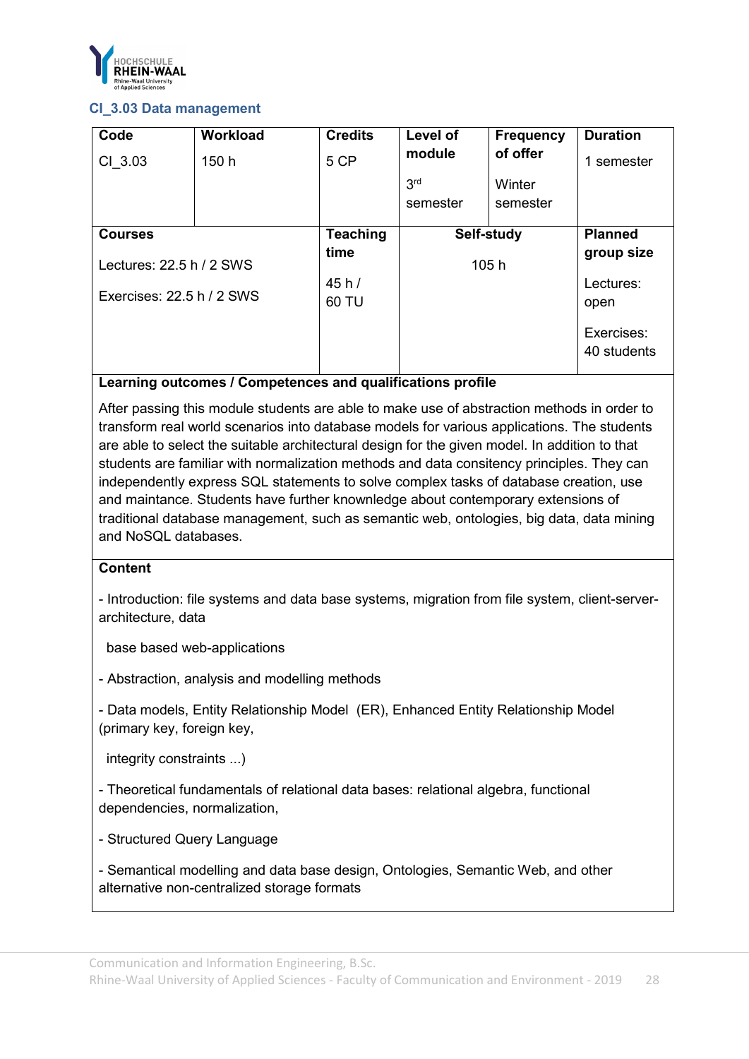## CI_3.03 Data management

| Code | Workload | Credits | Level of module | Frequency of offer | Duration |
|---|---|---|---|---|---|
| CI_3.03 | 150 h | 5 CP | 3rd semester | Winter semester | 1 semester |

| Courses | Teaching time | Self-study | Planned group size |
|---|---|---|---|
| Lectures: 22.5 h / 2 SWS<br>Exercises: 22.5 h / 2 SWS | 45 h / 60 TU | 105 h | Lectures: open<br>Exercises: 40 students |

**Learning outcomes / Competences and qualifications profile**

After passing this module students are able to make use of abstraction methods in order to transform real world scenarios into database models for various applications. The students are able to select the suitable architectural design for the given model. In addition to that students are familiar with normalization methods and data consitency principles. They can independently express SQL statements to solve complex tasks of database creation, use and maintance. Students have further knownledge about contemporary extensions of traditional database management, such as semantic web, ontologies, big data, data mining and NoSQL databases.

**Content**

- Introduction: file systems and data base systems, migration from file system, client-server-architecture, data base based web-applications
- Abstraction, analysis and modelling methods
- Data models, Entity Relationship Model (ER), Enhanced Entity Relationship Model (primary key, foreign key, integrity constraints ...)
- Theoretical fundamentals of relational data bases: relational algebra, functional dependencies, normalization,
- Structured Query Language
- Semantical modelling and data base design, Ontologies, Semantic Web, and other alternative non-centralized storage formats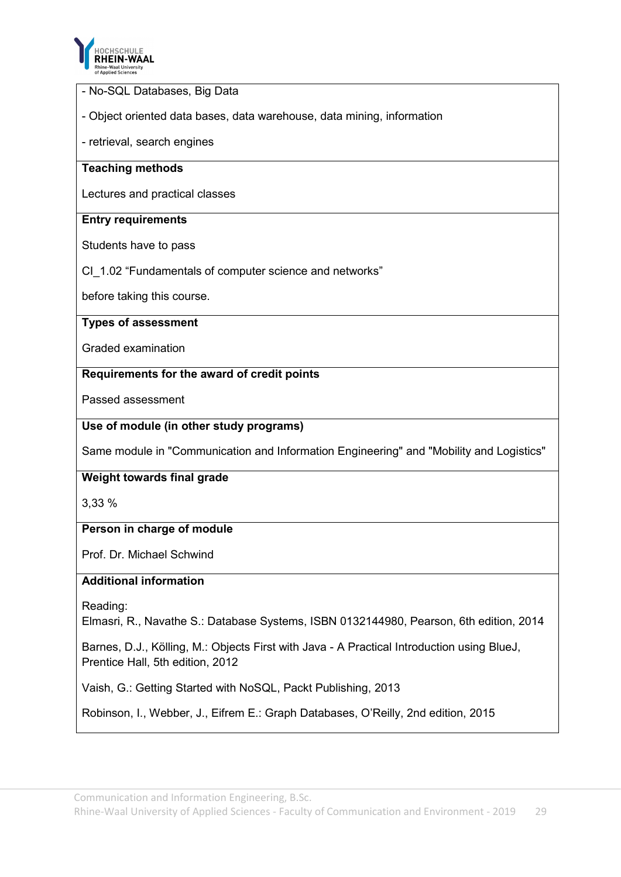- No-SQL Databases, Big Data

- Object oriented data bases, data warehouse, data mining, information

- retrieval, search engines

**Teaching methods**

Lectures and practical classes

**Entry requirements**

Students have to pass

CI_1.02 “Fundamentals of computer science and networks”

before taking this course.

**Types of assessment**

Graded examination

**Requirements for the award of credit points**

Passed assessment

**Use of module (in other study programs)**

Same module in "Communication and Information Engineering" and "Mobility and Logistics"

**Weight towards final grade**

3,33 %

**Person in charge of module**

Prof. Dr. Michael Schwind

**Additional information**

Reading:
Elmasri, R., Navathe S.: Database Systems, ISBN 0132144980, Pearson, 6th edition, 2014

Barnes, D.J., Kölling, M.: Objects First with Java - A Practical Introduction using BlueJ, Prentice Hall, 5th edition, 2012

Vaish, G.: Getting Started with NoSQL, Packt Publishing, 2013

Robinson, I., Webber, J., Eifrem E.: Graph Databases, O’Reilly, 2nd edition, 2015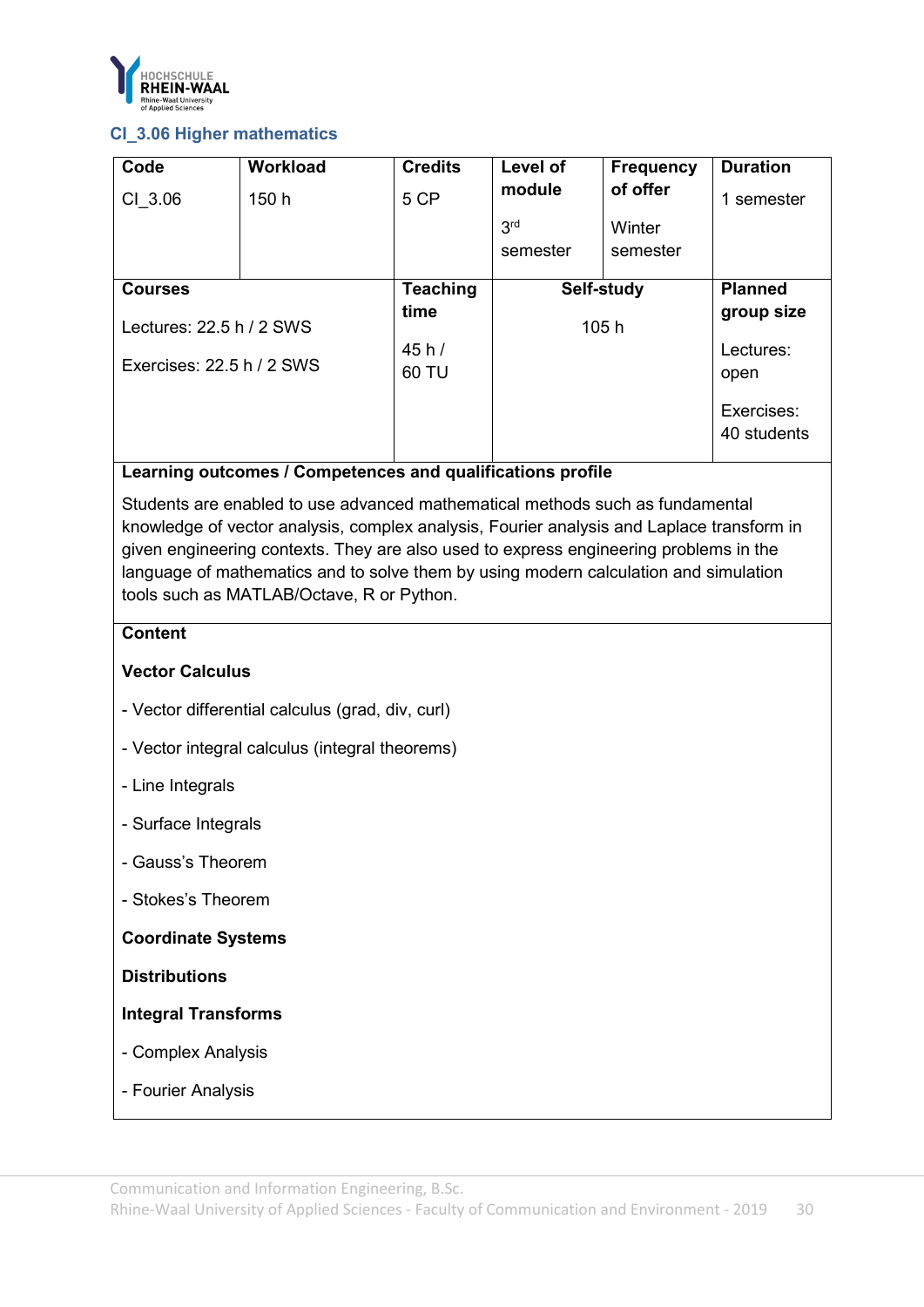## CI_3.06 Higher mathematics

| Code | Workload | Credits | Level of module | Frequency of offer | Duration |
|---|---|---|---|---|---|
| CI_3.06 | 150 h | 5 CP | 3rd semester | Winter semester | 1 semester |

| Courses | Teaching time | Self-study | Planned group size |
|---|---|---|---|
| Lectures: 22.5 h / 2 SWS<br>Exercises: 22.5 h / 2 SWS | 45 h / 60 TU | 105 h | Lectures: open<br>Exercises: 40 students |

**Learning outcomes / Competences and qualifications profile**

Students are enabled to use advanced mathematical methods such as fundamental knowledge of vector analysis, complex analysis, Fourier analysis and Laplace transform in given engineering contexts. They are also used to express engineering problems in the language of mathematics and to solve them by using modern calculation and simulation tools such as MATLAB/Octave, R or Python.

**Content**

**Vector Calculus**

- Vector differential calculus (grad, div, curl)
- Vector integral calculus (integral theorems)
- Line Integrals
- Surface Integrals
- Gauss's Theorem
- Stokes's Theorem

**Coordinate Systems**

**Distributions**

**Integral Transforms**

- Complex Analysis
- Fourier Analysis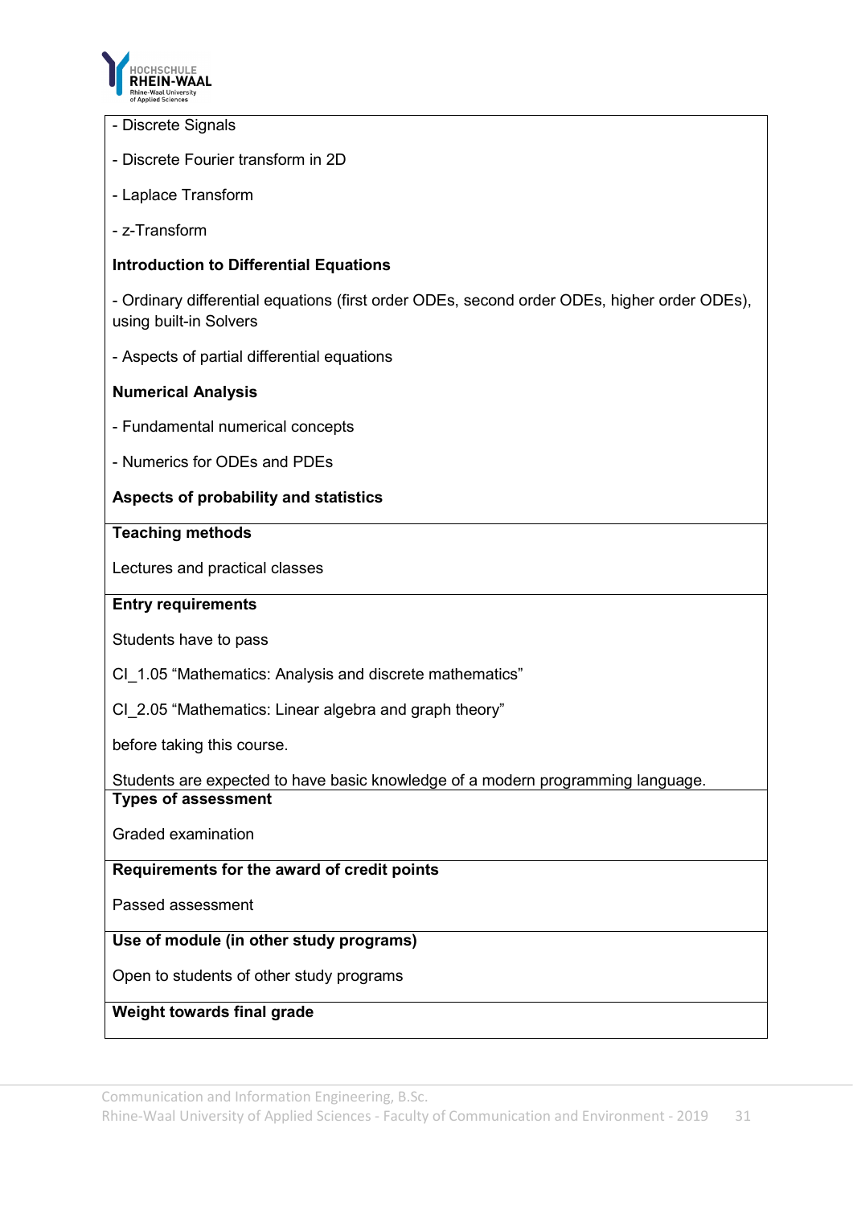- Discrete Signals

- Discrete Fourier transform in 2D

- Laplace Transform

- z-Transform

**Introduction to Differential Equations**

- Ordinary differential equations (first order ODEs, second order ODEs, higher order ODEs), using built-in Solvers

- Aspects of partial differential equations

**Numerical Analysis**

- Fundamental numerical concepts

- Numerics for ODEs and PDEs

**Aspects of probability and statistics**

**Teaching methods**

Lectures and practical classes

**Entry requirements**

Students have to pass

CI_1.05 "Mathematics: Analysis and discrete mathematics"

CI_2.05 "Mathematics: Linear algebra and graph theory"

before taking this course.

Students are expected to have basic knowledge of a modern programming language.

**Types of assessment**

Graded examination

**Requirements for the award of credit points**

Passed assessment

**Use of module (in other study programs)**

Open to students of other study programs

**Weight towards final grade**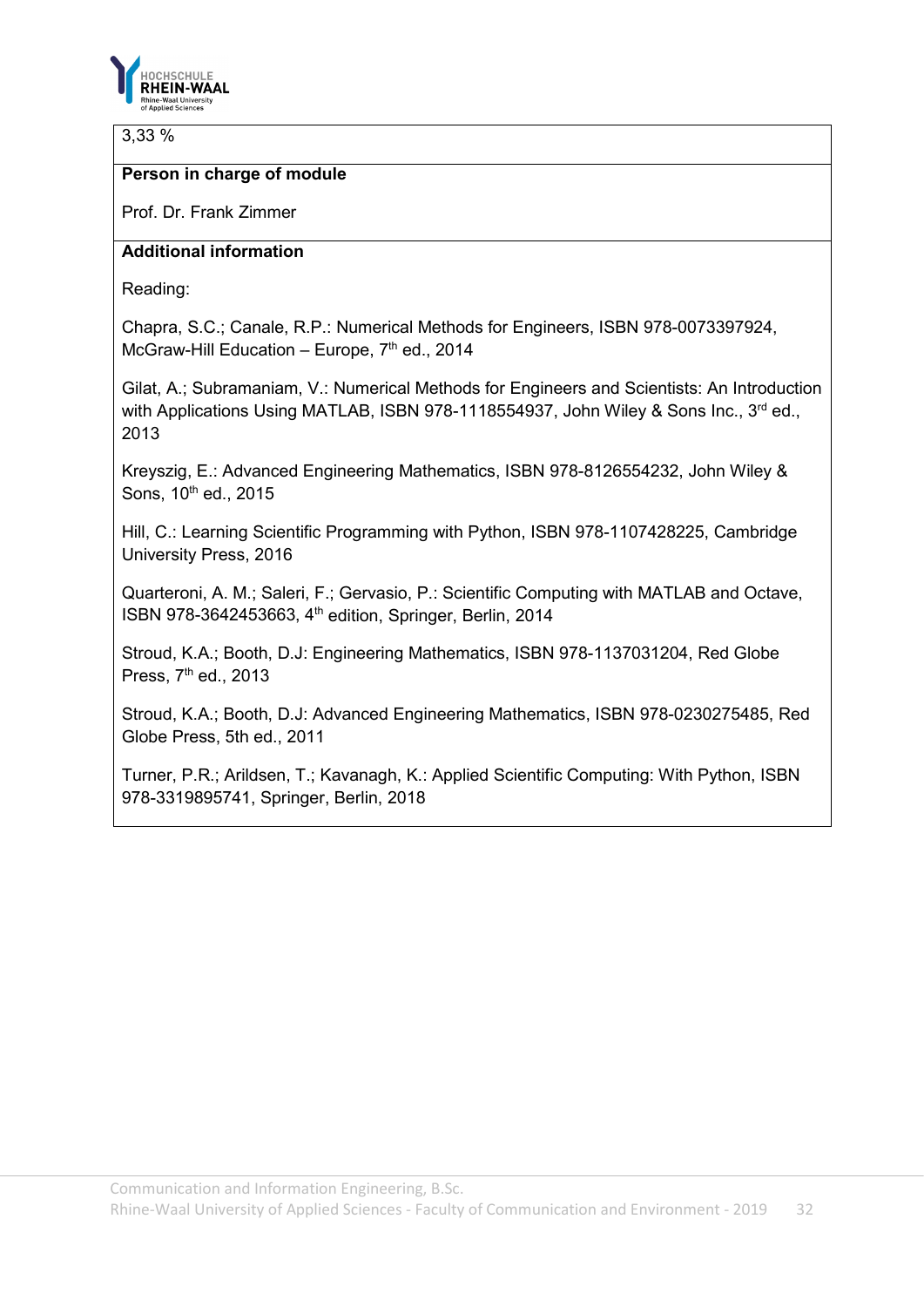3,33 %

**Person in charge of module**

Prof. Dr. Frank Zimmer

**Additional information**

Reading:

Chapra, S.C.; Canale, R.P.: Numerical Methods for Engineers, ISBN 978-0073397924, McGraw-Hill Education – Europe, 7th ed., 2014

Gilat, A.; Subramaniam, V.: Numerical Methods for Engineers and Scientists: An Introduction with Applications Using MATLAB, ISBN 978-1118554937, John Wiley & Sons Inc., 3rd ed., 2013

Kreyszig, E.: Advanced Engineering Mathematics, ISBN 978-8126554232, John Wiley & Sons, 10th ed., 2015

Hill, C.: Learning Scientific Programming with Python, ISBN 978-1107428225, Cambridge University Press, 2016

Quarteroni, A. M.; Saleri, F.; Gervasio, P.: Scientific Computing with MATLAB and Octave, ISBN 978-3642453663, 4th edition, Springer, Berlin, 2014

Stroud, K.A.; Booth, D.J: Engineering Mathematics, ISBN 978-1137031204, Red Globe Press, 7th ed., 2013

Stroud, K.A.; Booth, D.J: Advanced Engineering Mathematics, ISBN 978-0230275485, Red Globe Press, 5th ed., 2011

Turner, P.R.; Arildsen, T.; Kavanagh, K.: Applied Scientific Computing: With Python, ISBN 978-3319895741, Springer, Berlin, 2018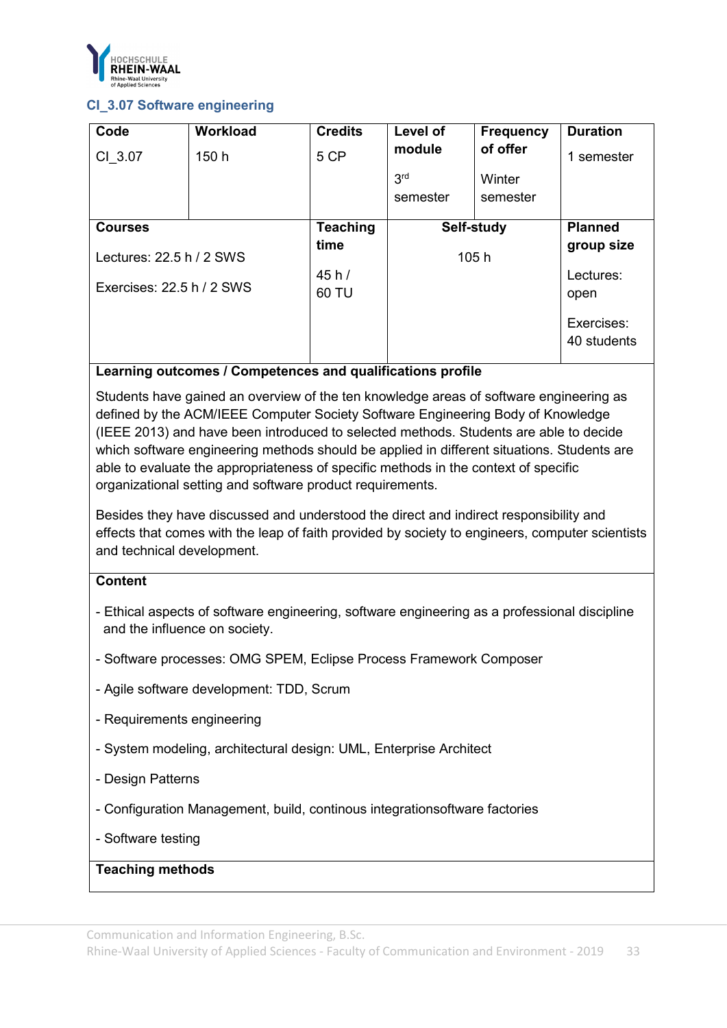## CI_3.07 Software engineering

| Code | Workload | Credits | Level of module | Frequency of offer | Duration |
|---|---|---|---|---|---|
| CI_3.07 | 150 h | 5 CP | 3rd semester | Winter semester | 1 semester |

| Courses | Teaching time | Self-study | Planned group size |
|---|---|---|---|
| Lectures: 22.5 h / 2 SWS<br>Exercises: 22.5 h / 2 SWS | 45 h / 60 TU | 105 h | Lectures: open<br>Exercises: 40 students |

**Learning outcomes / Competences and qualifications profile**

Students have gained an overview of the ten knowledge areas of software engineering as defined by the ACM/IEEE Computer Society Software Engineering Body of Knowledge (IEEE 2013) and have been introduced to selected methods. Students are able to decide which software engineering methods should be applied in different situations. Students are able to evaluate the appropriateness of specific methods in the context of specific organizational setting and software product requirements.

Besides they have discussed and understood the direct and indirect responsibility and effects that comes with the leap of faith provided by society to engineers, computer scientists and technical development.

**Content**

- Ethical aspects of software engineering, software engineering as a professional discipline and the influence on society.
- Software processes: OMG SPEM, Eclipse Process Framework Composer
- Agile software development: TDD, Scrum
- Requirements engineering
- System modeling, architectural design: UML, Enterprise Architect
- Design Patterns
- Configuration Management, build, continous integrationsoftware factories
- Software testing

**Teaching methods**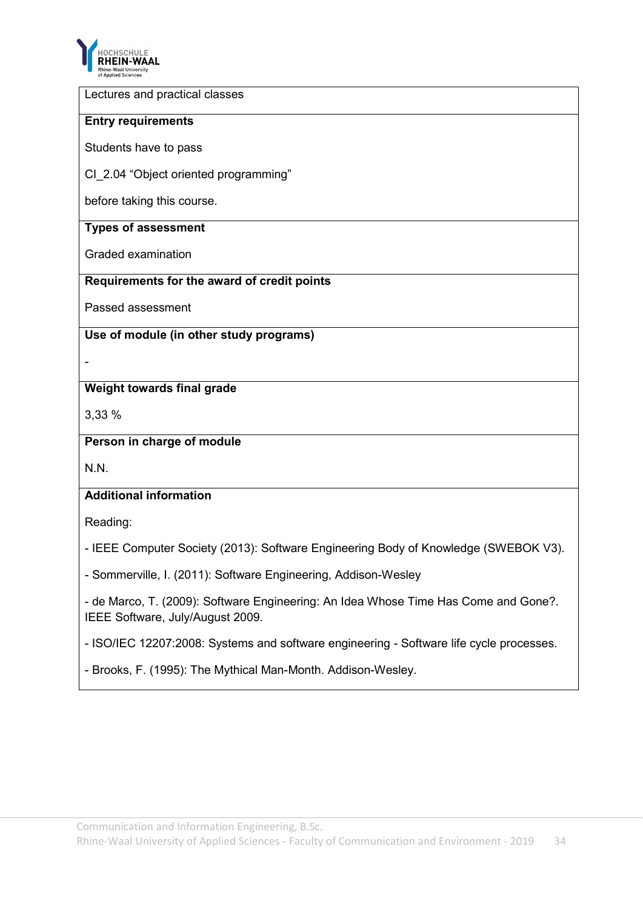Lectures and practical classes

**Entry requirements**

Students have to pass

CI_2.04 “Object oriented programming”

before taking this course.

**Types of assessment**

Graded examination

**Requirements for the award of credit points**

Passed assessment

**Use of module (in other study programs)**

-

**Weight towards final grade**

3,33 %

**Person in charge of module**

N.N.

**Additional information**

Reading:

- IEEE Computer Society (2013): Software Engineering Body of Knowledge (SWEBOK V3).

- Sommerville, I. (2011): Software Engineering, Addison-Wesley

- de Marco, T. (2009): Software Engineering: An Idea Whose Time Has Come and Gone?. IEEE Software, July/August 2009.

- ISO/IEC 12207:2008: Systems and software engineering - Software life cycle processes.

- Brooks, F. (1995): The Mythical Man-Month. Addison-Wesley.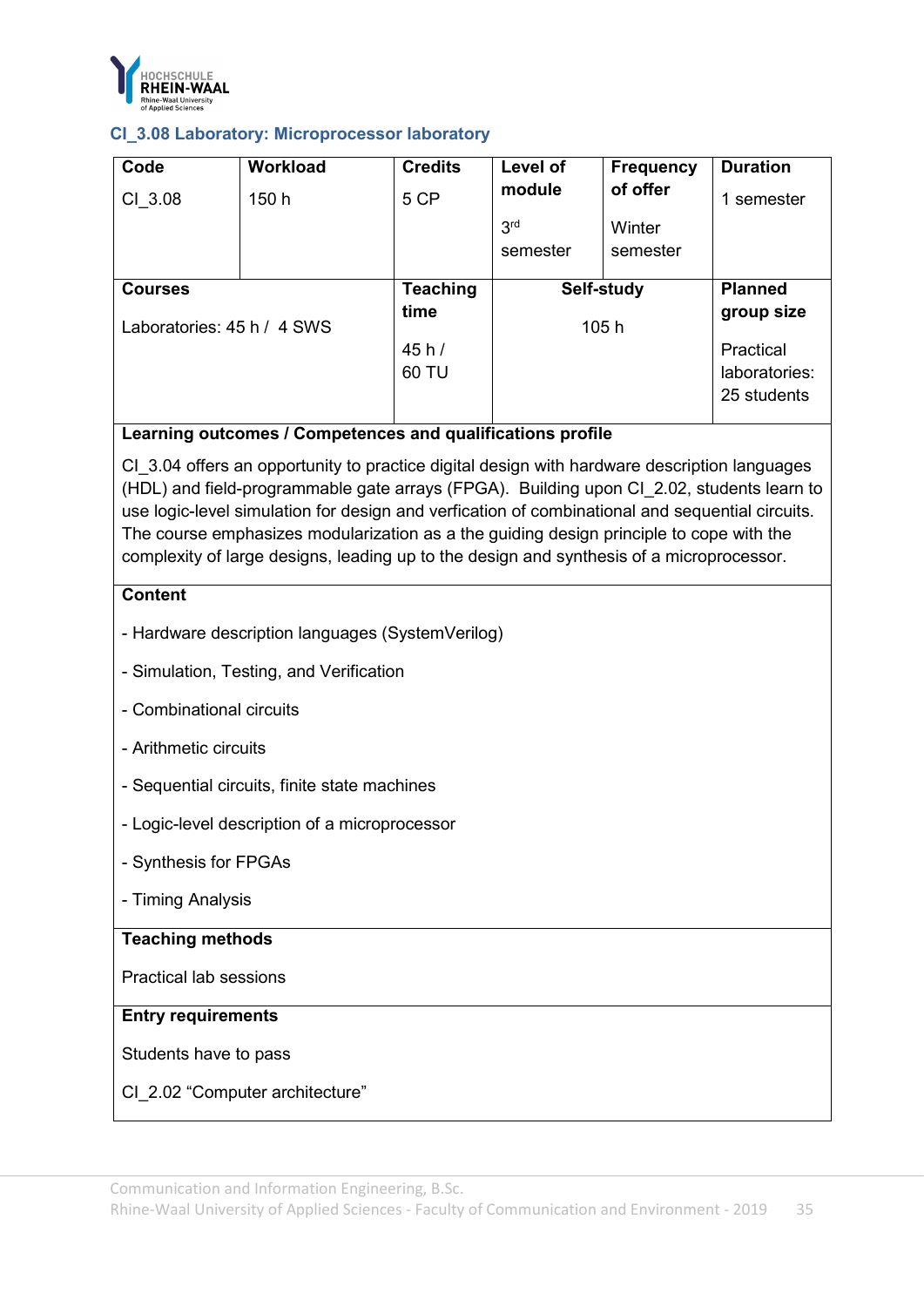## CI_3.08 Laboratory: Microprocessor laboratory

| Code | Workload | Credits | Level of module | Frequency of offer | Duration |
|---|---|---|---|---|---|
| CI_3.08 | 150 h | 5 CP | 3rd semester | Winter semester | 1 semester |

| Courses | Teaching time | Self-study | Planned group size |
|---|---|---|---|
| Laboratories: 45 h / 4 SWS | 45 h / 60 TU | 105 h | Practical laboratories: 25 students |

**Learning outcomes / Competences and qualifications profile**

CI_3.04 offers an opportunity to practice digital design with hardware description languages (HDL) and field-programmable gate arrays (FPGA). Building upon CI_2.02, students learn to use logic-level simulation for design and verfication of combinational and sequential circuits. The course emphasizes modularization as a the guiding design principle to cope with the complexity of large designs, leading up to the design and synthesis of a microprocessor.

**Content**

- Hardware description languages (SystemVerilog)
- Simulation, Testing, and Verification
- Combinational circuits
- Arithmetic circuits
- Sequential circuits, finite state machines
- Logic-level description of a microprocessor
- Synthesis for FPGAs
- Timing Analysis

**Teaching methods**

Practical lab sessions

**Entry requirements**

Students have to pass

CI_2.02 “Computer architecture”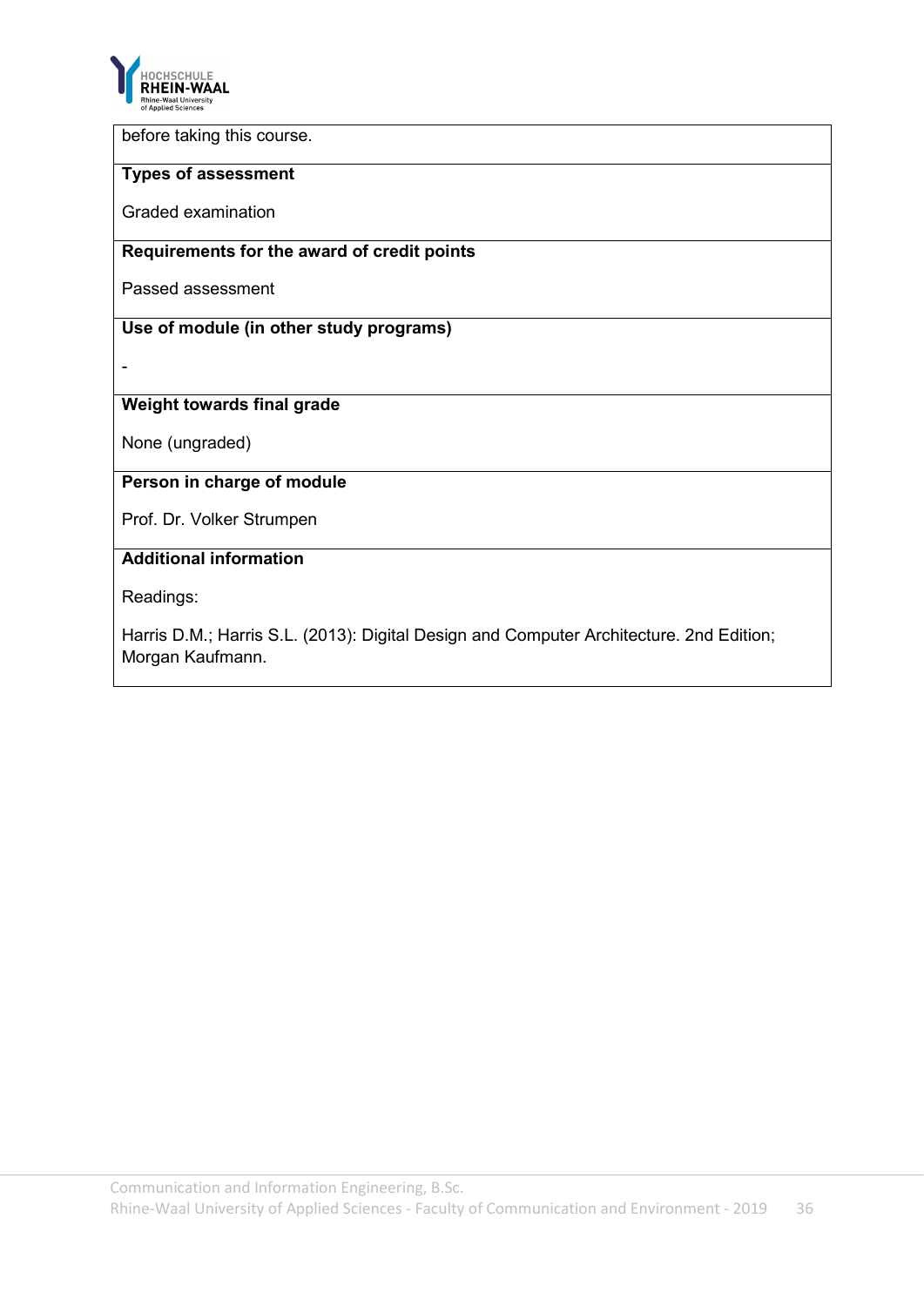before taking this course.

**Types of assessment**

Graded examination

**Requirements for the award of credit points**

Passed assessment

**Use of module (in other study programs)**

-

**Weight towards final grade**

None (ungraded)

**Person in charge of module**

Prof. Dr. Volker Strumpen

**Additional information**

Readings:

Harris D.M.; Harris S.L. (2013): Digital Design and Computer Architecture. 2nd Edition; Morgan Kaufmann.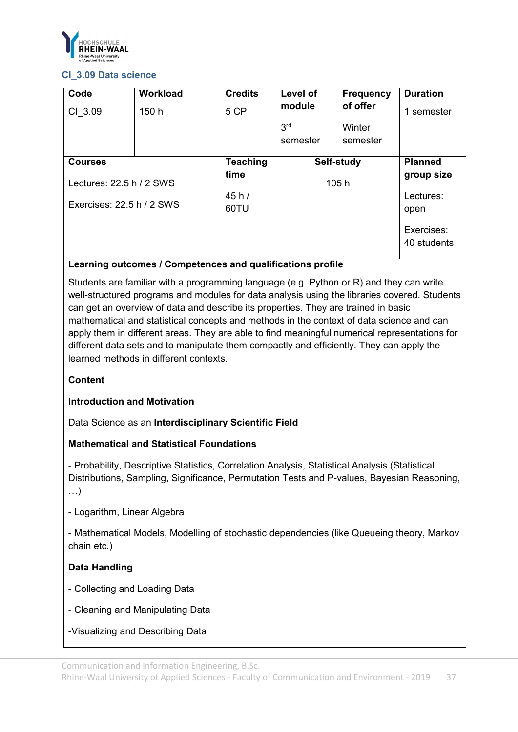## CI_3.09 Data science

| Code | Workload | Credits | Level of module | Frequency of offer | Duration |
|---|---|---|---|---|---|
| CI_3.09 | 150 h | 5 CP | 3rd semester | Winter semester | 1 semester |

| Courses | Teaching time | Self-study | Planned group size |
|---|---|---|---|
| Lectures: 22.5 h / 2 SWS<br>Exercises: 22.5 h / 2 SWS | 45 h / 60TU | 105 h | Lectures: open<br>Exercises: 40 students |

**Learning outcomes / Competences and qualifications profile**

Students are familiar with a programming language (e.g. Python or R) and they can write well-structured programs and modules for data analysis using the libraries covered. Students can get an overview of data and describe its properties. They are trained in basic mathematical and statistical concepts and methods in the context of data science and can apply them in different areas. They are able to find meaningful numerical representations for different data sets and to manipulate them compactly and efficiently. They can apply the learned methods in different contexts.

**Content**

**Introduction and Motivation**

Data Science as an **Interdisciplinary Scientific Field**

**Mathematical and Statistical Foundations**

- Probability, Descriptive Statistics, Correlation Analysis, Statistical Analysis (Statistical Distributions, Sampling, Significance, Permutation Tests and P-values, Bayesian Reasoning, …)

- Logarithm, Linear Algebra

- Mathematical Models, Modelling of stochastic dependencies (like Queueing theory, Markov chain etc.)

**Data Handling**

- Collecting and Loading Data

- Cleaning and Manipulating Data

-Visualizing and Describing Data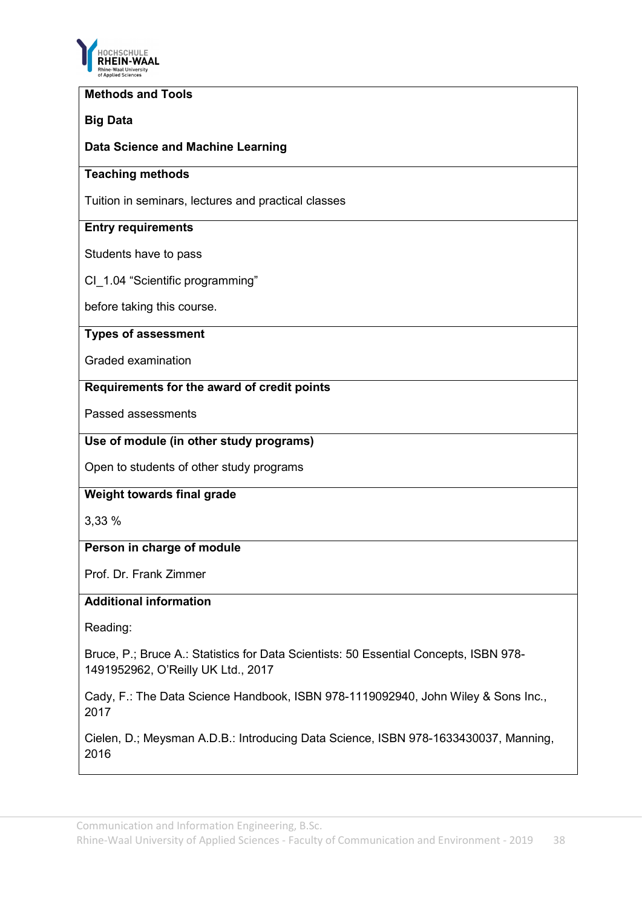**Methods and Tools**

**Big Data**

**Data Science and Machine Learning**

**Teaching methods**

Tuition in seminars, lectures and practical classes

**Entry requirements**

Students have to pass

CI_1.04 “Scientific programming”

before taking this course.

**Types of assessment**

Graded examination

**Requirements for the award of credit points**

Passed assessments

**Use of module (in other study programs)**

Open to students of other study programs

**Weight towards final grade**

3,33 %

**Person in charge of module**

Prof. Dr. Frank Zimmer

**Additional information**

Reading:

Bruce, P.; Bruce A.: Statistics for Data Scientists: 50 Essential Concepts, ISBN 978-1491952962, O’Reilly UK Ltd., 2017

Cady, F.: The Data Science Handbook, ISBN 978-1119092940, John Wiley & Sons Inc., 2017

Cielen, D.; Meysman A.D.B.: Introducing Data Science, ISBN 978-1633430037, Manning, 2016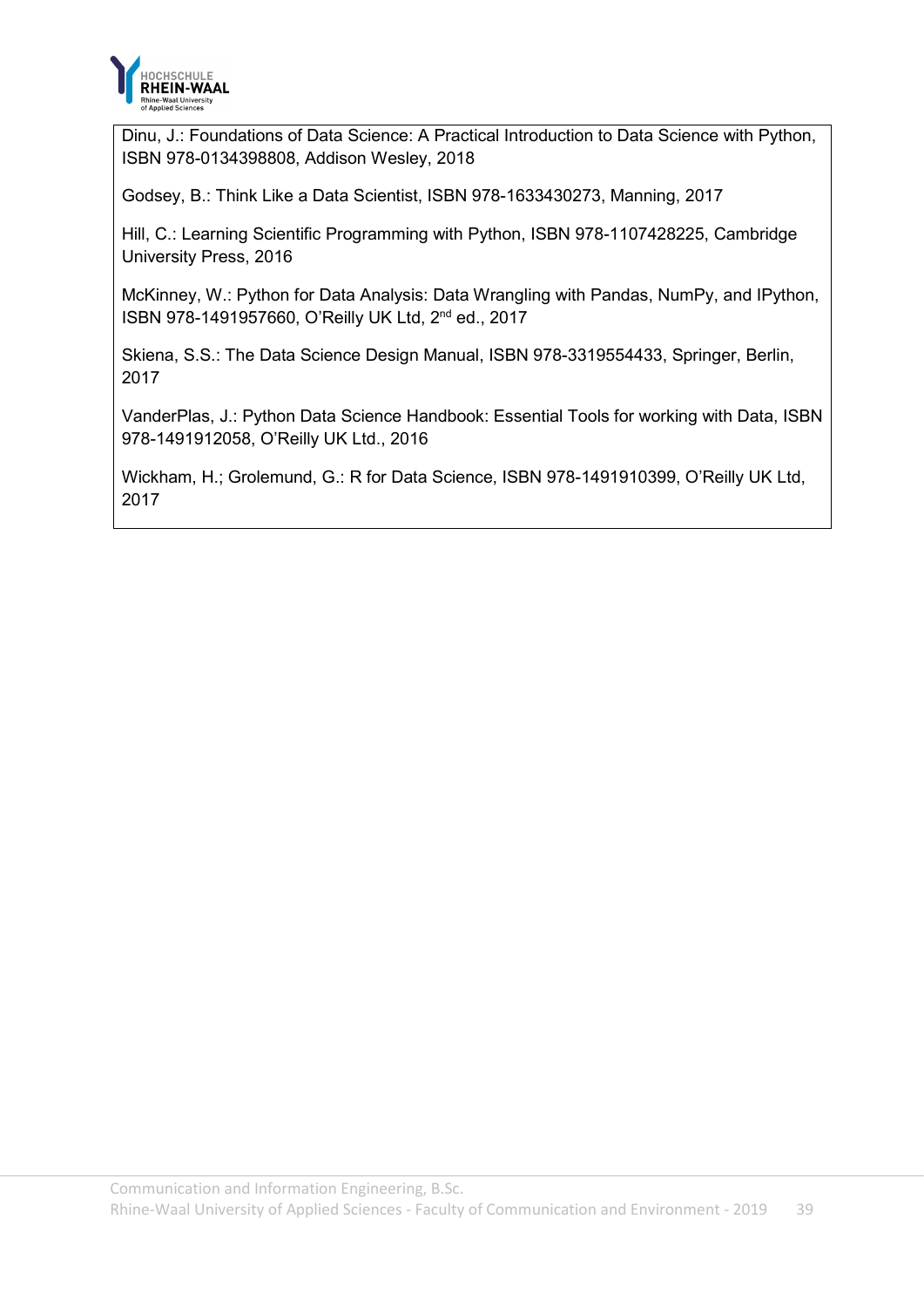Dinu, J.: Foundations of Data Science: A Practical Introduction to Data Science with Python, ISBN 978-0134398808, Addison Wesley, 2018

Godsey, B.: Think Like a Data Scientist, ISBN 978-1633430273, Manning, 2017

Hill, C.: Learning Scientific Programming with Python, ISBN 978-1107428225, Cambridge University Press, 2016

McKinney, W.: Python for Data Analysis: Data Wrangling with Pandas, NumPy, and IPython, ISBN 978-1491957660, O'Reilly UK Ltd, 2nd ed., 2017

Skiena, S.S.: The Data Science Design Manual, ISBN 978-3319554433, Springer, Berlin, 2017

VanderPlas, J.: Python Data Science Handbook: Essential Tools for working with Data, ISBN 978-1491912058, O'Reilly UK Ltd., 2016

Wickham, H.; Grolemund, G.: R for Data Science, ISBN 978-1491910399, O'Reilly UK Ltd, 2017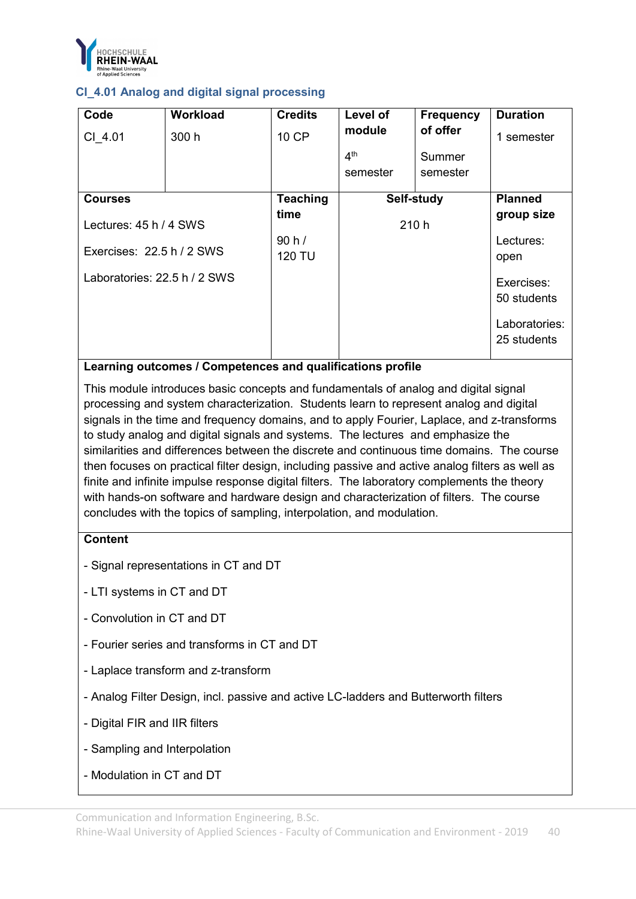## CI_4.01 Analog and digital signal processing

| Code | Workload | Credits | Level of module | Frequency of offer | Duration |
|---|---|---|---|---|---|
| CI_4.01 | 300 h | 10 CP | 4th semester | Summer semester | 1 semester |
| **Courses** | | **Teaching time** | **Self-study** | | **Planned group size** |
| Lectures: 45 h / 4 SWS<br>Exercises: 22.5 h / 2 SWS<br>Laboratories: 22.5 h / 2 SWS | | 90 h / 120 TU | 210 h | | Lectures: open<br>Exercises: 50 students<br>Laboratories: 25 students |

**Learning outcomes / Competences and qualifications profile**

This module introduces basic concepts and fundamentals of analog and digital signal processing and system characterization. Students learn to represent analog and digital signals in the time and frequency domains, and to apply Fourier, Laplace, and z-transforms to study analog and digital signals and systems. The lectures and emphasize the similarities and differences between the discrete and continuous time domains. The course then focuses on practical filter design, including passive and active analog filters as well as finite and infinite impulse response digital filters. The laboratory complements the theory with hands-on software and hardware design and characterization of filters. The course concludes with the topics of sampling, interpolation, and modulation.

**Content**

- Signal representations in CT and DT
- LTI systems in CT and DT
- Convolution in CT and DT
- Fourier series and transforms in CT and DT
- Laplace transform and z-transform
- Analog Filter Design, incl. passive and active LC-ladders and Butterworth filters
- Digital FIR and IIR filters
- Sampling and Interpolation
- Modulation in CT and DT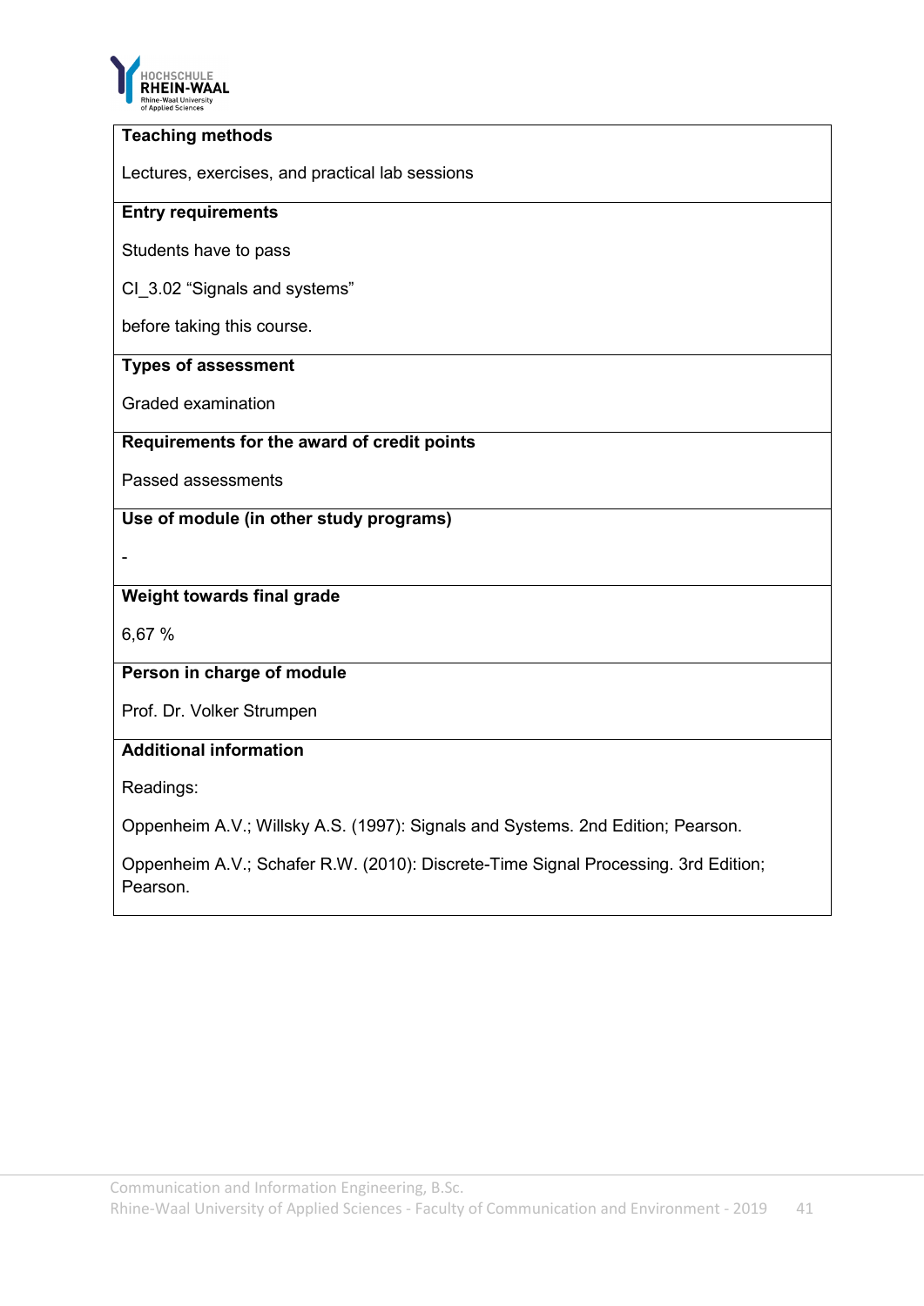| |
|---|
| **Teaching methods** |
| Lectures, exercises, and practical lab sessions |
| **Entry requirements** |
| Students have to pass<br><br>CI_3.02 “Signals and systems”<br><br>before taking this course. |
| **Types of assessment** |
| Graded examination |
| **Requirements for the award of credit points** |
| Passed assessments |
| **Use of module (in other study programs)** |
| - |
| **Weight towards final grade** |
| 6,67 % |
| **Person in charge of module** |
| Prof. Dr. Volker Strumpen |
| **Additional information** |
| Readings:<br><br>Oppenheim A.V.; Willsky A.S. (1997): Signals and Systems. 2nd Edition; Pearson.<br><br>Oppenheim A.V.; Schafer R.W. (2010): Discrete-Time Signal Processing. 3rd Edition; Pearson. |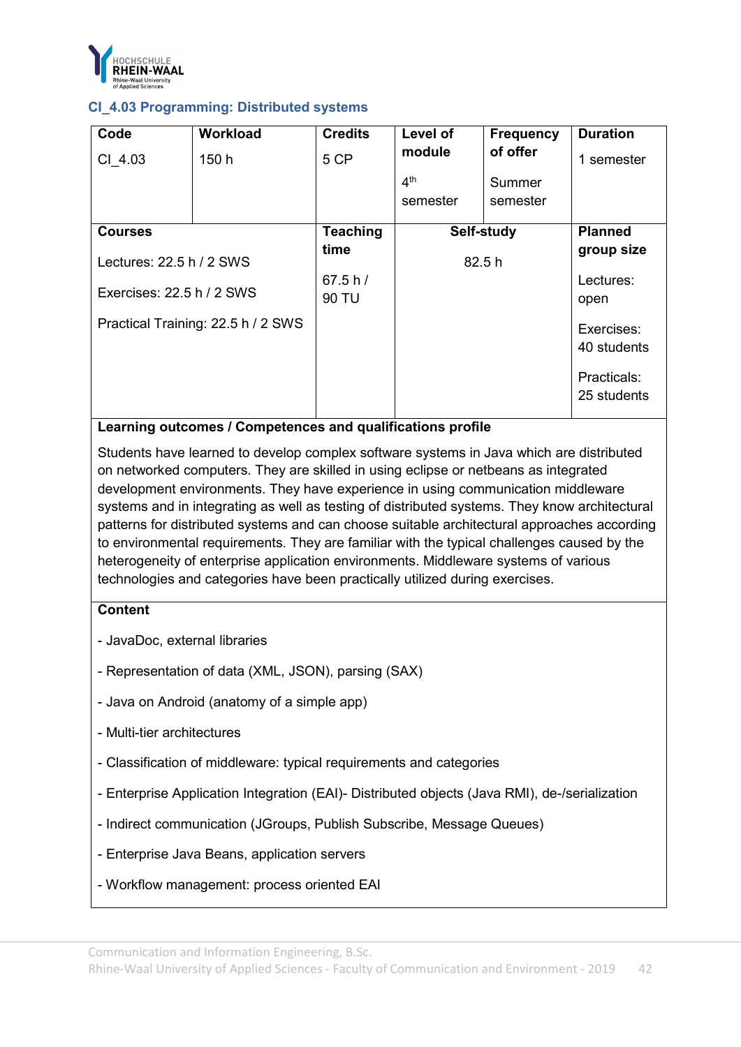### CI_4.03 Programming: Distributed systems

| Code | Workload | Credits | Level of module | Frequency of offer | Duration |
|---|---|---|---|---|---|
| CI_4.03 | 150 h | 5 CP | 4th semester | Summer semester | 1 semester |
| **Courses** | | **Teaching time** | **Self-study** | | **Planned group size** |
| Lectures: 22.5 h / 2 SWS<br>Exercises: 22.5 h / 2 SWS<br>Practical Training: 22.5 h / 2 SWS | | 67.5 h / 90 TU | 82.5 h | | Lectures: open<br>Exercises: 40 students<br>Practicals: 25 students |

**Learning outcomes / Competences and qualifications profile**

Students have learned to develop complex software systems in Java which are distributed on networked computers. They are skilled in using eclipse or netbeans as integrated development environments. They have experience in using communication middleware systems and in integrating as well as testing of distributed systems. They know architectural patterns for distributed systems and can choose suitable architectural approaches according to environmental requirements. They are familiar with the typical challenges caused by the heterogeneity of enterprise application environments. Middleware systems of various technologies and categories have been practically utilized during exercises.

**Content**

- JavaDoc, external libraries
- Representation of data (XML, JSON), parsing (SAX)
- Java on Android (anatomy of a simple app)
- Multi-tier architectures
- Classification of middleware: typical requirements and categories
- Enterprise Application Integration (EAI)- Distributed objects (Java RMI), de-/serialization
- Indirect communication (JGroups, Publish Subscribe, Message Queues)
- Enterprise Java Beans, application servers
- Workflow management: process oriented EAI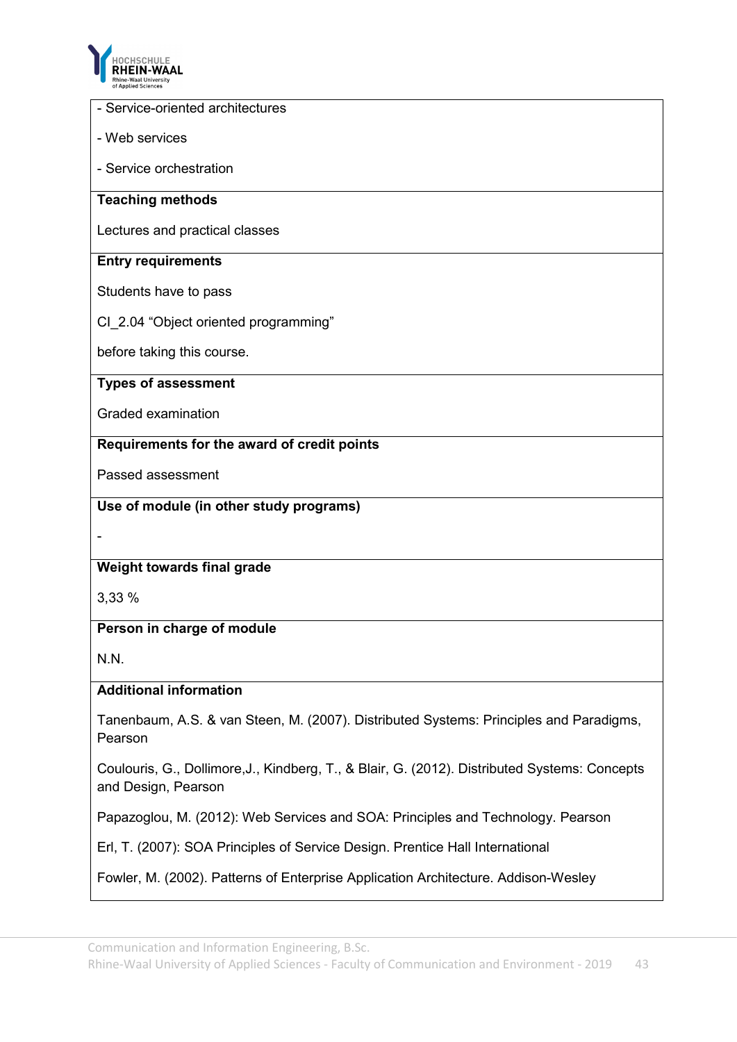- Service-oriented architectures

- Web services

- Service orchestration

**Teaching methods**

Lectures and practical classes

**Entry requirements**

Students have to pass

CI_2.04 “Object oriented programming”

before taking this course.

**Types of assessment**

Graded examination

**Requirements for the award of credit points**

Passed assessment

**Use of module (in other study programs)**

-

**Weight towards final grade**

3,33 %

**Person in charge of module**

N.N.

**Additional information**

Tanenbaum, A.S. & van Steen, M. (2007). Distributed Systems: Principles and Paradigms, Pearson

Coulouris, G., Dollimore,J., Kindberg, T., & Blair, G. (2012). Distributed Systems: Concepts and Design, Pearson

Papazoglou, M. (2012): Web Services and SOA: Principles and Technology. Pearson

Erl, T. (2007): SOA Principles of Service Design. Prentice Hall International

Fowler, M. (2002). Patterns of Enterprise Application Architecture. Addison-Wesley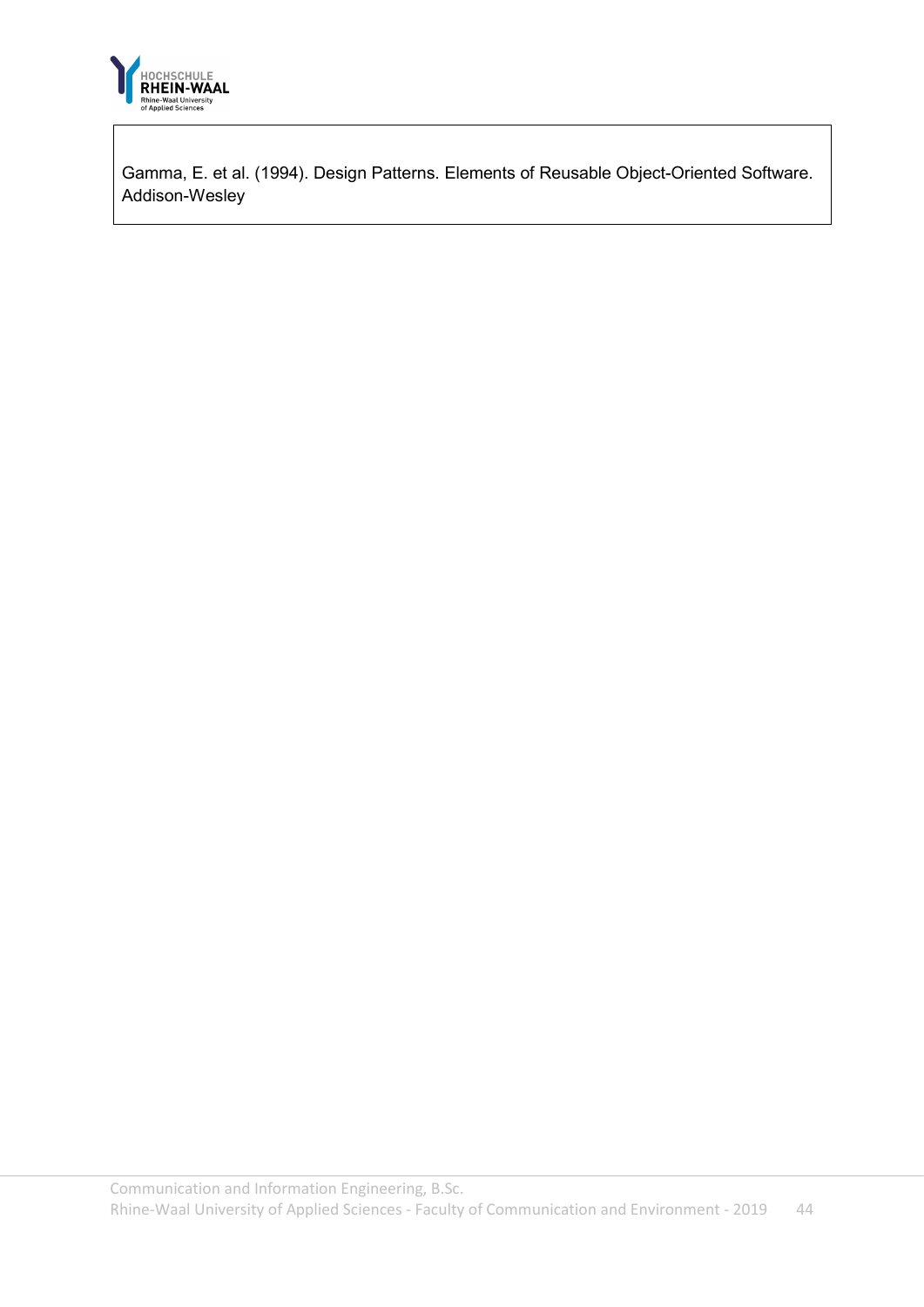Gamma, E. et al. (1994). Design Patterns. Elements of Reusable Object-Oriented Software. Addison-Wesley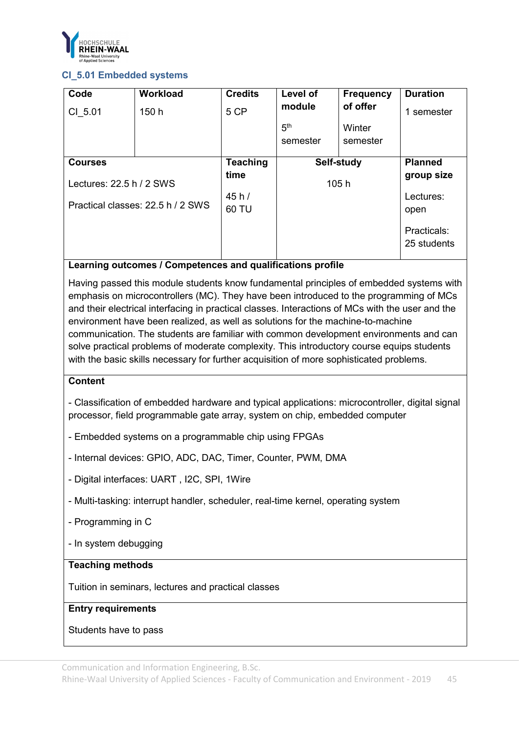### CI_5.01 Embedded systems

| Code | Workload | Credits | Level of module | Frequency of offer | Duration |
|---|---|---|---|---|---|
| CI_5.01 | 150 h | 5 CP | 5th semester | Winter semester | 1 semester |

| Courses | Teaching time | Self-study | Planned group size |
|---|---|---|---|
| Lectures: 22.5 h / 2 SWS<br>Practical classes: 22.5 h / 2 SWS | 45 h / 60 TU | 105 h | Lectures: open<br>Practicals: 25 students |

**Learning outcomes / Competences and qualifications profile**

Having passed this module students know fundamental principles of embedded systems with emphasis on microcontrollers (MC). They have been introduced to the programming of MCs and their electrical interfacing in practical classes. Interactions of MCs with the user and the environment have been realized, as well as solutions for the machine-to-machine communication. The students are familiar with common development environments and can solve practical problems of moderate complexity. This introductory course equips students with the basic skills necessary for further acquisition of more sophisticated problems.

**Content**

- Classification of embedded hardware and typical applications: microcontroller, digital signal processor, field programmable gate array, system on chip, embedded computer
- Embedded systems on a programmable chip using FPGAs
- Internal devices: GPIO, ADC, DAC, Timer, Counter, PWM, DMA
- Digital interfaces: UART , I2C, SPI, 1Wire
- Multi-tasking: interrupt handler, scheduler, real-time kernel, operating system
- Programming in C
- In system debugging

**Teaching methods**

Tuition in seminars, lectures and practical classes

**Entry requirements**

Students have to pass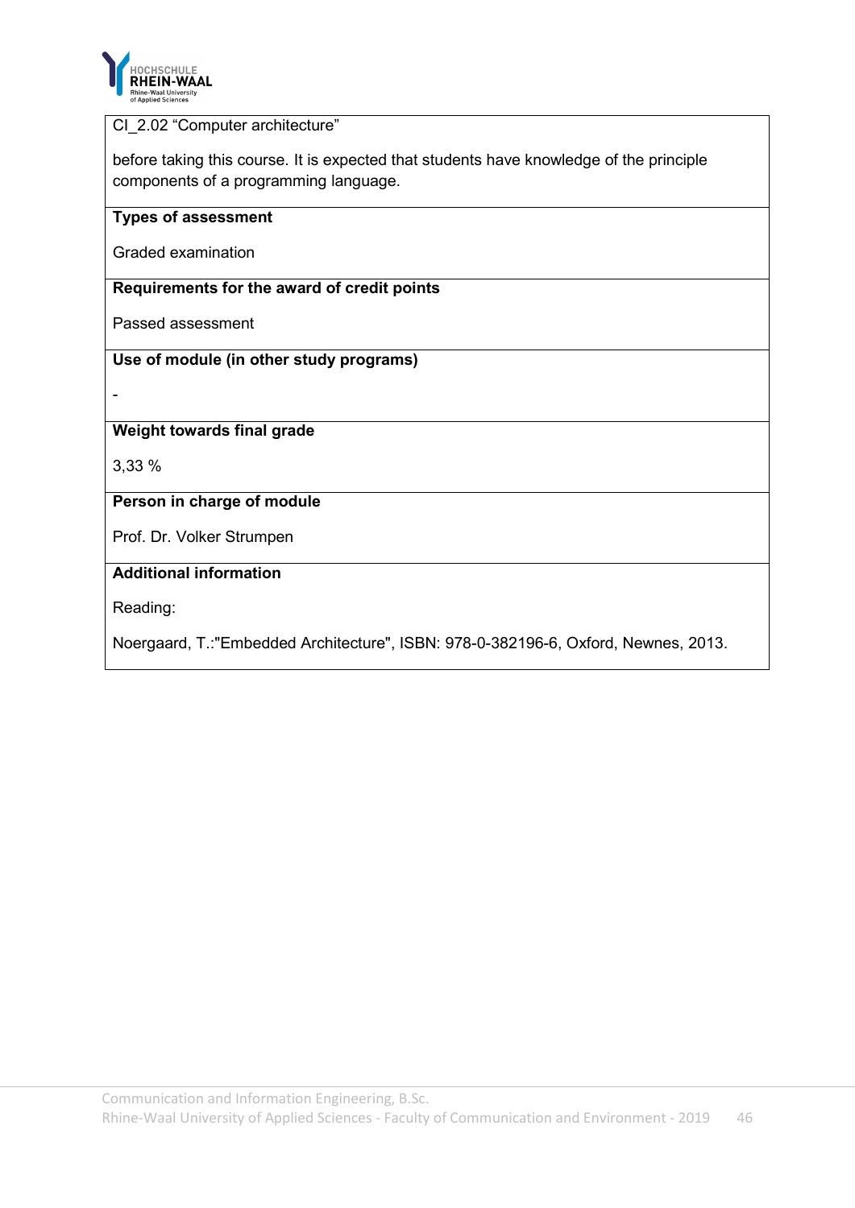CI_2.02 “Computer architecture”

before taking this course. It is expected that students have knowledge of the principle components of a programming language.

**Types of assessment**

Graded examination

**Requirements for the award of credit points**

Passed assessment

**Use of module (in other study programs)**

-

**Weight towards final grade**

3,33 %

**Person in charge of module**

Prof. Dr. Volker Strumpen

**Additional information**

Reading:

Noergaard, T.:"Embedded Architecture", ISBN: 978-0-382196-6, Oxford, Newnes, 2013.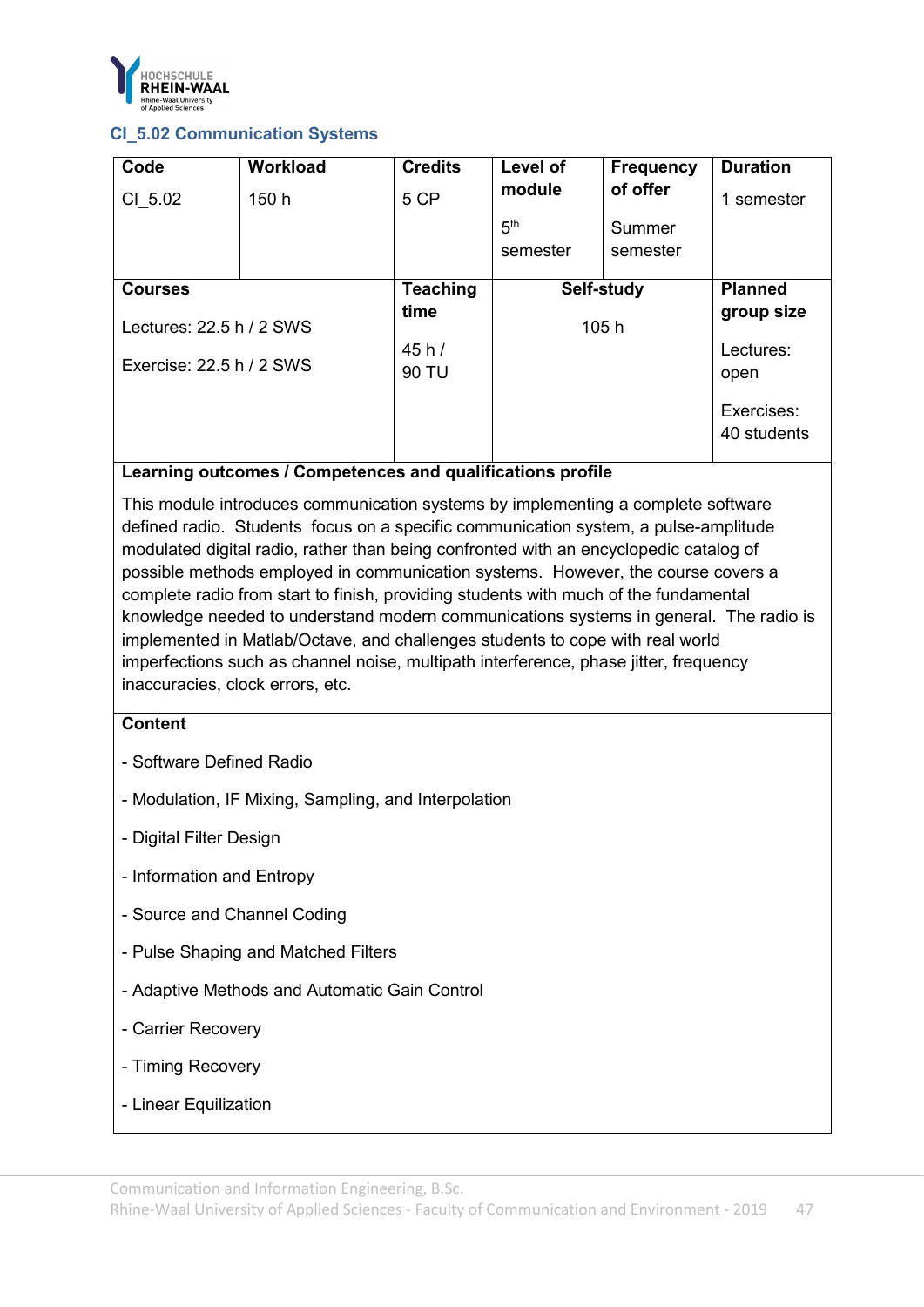## CI_5.02 Communication Systems

| Code | Workload | Credits | Level of module | Frequency of offer | Duration |
|---|---|---|---|---|---|
| CI_5.02 | 150 h | 5 CP | 5th semester | Summer semester | 1 semester |

| Courses | Teaching time | Self-study | Planned group size |
|---|---|---|---|
| Lectures: 22.5 h / 2 SWS<br>Exercise: 22.5 h / 2 SWS | 45 h / 90 TU | 105 h | Lectures: open<br>Exercises: 40 students |

**Learning outcomes / Competences and qualifications profile**

This module introduces communication systems by implementing a complete software defined radio. Students focus on a specific communication system, a pulse-amplitude modulated digital radio, rather than being confronted with an encyclopedic catalog of possible methods employed in communication systems. However, the course covers a complete radio from start to finish, providing students with much of the fundamental knowledge needed to understand modern communications systems in general. The radio is implemented in Matlab/Octave, and challenges students to cope with real world imperfections such as channel noise, multipath interference, phase jitter, frequency inaccuracies, clock errors, etc.

**Content**

- Software Defined Radio
- Modulation, IF Mixing, Sampling, and Interpolation
- Digital Filter Design
- Information and Entropy
- Source and Channel Coding
- Pulse Shaping and Matched Filters
- Adaptive Methods and Automatic Gain Control
- Carrier Recovery
- Timing Recovery
- Linear Equilization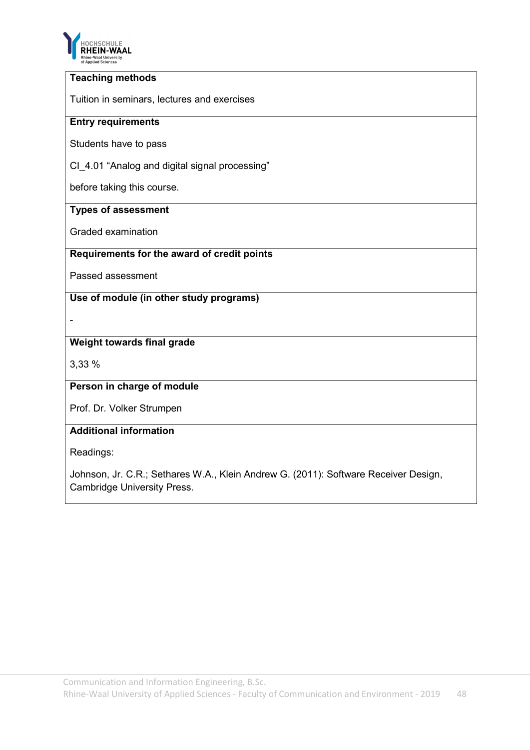**Teaching methods**

Tuition in seminars, lectures and exercises

**Entry requirements**

Students have to pass

CI_4.01 “Analog and digital signal processing”

before taking this course.

**Types of assessment**

Graded examination

**Requirements for the award of credit points**

Passed assessment

**Use of module (in other study programs)**

-

**Weight towards final grade**

3,33 %

**Person in charge of module**

Prof. Dr. Volker Strumpen

**Additional information**

Readings:

Johnson, Jr. C.R.; Sethares W.A., Klein Andrew G. (2011): Software Receiver Design, Cambridge University Press.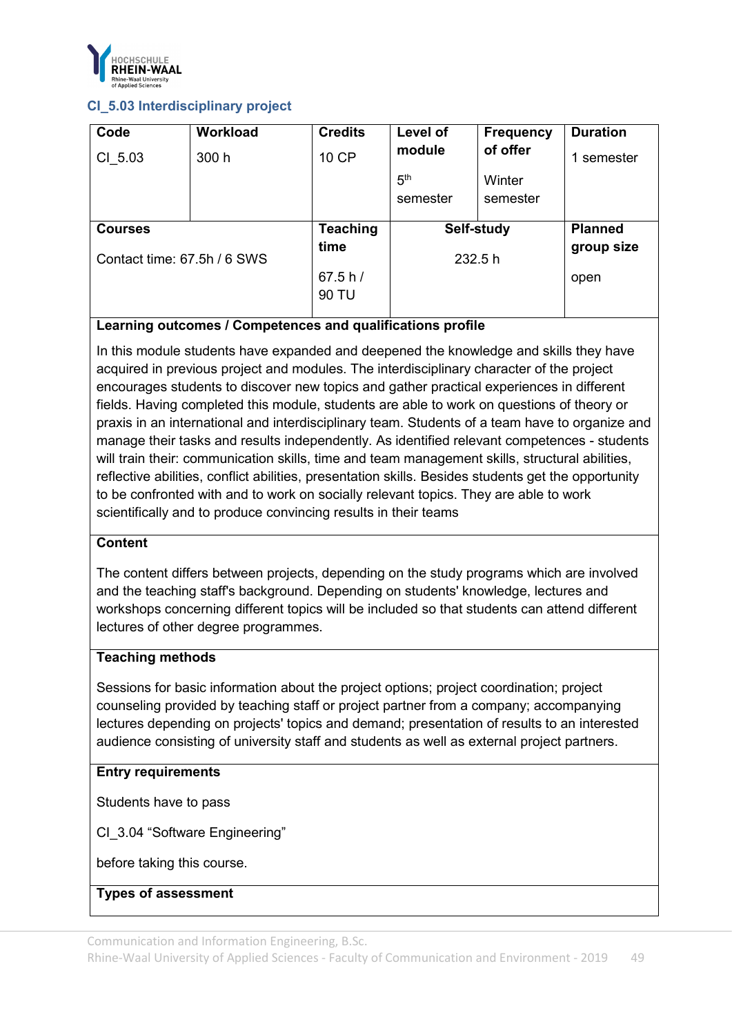### CI_5.03 Interdisciplinary project

| Code | Workload | Credits | Level of module | Frequency of offer | Duration |
|---|---|---|---|---|---|
| CI_5.03 | 300 h | 10 CP | 5th semester | Winter semester | 1 semester |

| Courses | Teaching time | Self-study | Planned group size |
|---|---|---|---|
| Contact time: 67.5h / 6 SWS | 67.5 h / 90 TU | 232.5 h | open |

**Learning outcomes / Competences and qualifications profile**

In this module students have expanded and deepened the knowledge and skills they have acquired in previous project and modules. The interdisciplinary character of the project encourages students to discover new topics and gather practical experiences in different fields. Having completed this module, students are able to work on questions of theory or praxis in an international and interdisciplinary team. Students of a team have to organize and manage their tasks and results independently. As identified relevant competences - students will train their: communication skills, time and team management skills, structural abilities, reflective abilities, conflict abilities, presentation skills. Besides students get the opportunity to be confronted with and to work on socially relevant topics. They are able to work scientifically and to produce convincing results in their teams

**Content**

The content differs between projects, depending on the study programs which are involved and the teaching staff's background. Depending on students' knowledge, lectures and workshops concerning different topics will be included so that students can attend different lectures of other degree programmes.

**Teaching methods**

Sessions for basic information about the project options; project coordination; project counseling provided by teaching staff or project partner from a company; accompanying lectures depending on projects' topics and demand; presentation of results to an interested audience consisting of university staff and students as well as external project partners.

**Entry requirements**

Students have to pass

CI_3.04 “Software Engineering”

before taking this course.

**Types of assessment**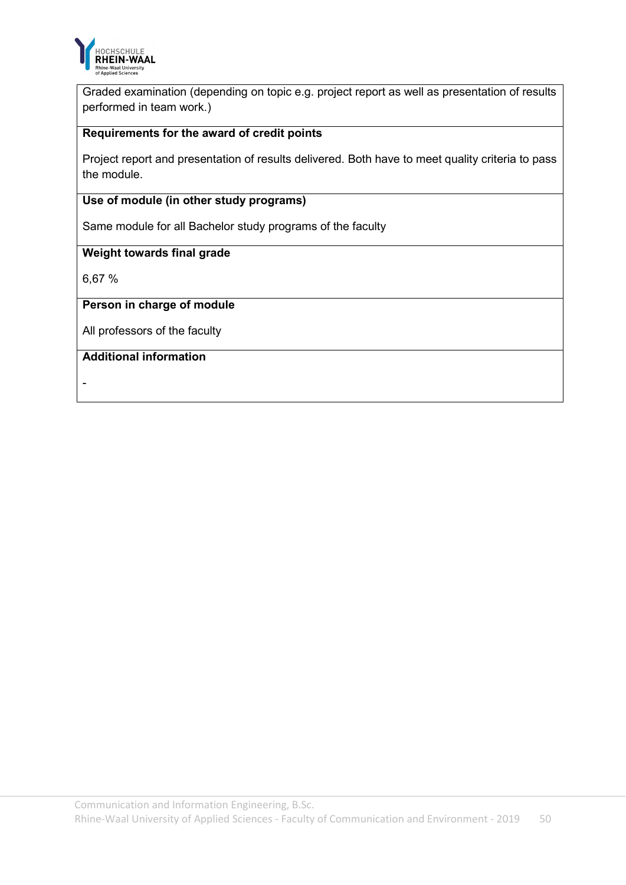Graded examination (depending on topic e.g. project report as well as presentation of results performed in team work.)

**Requirements for the award of credit points**

Project report and presentation of results delivered. Both have to meet quality criteria to pass the module.

**Use of module (in other study programs)**

Same module for all Bachelor study programs of the faculty

**Weight towards final grade**

6,67 %

**Person in charge of module**

All professors of the faculty

**Additional information**

-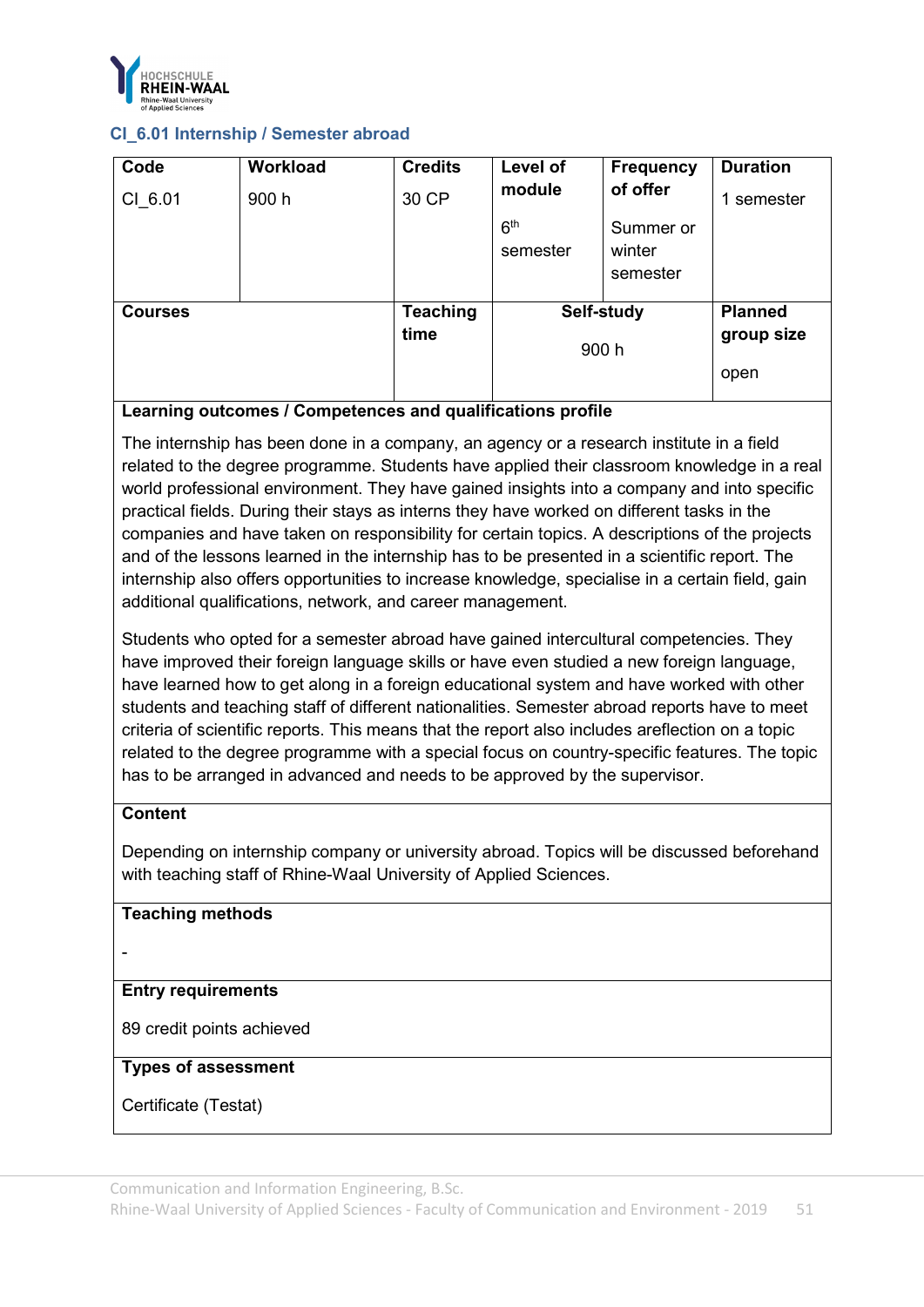## CI_6.01 Internship / Semester abroad

| Code | Workload | Credits | Level of module | Frequency of offer | Duration |
|---|---|---|---|---|---|
| CI_6.01 | 900 h | 30 CP | 6th semester | Summer or winter semester | 1 semester |
| **Courses** | | **Teaching time** | **Self-study** | | **Planned group size** |
| | | | 900 h | | open |

**Learning outcomes / Competences and qualifications profile**

The internship has been done in a company, an agency or a research institute in a field related to the degree programme. Students have applied their classroom knowledge in a real world professional environment. They have gained insights into a company and into specific practical fields. During their stays as interns they have worked on different tasks in the companies and have taken on responsibility for certain topics. A descriptions of the projects and of the lessons learned in the internship has to be presented in a scientific report. The internship also offers opportunities to increase knowledge, specialise in a certain field, gain additional qualifications, network, and career management.

Students who opted for a semester abroad have gained intercultural competencies. They have improved their foreign language skills or have even studied a new foreign language, have learned how to get along in a foreign educational system and have worked with other students and teaching staff of different nationalities. Semester abroad reports have to meet criteria of scientific reports. This means that the report also includes areflection on a topic related to the degree programme with a special focus on country-specific features. The topic has to be arranged in advanced and needs to be approved by the supervisor.

**Content**

Depending on internship company or university abroad. Topics will be discussed beforehand with teaching staff of Rhine-Waal University of Applied Sciences.

**Teaching methods**

-

**Entry requirements**

89 credit points achieved

**Types of assessment**

Certificate (Testat)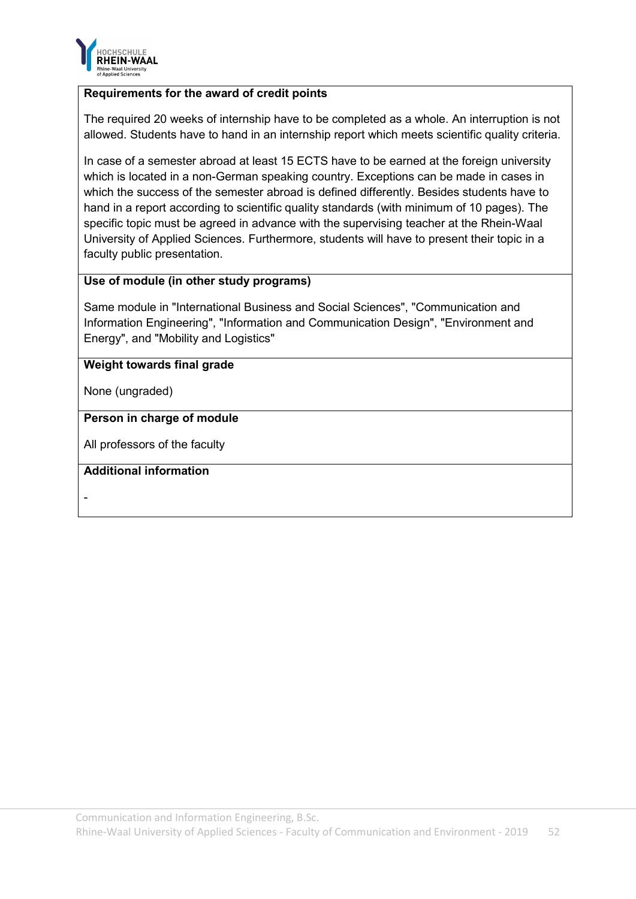**Requirements for the award of credit points**

The required 20 weeks of internship have to be completed as a whole. An interruption is not allowed. Students have to hand in an internship report which meets scientific quality criteria.

In case of a semester abroad at least 15 ECTS have to be earned at the foreign university which is located in a non-German speaking country. Exceptions can be made in cases in which the success of the semester abroad is defined differently. Besides students have to hand in a report according to scientific quality standards (with minimum of 10 pages). The specific topic must be agreed in advance with the supervising teacher at the Rhein-Waal University of Applied Sciences. Furthermore, students will have to present their topic in a faculty public presentation.

**Use of module (in other study programs)**

Same module in "International Business and Social Sciences", "Communication and Information Engineering", "Information and Communication Design", "Environment and Energy", and "Mobility and Logistics"

**Weight towards final grade**

None (ungraded)

**Person in charge of module**

All professors of the faculty

**Additional information**

-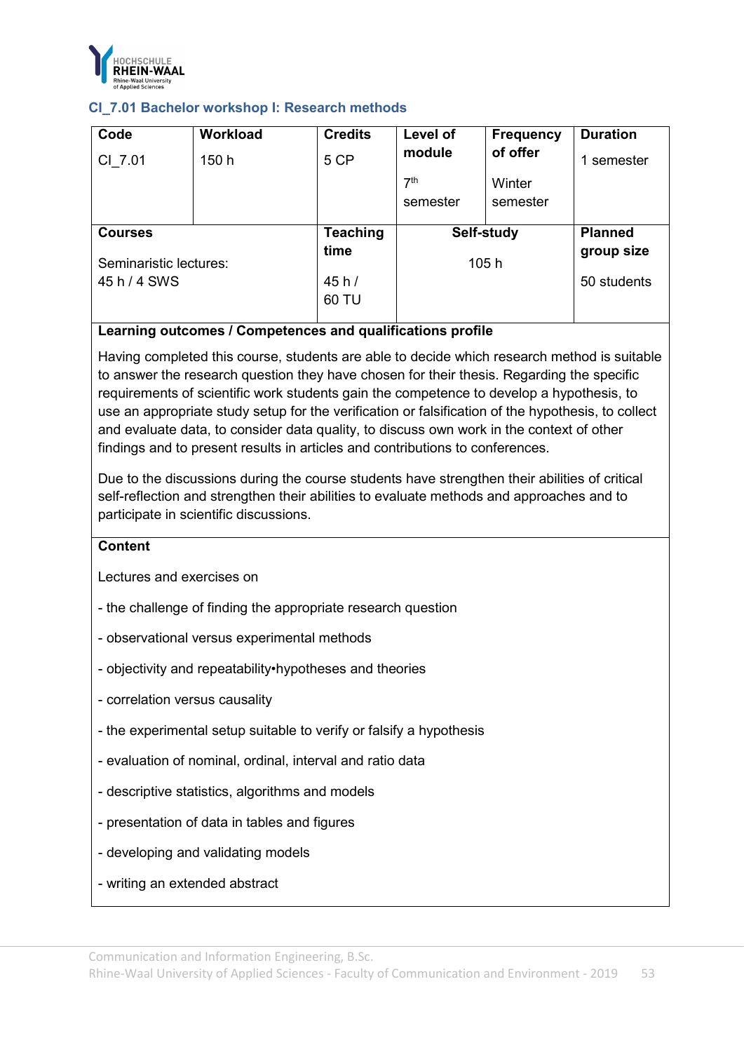## CI_7.01 Bachelor workshop I: Research methods

| Code | Workload | Credits | Level of module | Frequency of offer | Duration |
|---|---|---|---|---|---|
| CI_7.01 | 150 h | 5 CP | 7th semester | Winter semester | 1 semester |
| **Courses** | | **Teaching time** | **Self-study** | | **Planned group size** |
| Seminaristic lectures: 45 h / 4 SWS | | 45 h / 60 TU | 105 h | | 50 students |

**Learning outcomes / Competences and qualifications profile**

Having completed this course, students are able to decide which research method is suitable to answer the research question they have chosen for their thesis. Regarding the specific requirements of scientific work students gain the competence to develop a hypothesis, to use an appropriate study setup for the verification or falsification of the hypothesis, to collect and evaluate data, to consider data quality, to discuss own work in the context of other findings and to present results in articles and contributions to conferences.

Due to the discussions during the course students have strengthen their abilities of critical self-reflection and strengthen their abilities to evaluate methods and approaches and to participate in scientific discussions.

**Content**

Lectures and exercises on

- the challenge of finding the appropriate research question
- observational versus experimental methods
- objectivity and repeatability•hypotheses and theories
- correlation versus causality
- the experimental setup suitable to verify or falsify a hypothesis
- evaluation of nominal, ordinal, interval and ratio data
- descriptive statistics, algorithms and models
- presentation of data in tables and figures
- developing and validating models
- writing an extended abstract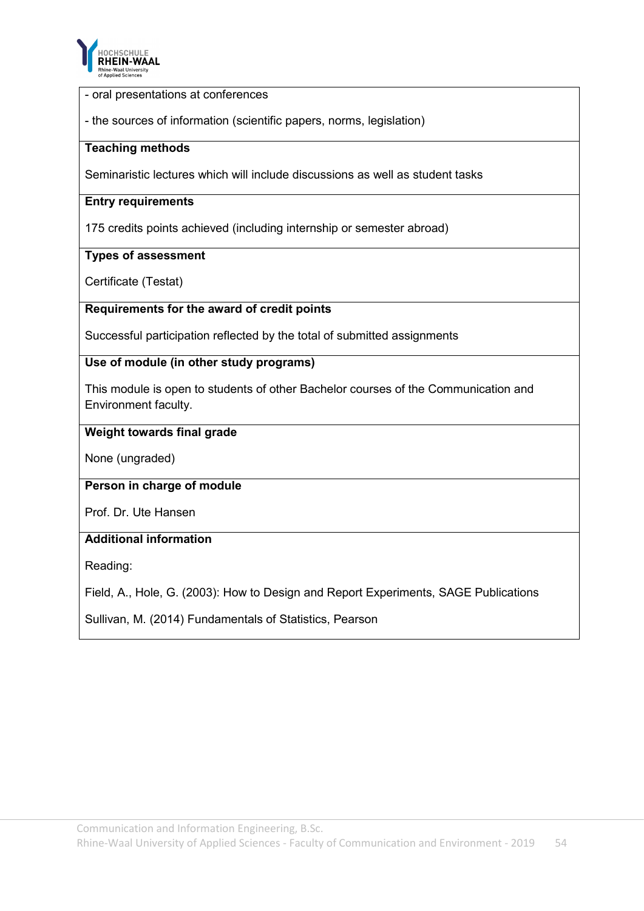- oral presentations at conferences

- the sources of information (scientific papers, norms, legislation)

**Teaching methods**

Seminaristic lectures which will include discussions as well as student tasks

**Entry requirements**

175 credits points achieved (including internship or semester abroad)

**Types of assessment**

Certificate (Testat)

**Requirements for the award of credit points**

Successful participation reflected by the total of submitted assignments

**Use of module (in other study programs)**

This module is open to students of other Bachelor courses of the Communication and Environment faculty.

**Weight towards final grade**

None (ungraded)

**Person in charge of module**

Prof. Dr. Ute Hansen

**Additional information**

Reading:

Field, A., Hole, G. (2003): How to Design and Report Experiments, SAGE Publications

Sullivan, M. (2014) Fundamentals of Statistics, Pearson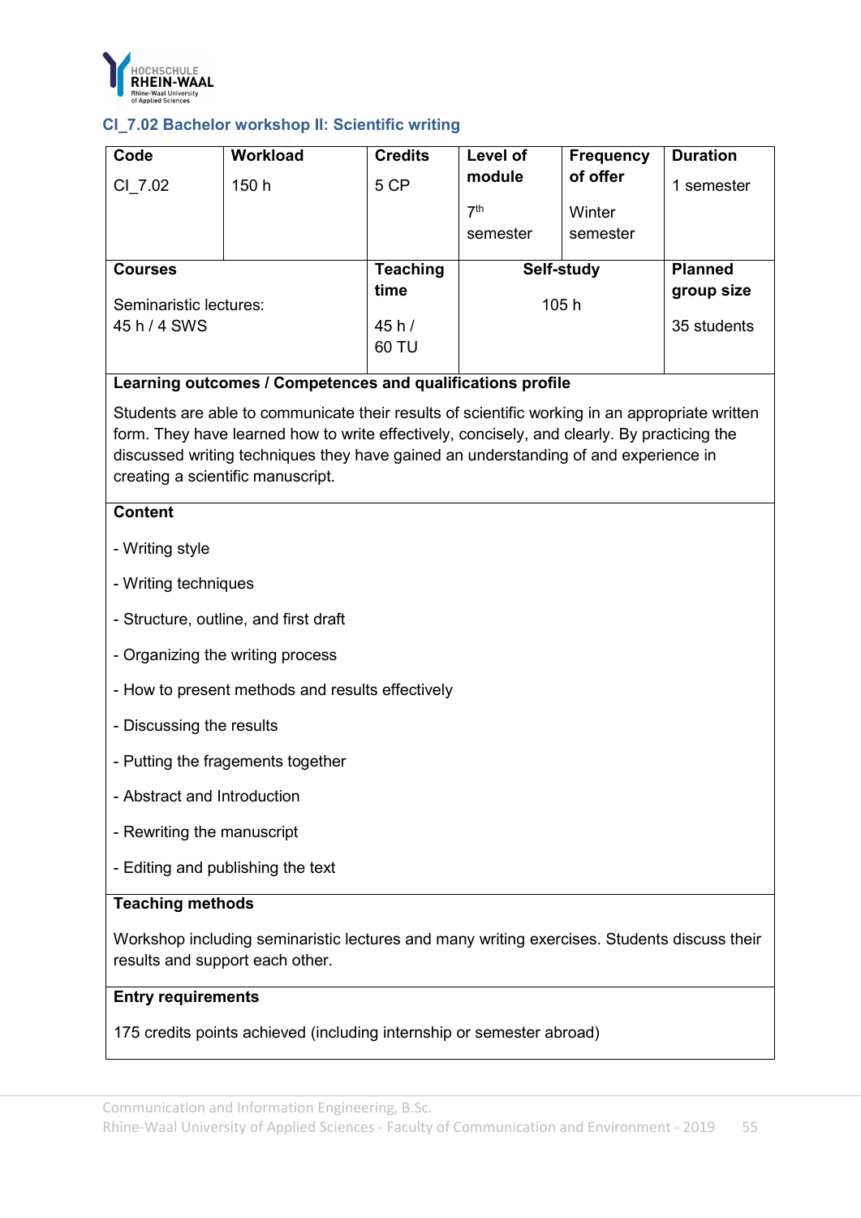## CI_7.02 Bachelor workshop II: Scientific writing

| Code | Workload | Credits | Level of module | Frequency of offer | Duration |
|---|---|---|---|---|---|
| CI_7.02 | 150 h | 5 CP | 7th semester | Winter semester | 1 semester |

| Courses | Teaching time | Self-study | Planned group size |
|---|---|---|---|
| Seminaristic lectures: 45 h / 4 SWS | 45 h / 60 TU | 105 h | 35 students |

**Learning outcomes / Competences and qualifications profile**

Students are able to communicate their results of scientific working in an appropriate written form. They have learned how to write effectively, concisely, and clearly. By practicing the discussed writing techniques they have gained an understanding of and experience in creating a scientific manuscript.

**Content**

- Writing style
- Writing techniques
- Structure, outline, and first draft
- Organizing the writing process
- How to present methods and results effectively
- Discussing the results
- Putting the fragements together
- Abstract and Introduction
- Rewriting the manuscript
- Editing and publishing the text

**Teaching methods**

Workshop including seminaristic lectures and many writing exercises. Students discuss their results and support each other.

**Entry requirements**

175 credits points achieved (including internship or semester abroad)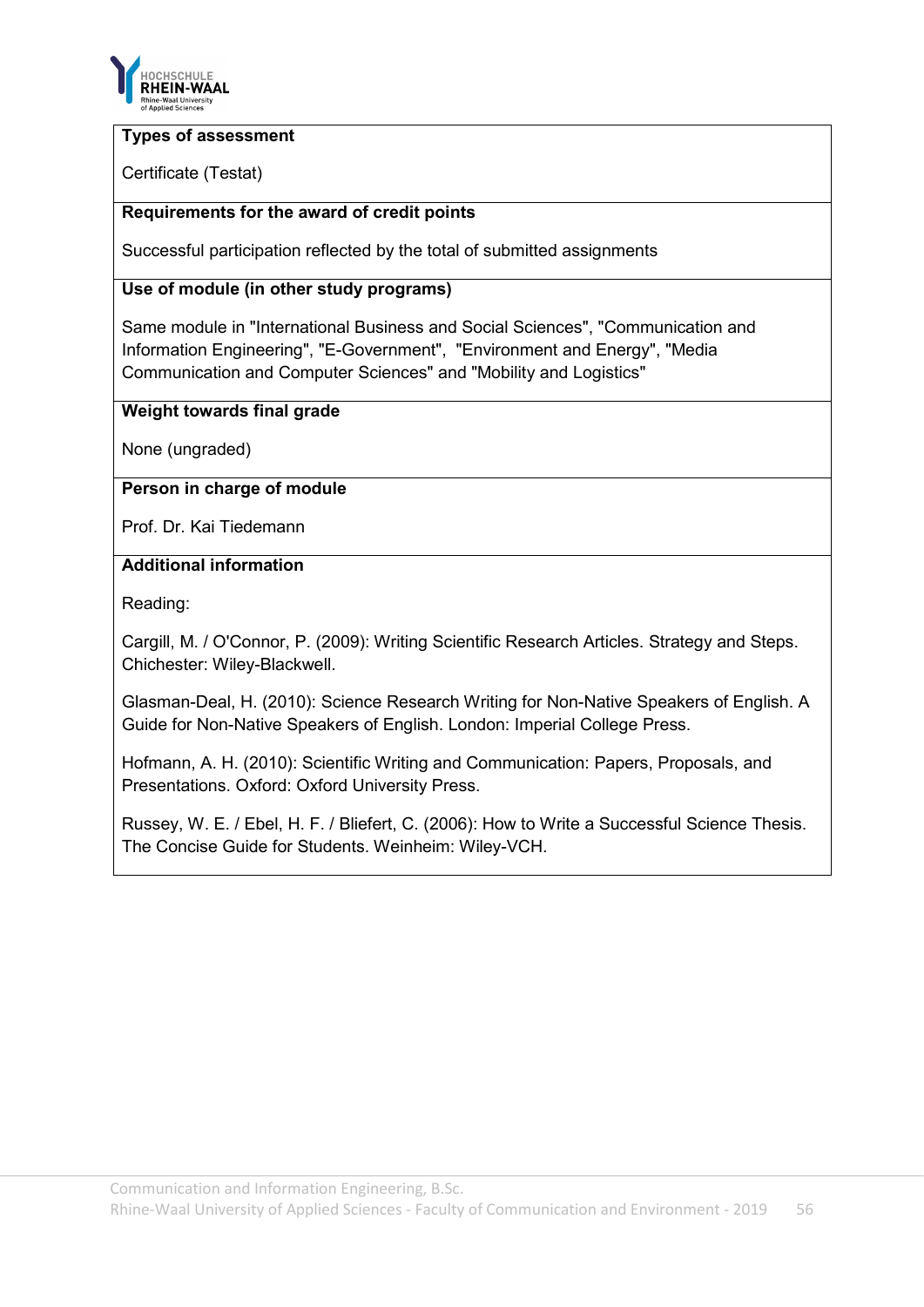**Types of assessment**

Certificate (Testat)

**Requirements for the award of credit points**

Successful participation reflected by the total of submitted assignments

**Use of module (in other study programs)**

Same module in "International Business and Social Sciences", "Communication and Information Engineering", "E-Government", "Environment and Energy", "Media Communication and Computer Sciences" and "Mobility and Logistics"

**Weight towards final grade**

None (ungraded)

**Person in charge of module**

Prof. Dr. Kai Tiedemann

**Additional information**

Reading:

Cargill, M. / O'Connor, P. (2009): Writing Scientific Research Articles. Strategy and Steps. Chichester: Wiley-Blackwell.

Glasman-Deal, H. (2010): Science Research Writing for Non-Native Speakers of English. A Guide for Non-Native Speakers of English. London: Imperial College Press.

Hofmann, A. H. (2010): Scientific Writing and Communication: Papers, Proposals, and Presentations. Oxford: Oxford University Press.

Russey, W. E. / Ebel, H. F. / Bliefert, C. (2006): How to Write a Successful Science Thesis. The Concise Guide for Students. Weinheim: Wiley-VCH.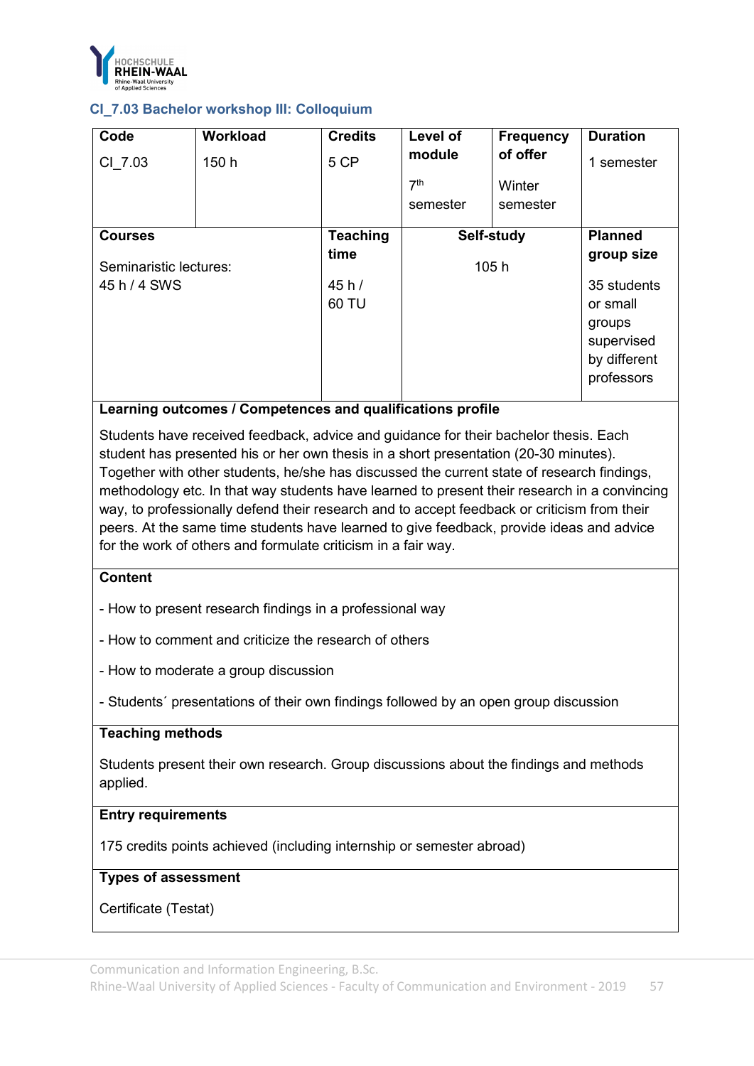### CI_7.03 Bachelor workshop III: Colloquium

| Code | Workload | Credits | Level of module | Frequency of offer | Duration |
|---|---|---|---|---|---|
| CI_7.03 | 150 h | 5 CP | 7th semester | Winter semester | 1 semester |

| Courses | Teaching time | Self-study | Planned group size |
|---|---|---|---|
| Seminaristic lectures: 45 h / 4 SWS | 45 h / 60 TU | 105 h | 35 students or small groups supervised by different professors |

**Learning outcomes / Competences and qualifications profile**

Students have received feedback, advice and guidance for their bachelor thesis. Each student has presented his or her own thesis in a short presentation (20-30 minutes). Together with other students, he/she has discussed the current state of research findings, methodology etc. In that way students have learned to present their research in a convincing way, to professionally defend their research and to accept feedback or criticism from their peers. At the same time students have learned to give feedback, provide ideas and advice for the work of others and formulate criticism in a fair way.

**Content**

- How to present research findings in a professional way
- How to comment and criticize the research of others
- How to moderate a group discussion
- Students´ presentations of their own findings followed by an open group discussion

**Teaching methods**

Students present their own research. Group discussions about the findings and methods applied.

**Entry requirements**

175 credits points achieved (including internship or semester abroad)

**Types of assessment**

Certificate (Testat)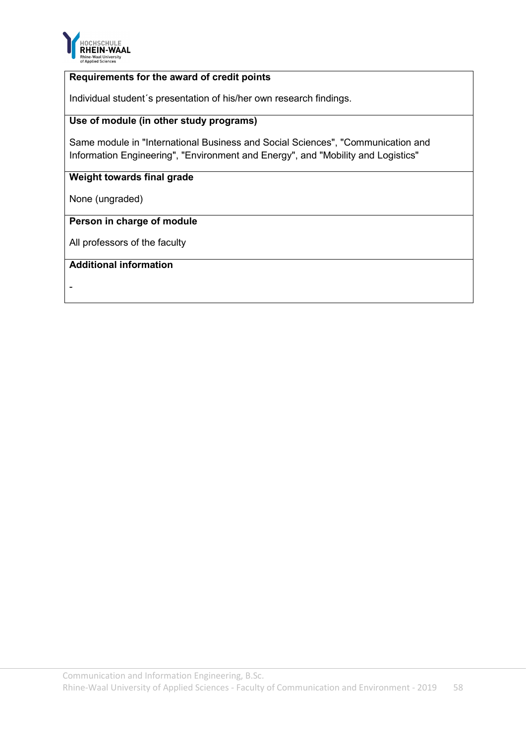**Requirements for the award of credit points**

Individual student´s presentation of his/her own research findings.

**Use of module (in other study programs)**

Same module in "International Business and Social Sciences", "Communication and Information Engineering", "Environment and Energy", and "Mobility and Logistics"

**Weight towards final grade**

None (ungraded)

**Person in charge of module**

All professors of the faculty

**Additional information**

-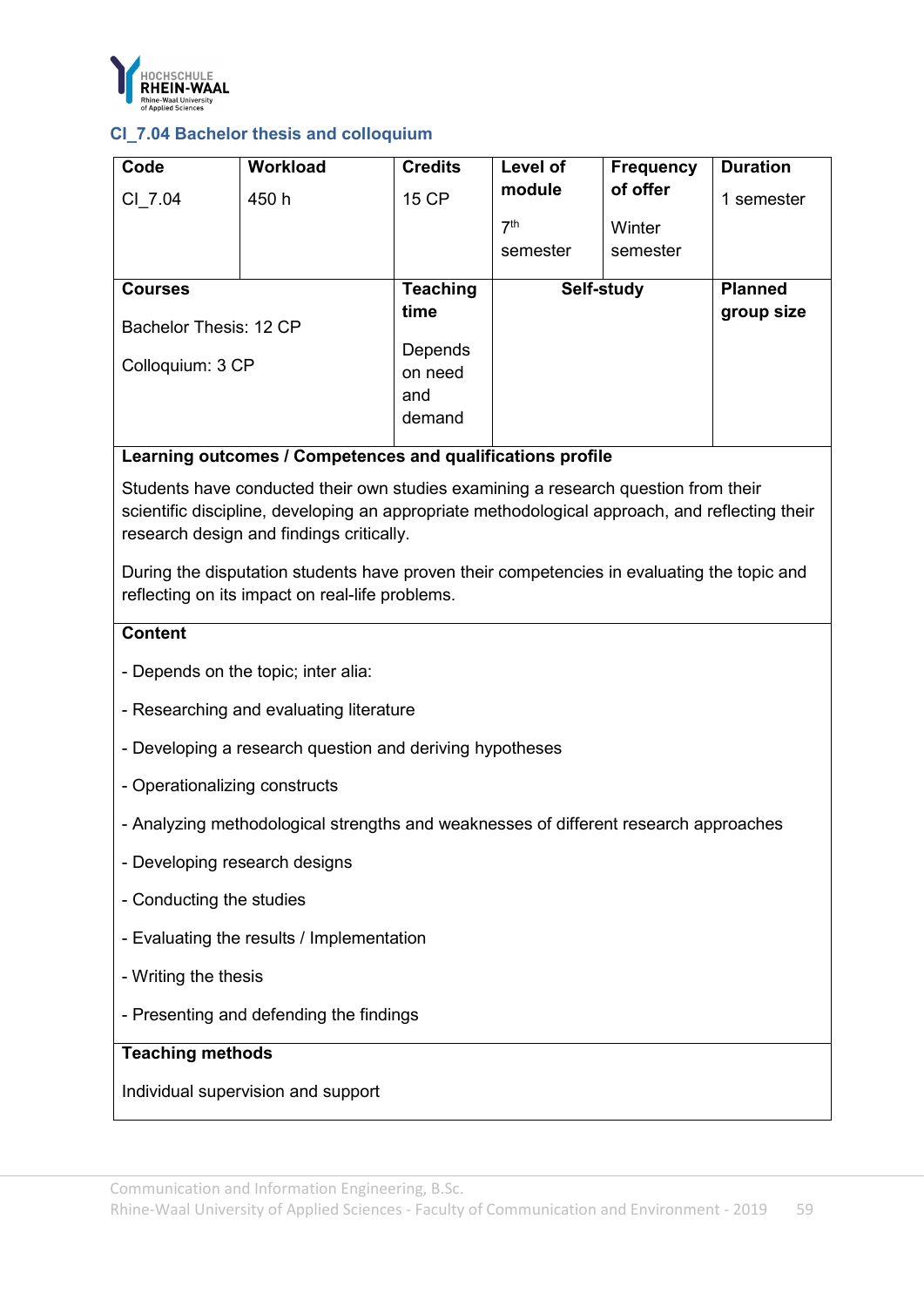## CI_7.04 Bachelor thesis and colloquium

| Code | Workload | Credits | Level of module | Frequency of offer | Duration |
|---|---|---|---|---|---|
| CI_7.04 | 450 h | 15 CP | 7th semester | Winter semester | 1 semester |

| Courses | Teaching time | Self-study | Planned group size |
|---|---|---|---|
| Bachelor Thesis: 12 CP<br>Colloquium: 3 CP | Depends on need and demand | | |

**Learning outcomes / Competences and qualifications profile**

Students have conducted their own studies examining a research question from their scientific discipline, developing an appropriate methodological approach, and reflecting their research design and findings critically.

During the disputation students have proven their competencies in evaluating the topic and reflecting on its impact on real-life problems.

**Content**

- Depends on the topic; inter alia:
- Researching and evaluating literature
- Developing a research question and deriving hypotheses
- Operationalizing constructs
- Analyzing methodological strengths and weaknesses of different research approaches
- Developing research designs
- Conducting the studies
- Evaluating the results / Implementation
- Writing the thesis
- Presenting and defending the findings

**Teaching methods**

Individual supervision and support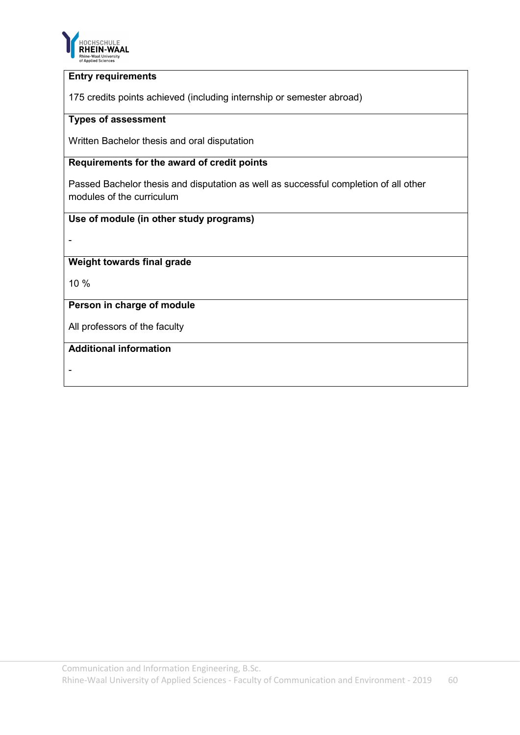| **Entry requirements** |
|---|
| 175 credits points achieved (including internship or semester abroad) |
| **Types of assessment** |
| Written Bachelor thesis and oral disputation |
| **Requirements for the award of credit points** |
| Passed Bachelor thesis and disputation as well as successful completion of all other modules of the curriculum |
| **Use of module (in other study programs)** |
| - |
| **Weight towards final grade** |
| 10 % |
| **Person in charge of module** |
| All professors of the faculty |
| **Additional information** |
| - |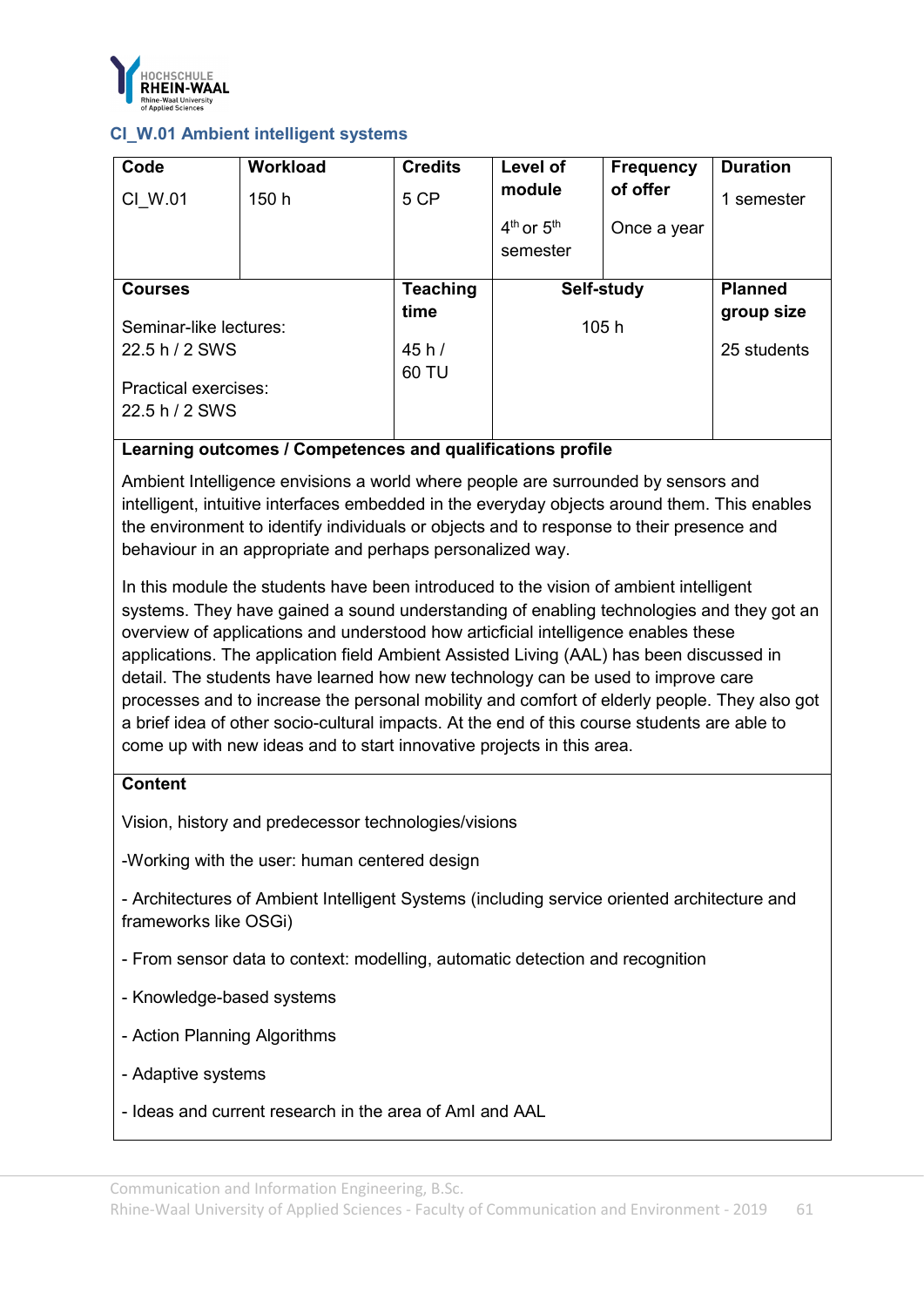## CI_W.01 Ambient intelligent systems

| Code | Workload | Credits | Level of module | Frequency of offer | Duration |
|---|---|---|---|---|---|
| CI_W.01 | 150 h | 5 CP | 4th or 5th semester | Once a year | 1 semester |
| **Courses** | | **Teaching time** | **Self-study** | | **Planned group size** |
| Seminar-like lectures: 22.5 h / 2 SWS<br><br>Practical exercises: 22.5 h / 2 SWS | | 45 h / 60 TU | 105 h | | 25 students |

**Learning outcomes / Competences and qualifications profile**

Ambient Intelligence envisions a world where people are surrounded by sensors and intelligent, intuitive interfaces embedded in the everyday objects around them. This enables the environment to identify individuals or objects and to response to their presence and behaviour in an appropriate and perhaps personalized way.

In this module the students have been introduced to the vision of ambient intelligent systems. They have gained a sound understanding of enabling technologies and they got an overview of applications and understood how artcficial intelligence enables these applications. The application field Ambient Assisted Living (AAL) has been discussed in detail. The students have learned how new technology can be used to improve care processes and to increase the personal mobility and comfort of elderly people. They also got a brief idea of other socio-cultural impacts. At the end of this course students are able to come up with new ideas and to start innovative projects in this area.

**Content**

Vision, history and predecessor technologies/visions

-Working with the user: human centered design

- Architectures of Ambient Intelligent Systems (including service oriented architecture and frameworks like OSGi)

- From sensor data to context: modelling, automatic detection and recognition

- Knowledge-based systems

- Action Planning Algorithms

- Adaptive systems

- Ideas and current research in the area of AmI and AAL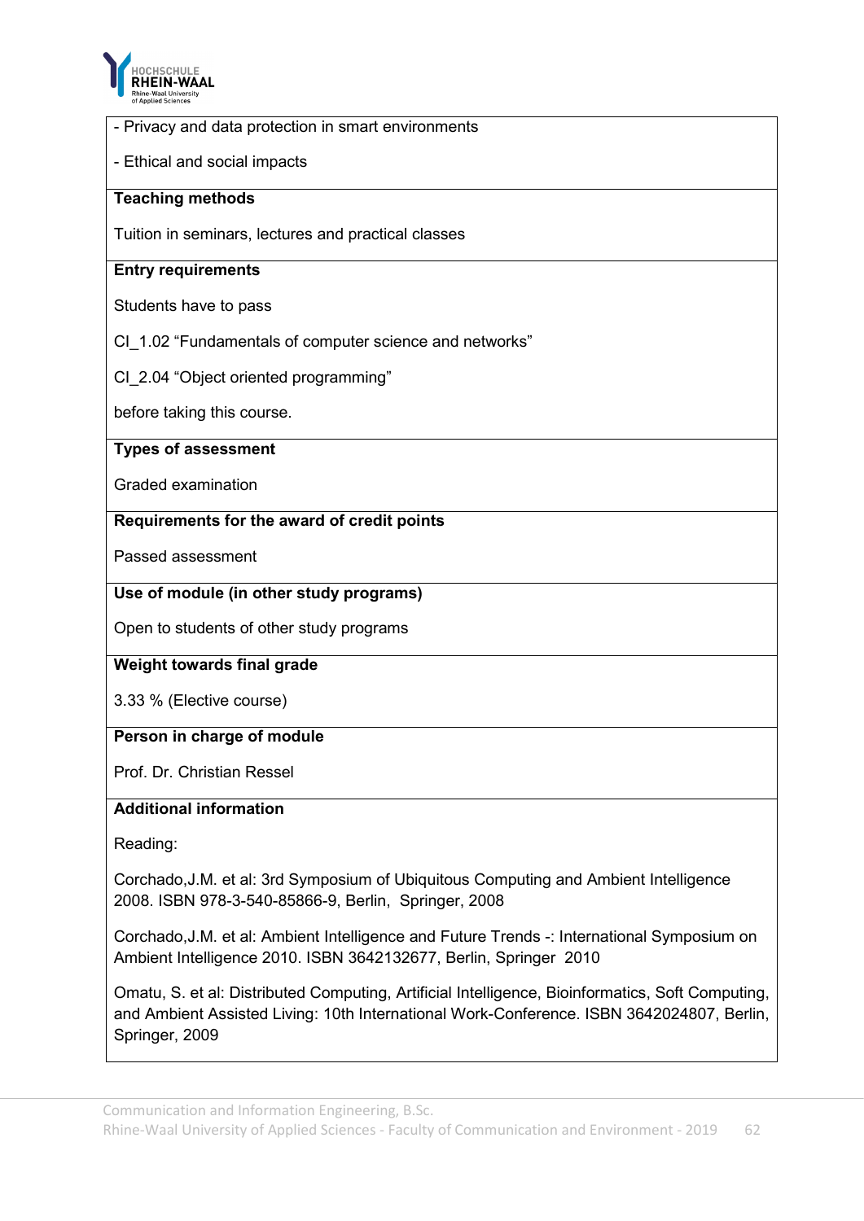- Privacy and data protection in smart environments

- Ethical and social impacts

**Teaching methods**

Tuition in seminars, lectures and practical classes

**Entry requirements**

Students have to pass

CI_1.02 “Fundamentals of computer science and networks”

CI_2.04 “Object oriented programming”

before taking this course.

**Types of assessment**

Graded examination

**Requirements for the award of credit points**

Passed assessment

**Use of module (in other study programs)**

Open to students of other study programs

**Weight towards final grade**

3.33 % (Elective course)

**Person in charge of module**

Prof. Dr. Christian Ressel

**Additional information**

Reading:

Corchado,J.M. et al: 3rd Symposium of Ubiquitous Computing and Ambient Intelligence 2008. ISBN 978-3-540-85866-9, Berlin, Springer, 2008

Corchado,J.M. et al: Ambient Intelligence and Future Trends -: International Symposium on Ambient Intelligence 2010. ISBN 3642132677, Berlin, Springer 2010

Omatu, S. et al: Distributed Computing, Artificial Intelligence, Bioinformatics, Soft Computing, and Ambient Assisted Living: 10th International Work-Conference. ISBN 3642024807, Berlin, Springer, 2009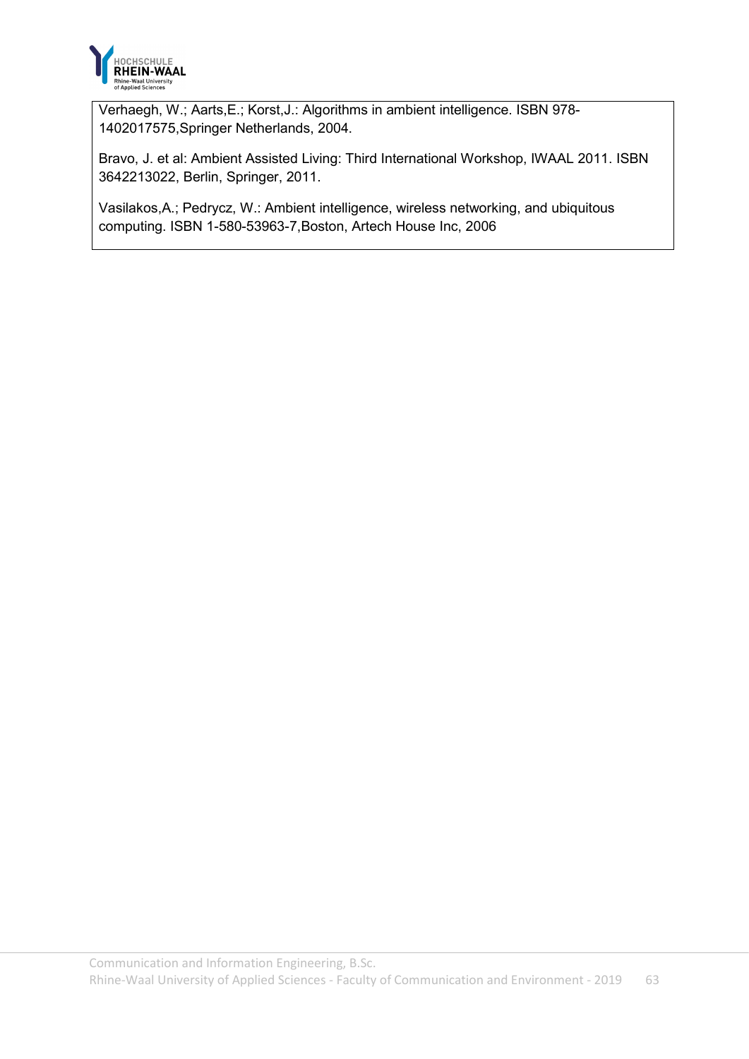Verhaegh, W.; Aarts,E.; Korst,J.: Algorithms in ambient intelligence. ISBN 978-1402017575,Springer Netherlands, 2004.

Bravo, J. et al: Ambient Assisted Living: Third International Workshop, IWAAL 2011. ISBN 3642213022, Berlin, Springer, 2011.

Vasilakos,A.; Pedrycz, W.: Ambient intelligence, wireless networking, and ubiquitous computing. ISBN 1-580-53963-7,Boston, Artech House Inc, 2006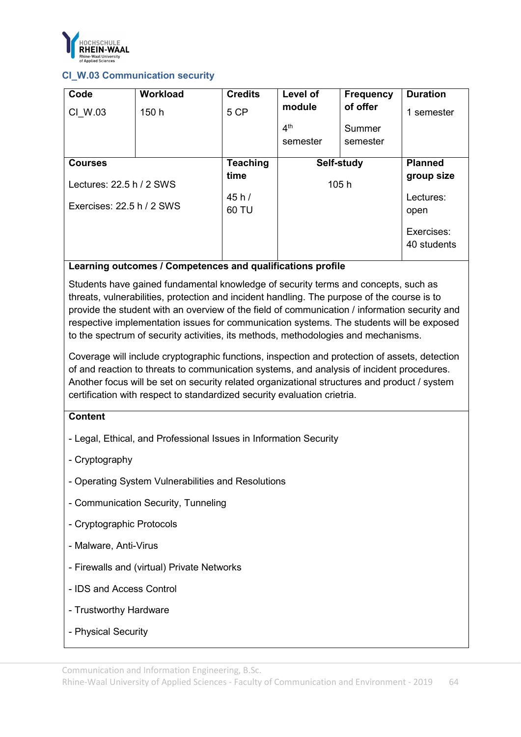## CI_W.03 Communication security

| Code | Workload | Credits | Level of module | Frequency of offer | Duration |
|---|---|---|---|---|---|
| CI_W.03 | 150 h | 5 CP | 4th semester | Summer semester | 1 semester |

| Courses | Teaching time | Self-study | Planned group size |
|---|---|---|---|
| Lectures: 22.5 h / 2 SWS<br>Exercises: 22.5 h / 2 SWS | 45 h / 60 TU | 105 h | Lectures: open<br>Exercises: 40 students |

**Learning outcomes / Competences and qualifications profile**

Students have gained fundamental knowledge of security terms and concepts, such as threats, vulnerabilities, protection and incident handling. The purpose of the course is to provide the student with an overview of the field of communication / information security and respective implementation issues for communication systems. The students will be exposed to the spectrum of security activities, its methods, methodologies and mechanisms.

Coverage will include cryptographic functions, inspection and protection of assets, detection of and reaction to threats to communication systems, and analysis of incident procedures. Another focus will be set on security related organizational structures and product / system certification with respect to standardized security evaluation crietria.

**Content**

- Legal, Ethical, and Professional Issues in Information Security
- Cryptography
- Operating System Vulnerabilities and Resolutions
- Communication Security, Tunneling
- Cryptographic Protocols
- Malware, Anti-Virus
- Firewalls and (virtual) Private Networks
- IDS and Access Control
- Trustworthy Hardware
- Physical Security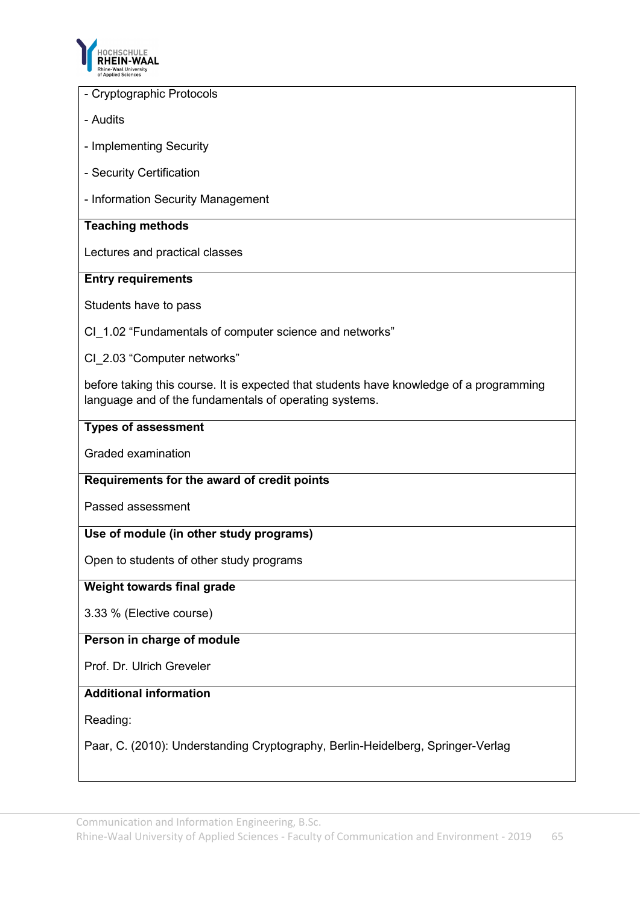- Cryptographic Protocols

- Audits

- Implementing Security

- Security Certification

- Information Security Management

**Teaching methods**

Lectures and practical classes

**Entry requirements**

Students have to pass

CI_1.02 “Fundamentals of computer science and networks”

CI_2.03 “Computer networks”

before taking this course. It is expected that students have knowledge of a programming language and of the fundamentals of operating systems.

**Types of assessment**

Graded examination

**Requirements for the award of credit points**

Passed assessment

**Use of module (in other study programs)**

Open to students of other study programs

**Weight towards final grade**

3.33 % (Elective course)

**Person in charge of module**

Prof. Dr. Ulrich Greveler

**Additional information**

Reading:

Paar, C. (2010): Understanding Cryptography, Berlin-Heidelberg, Springer-Verlag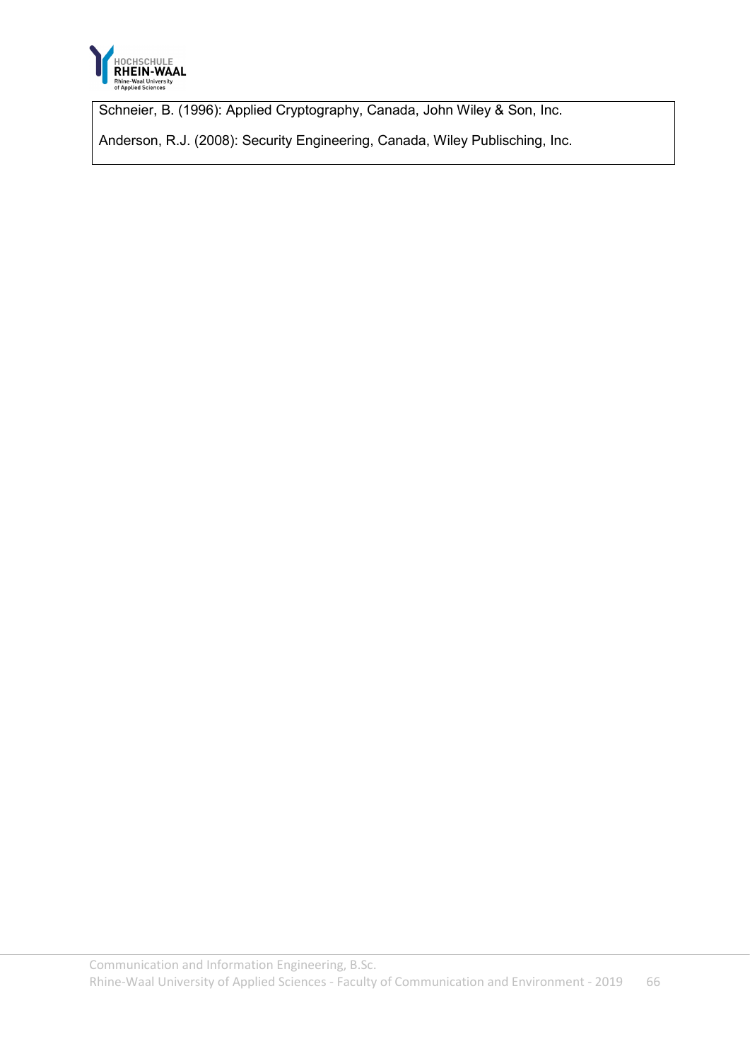Schneier, B. (1996): Applied Cryptography, Canada, John Wiley & Son, Inc.

Anderson, R.J. (2008): Security Engineering, Canada, Wiley Publisching, Inc.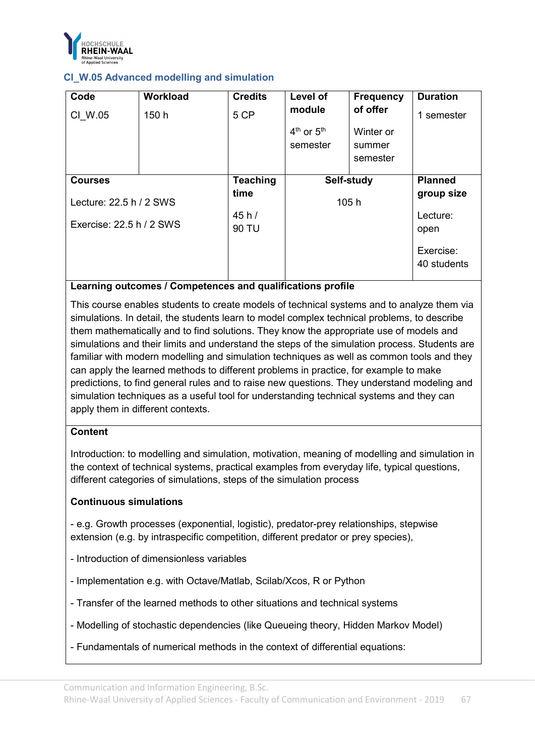## CI_W.05 Advanced modelling and simulation

| Code | Workload | Credits | Level of module | Frequency of offer | Duration |
|---|---|---|---|---|---|
| CI_W.05 | 150 h | 5 CP | 4th or 5th semester | Winter or summer semester | 1 semester |
| **Courses** | | **Teaching time** | **Self-study** | | **Planned group size** |
| Lecture: 22.5 h / 2 SWS<br>Exercise: 22.5 h / 2 SWS | | 45 h / 90 TU | 105 h | | Lecture: open<br>Exercise: 40 students |

**Learning outcomes / Competences and qualifications profile**

This course enables students to create models of technical systems and to analyze them via simulations. In detail, the students learn to model complex technical problems, to describe them mathematically and to find solutions. They know the appropriate use of models and simulations and their limits and understand the steps of the simulation process. Students are familiar with modern modelling and simulation techniques as well as common tools and they can apply the learned methods to different problems in practice, for example to make predictions, to find general rules and to raise new questions. They understand modeling and simulation techniques as a useful tool for understanding technical systems and they can apply them in different contexts.

**Content**

Introduction: to modelling and simulation, motivation, meaning of modelling and simulation in the context of technical systems, practical examples from everyday life, typical questions, different categories of simulations, steps of the simulation process

**Continuous simulations**

- e.g. Growth processes (exponential, logistic), predator-prey relationships, stepwise extension (e.g. by intraspecific competition, different predator or prey species),

- Introduction of dimensionless variables

- Implementation e.g. with Octave/Matlab, Scilab/Xcos, R or Python

- Transfer of the learned methods to other situations and technical systems

- Modelling of stochastic dependencies (like Queueing theory, Hidden Markov Model)

- Fundamentals of numerical methods in the context of differential equations: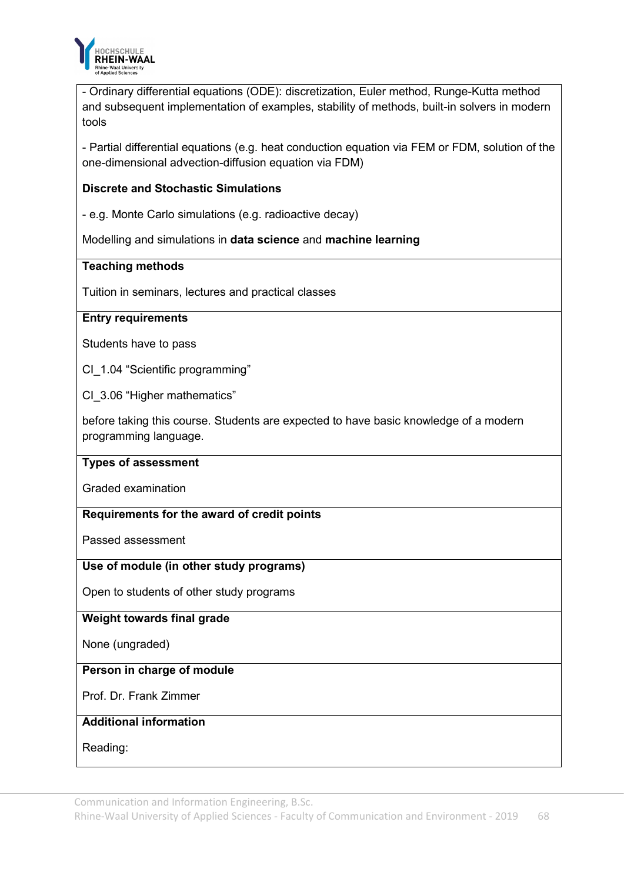- Ordinary differential equations (ODE): discretization, Euler method, Runge-Kutta method and subsequent implementation of examples, stability of methods, built-in solvers in modern tools

- Partial differential equations (e.g. heat conduction equation via FEM or FDM, solution of the one-dimensional advection-diffusion equation via FDM)

**Discrete and Stochastic Simulations**

- e.g. Monte Carlo simulations (e.g. radioactive decay)

Modelling and simulations in **data science** and **machine learning**

**Teaching methods**

Tuition in seminars, lectures and practical classes

**Entry requirements**

Students have to pass

CI_1.04 “Scientific programming”

CI_3.06 “Higher mathematics”

before taking this course. Students are expected to have basic knowledge of a modern programming language.

**Types of assessment**

Graded examination

**Requirements for the award of credit points**

Passed assessment

**Use of module (in other study programs)**

Open to students of other study programs

**Weight towards final grade**

None (ungraded)

**Person in charge of module**

Prof. Dr. Frank Zimmer

**Additional information**

Reading: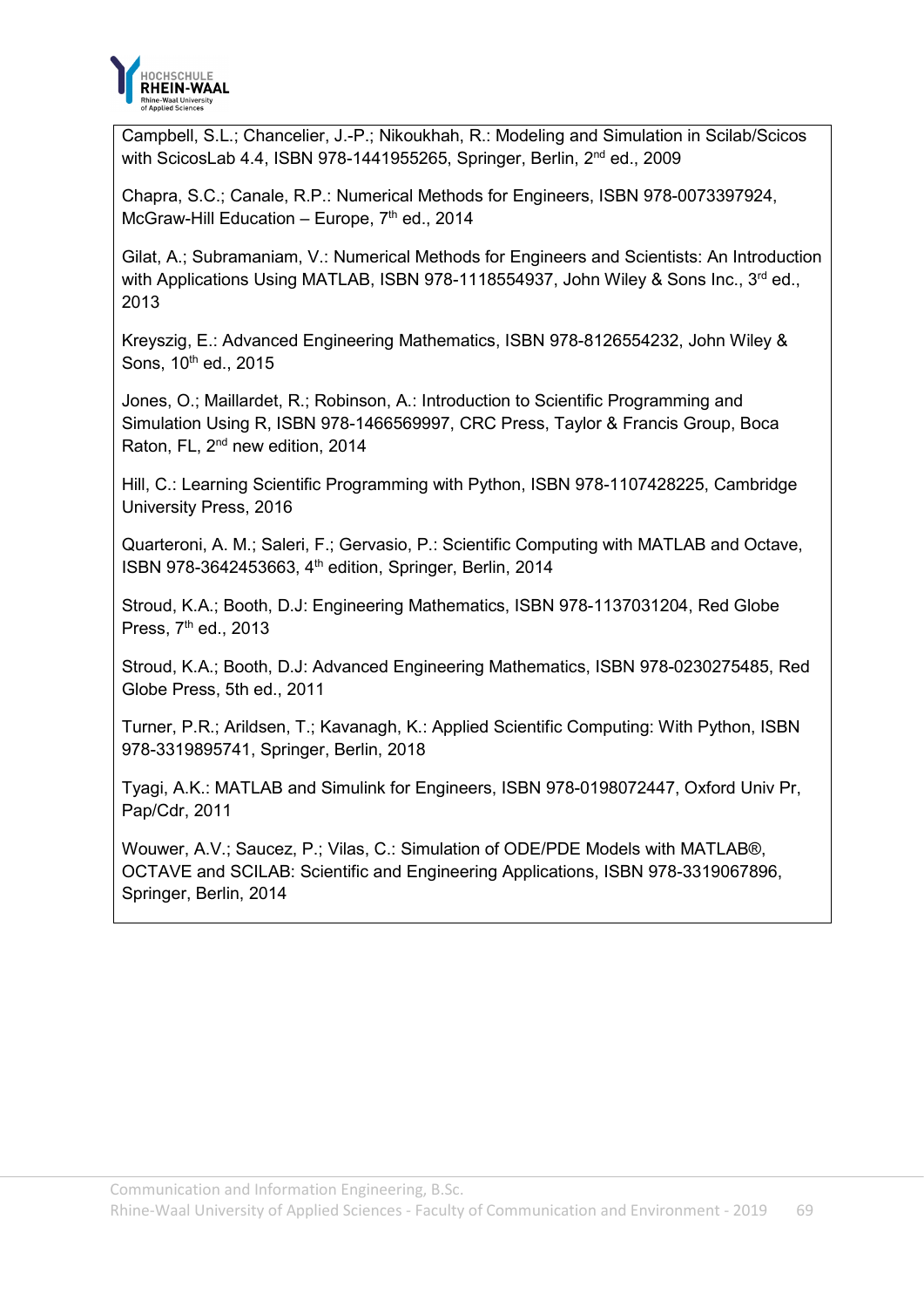Campbell, S.L.; Chancelier, J.-P.; Nikoukhah, R.: Modeling and Simulation in Scilab/Scicos with ScicosLab 4.4, ISBN 978-1441955265, Springer, Berlin, 2nd ed., 2009

Chapra, S.C.; Canale, R.P.: Numerical Methods for Engineers, ISBN 978-0073397924, McGraw-Hill Education – Europe, 7th ed., 2014

Gilat, A.; Subramaniam, V.: Numerical Methods for Engineers and Scientists: An Introduction with Applications Using MATLAB, ISBN 978-1118554937, John Wiley & Sons Inc., 3rd ed., 2013

Kreyszig, E.: Advanced Engineering Mathematics, ISBN 978-8126554232, John Wiley & Sons, 10th ed., 2015

Jones, O.; Maillardet, R.; Robinson, A.: Introduction to Scientific Programming and Simulation Using R, ISBN 978-1466569997, CRC Press, Taylor & Francis Group, Boca Raton, FL, 2nd new edition, 2014

Hill, C.: Learning Scientific Programming with Python, ISBN 978-1107428225, Cambridge University Press, 2016

Quarteroni, A. M.; Saleri, F.; Gervasio, P.: Scientific Computing with MATLAB and Octave, ISBN 978-3642453663, 4th edition, Springer, Berlin, 2014

Stroud, K.A.; Booth, D.J: Engineering Mathematics, ISBN 978-1137031204, Red Globe Press, 7th ed., 2013

Stroud, K.A.; Booth, D.J: Advanced Engineering Mathematics, ISBN 978-0230275485, Red Globe Press, 5th ed., 2011

Turner, P.R.; Arildsen, T.; Kavanagh, K.: Applied Scientific Computing: With Python, ISBN 978-3319895741, Springer, Berlin, 2018

Tyagi, A.K.: MATLAB and Simulink for Engineers, ISBN 978-0198072447, Oxford Univ Pr, Pap/Cdr, 2011

Wouwer, A.V.; Saucez, P.; Vilas, C.: Simulation of ODE/PDE Models with MATLAB®, OCTAVE and SCILAB: Scientific and Engineering Applications, ISBN 978-3319067896, Springer, Berlin, 2014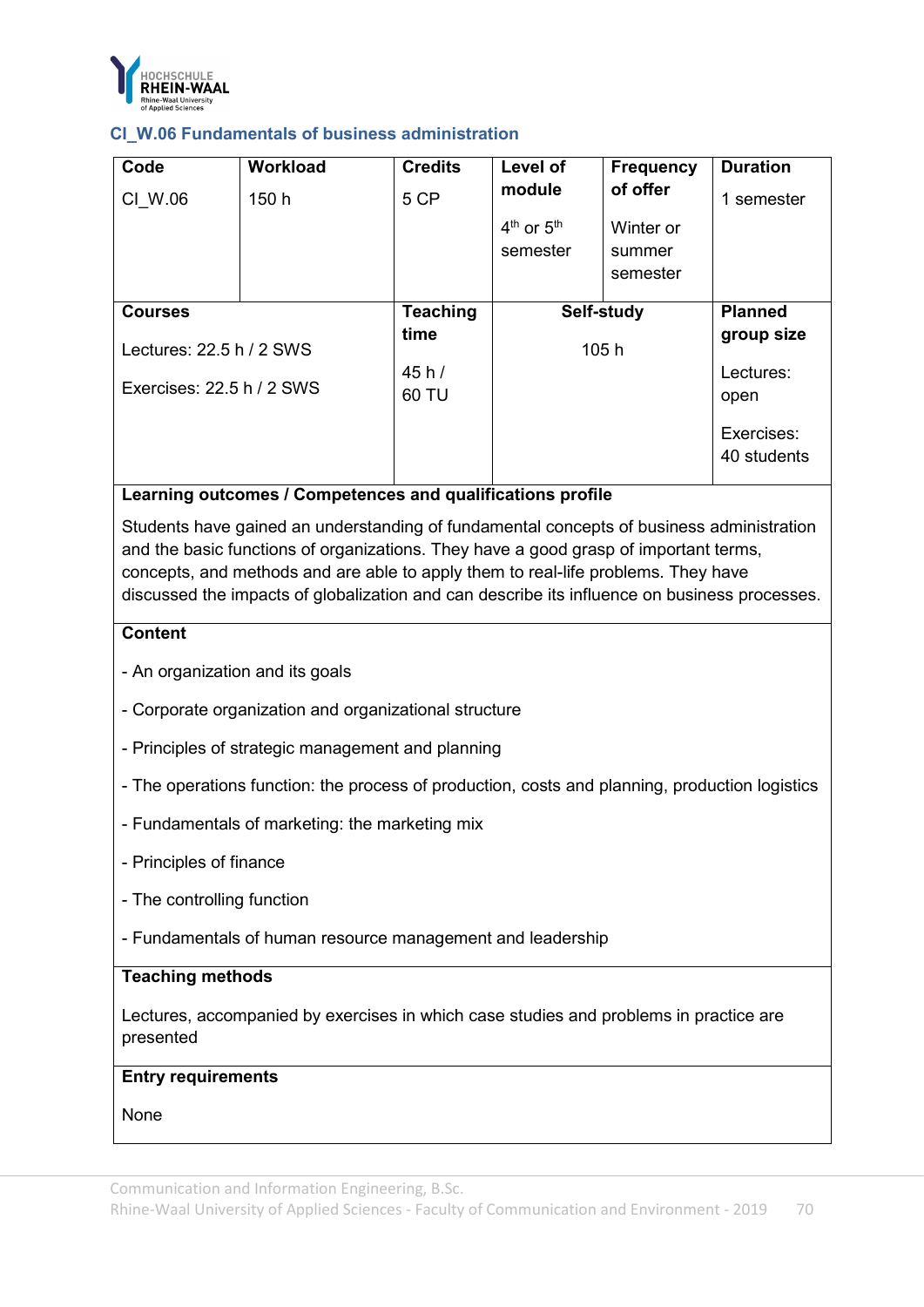## CI_W.06 Fundamentals of business administration

| Code | Workload | Credits | Level of module | Frequency of offer | Duration |
|---|---|---|---|---|---|
| CI_W.06 | 150 h | 5 CP | 4th or 5th semester | Winter or summer semester | 1 semester |

| Courses | Teaching time | Self-study | Planned group size |
|---|---|---|---|
| Lectures: 22.5 h / 2 SWS<br>Exercises: 22.5 h / 2 SWS | 45 h / 60 TU | 105 h | Lectures: open<br>Exercises: 40 students |

**Learning outcomes / Competences and qualifications profile**

Students have gained an understanding of fundamental concepts of business administration and the basic functions of organizations. They have a good grasp of important terms, concepts, and methods and are able to apply them to real-life problems. They have discussed the impacts of globalization and can describe its influence on business processes.

**Content**

- An organization and its goals
- Corporate organization and organizational structure
- Principles of strategic management and planning
- The operations function: the process of production, costs and planning, production logistics
- Fundamentals of marketing: the marketing mix
- Principles of finance
- The controlling function
- Fundamentals of human resource management and leadership

**Teaching methods**

Lectures, accompanied by exercises in which case studies and problems in practice are presented

**Entry requirements**

None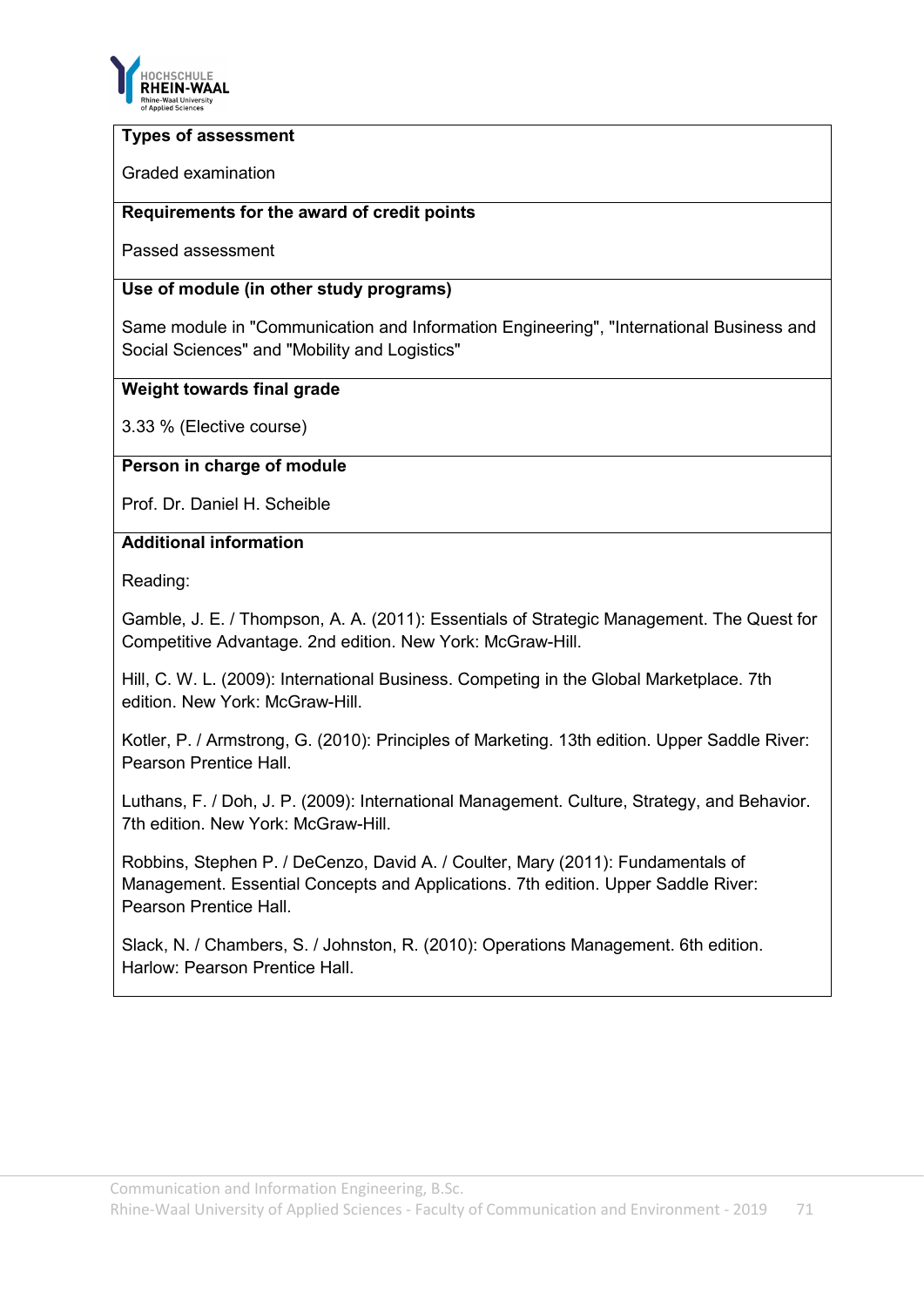**Types of assessment**

Graded examination

**Requirements for the award of credit points**

Passed assessment

**Use of module (in other study programs)**

Same module in "Communication and Information Engineering", "International Business and Social Sciences" and "Mobility and Logistics"

**Weight towards final grade**

3.33 % (Elective course)

**Person in charge of module**

Prof. Dr. Daniel H. Scheible

**Additional information**

Reading:

Gamble, J. E. / Thompson, A. A. (2011): Essentials of Strategic Management. The Quest for Competitive Advantage. 2nd edition. New York: McGraw-Hill.

Hill, C. W. L. (2009): International Business. Competing in the Global Marketplace. 7th edition. New York: McGraw-Hill.

Kotler, P. / Armstrong, G. (2010): Principles of Marketing. 13th edition. Upper Saddle River: Pearson Prentice Hall.

Luthans, F. / Doh, J. P. (2009): International Management. Culture, Strategy, and Behavior. 7th edition. New York: McGraw-Hill.

Robbins, Stephen P. / DeCenzo, David A. / Coulter, Mary (2011): Fundamentals of Management. Essential Concepts and Applications. 7th edition. Upper Saddle River: Pearson Prentice Hall.

Slack, N. / Chambers, S. / Johnston, R. (2010): Operations Management. 6th edition. Harlow: Pearson Prentice Hall.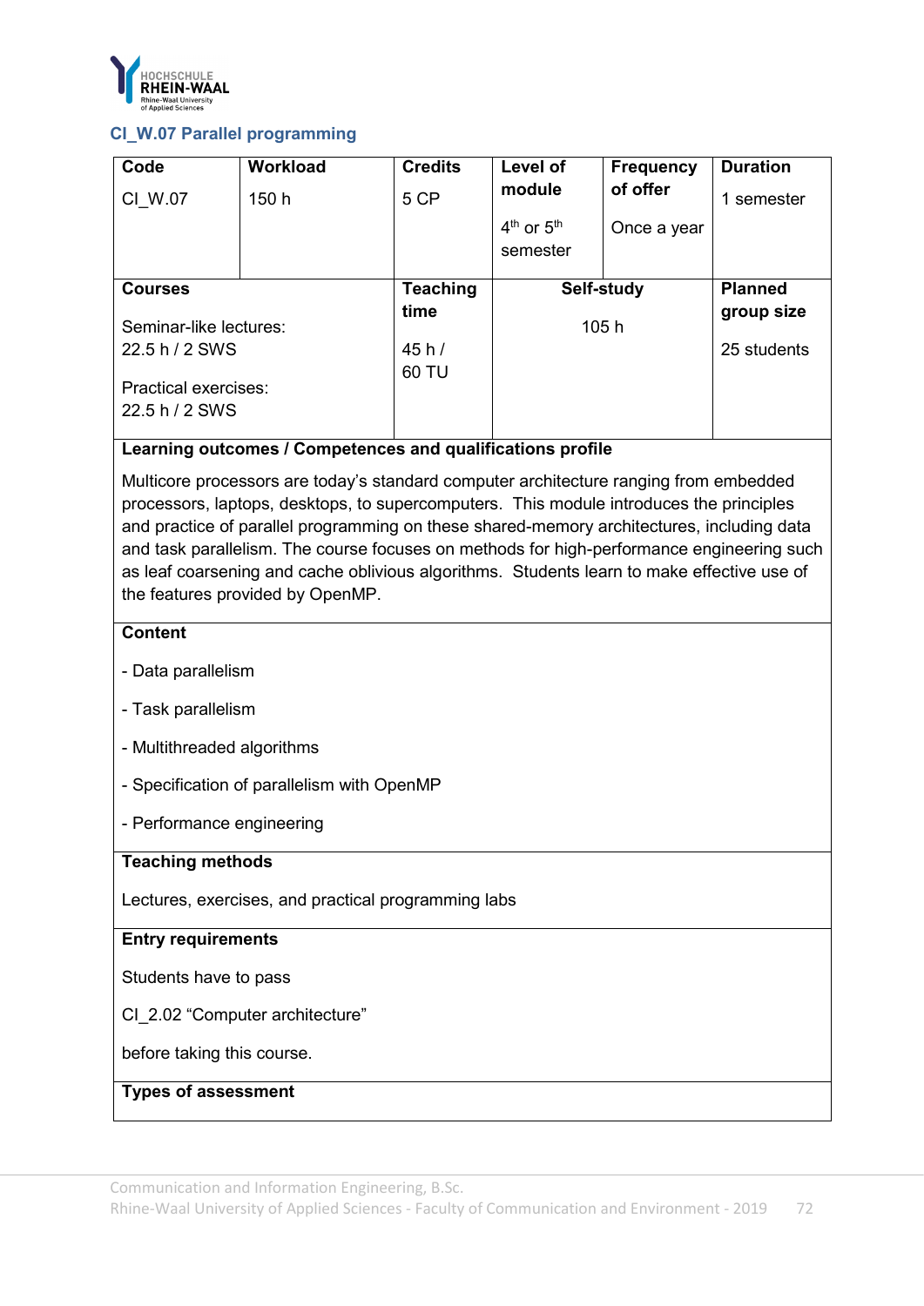## CI_W.07 Parallel programming

| Code | Workload | Credits | Level of module | Frequency of offer | Duration |
|---|---|---|---|---|---|
| CI_W.07 | 150 h | 5 CP | 4th or 5th semester | Once a year | 1 semester |

| Courses | Teaching time | Self-study | Planned group size |
|---|---|---|---|
| Seminar-like lectures: 22.5 h / 2 SWS<br>Practical exercises: 22.5 h / 2 SWS | 45 h / 60 TU | 105 h | 25 students |

**Learning outcomes / Competences and qualifications profile**

Multicore processors are today's standard computer architecture ranging from embedded processors, laptops, desktops, to supercomputers. This module introduces the principles and practice of parallel programming on these shared-memory architectures, including data and task parallelism. The course focuses on methods for high-performance engineering such as leaf coarsening and cache oblivious algorithms. Students learn to make effective use of the features provided by OpenMP.

**Content**

- Data parallelism
- Task parallelism
- Multithreaded algorithms
- Specification of parallelism with OpenMP
- Performance engineering

**Teaching methods**

Lectures, exercises, and practical programming labs

**Entry requirements**

Students have to pass

CI_2.02 "Computer architecture"

before taking this course.

**Types of assessment**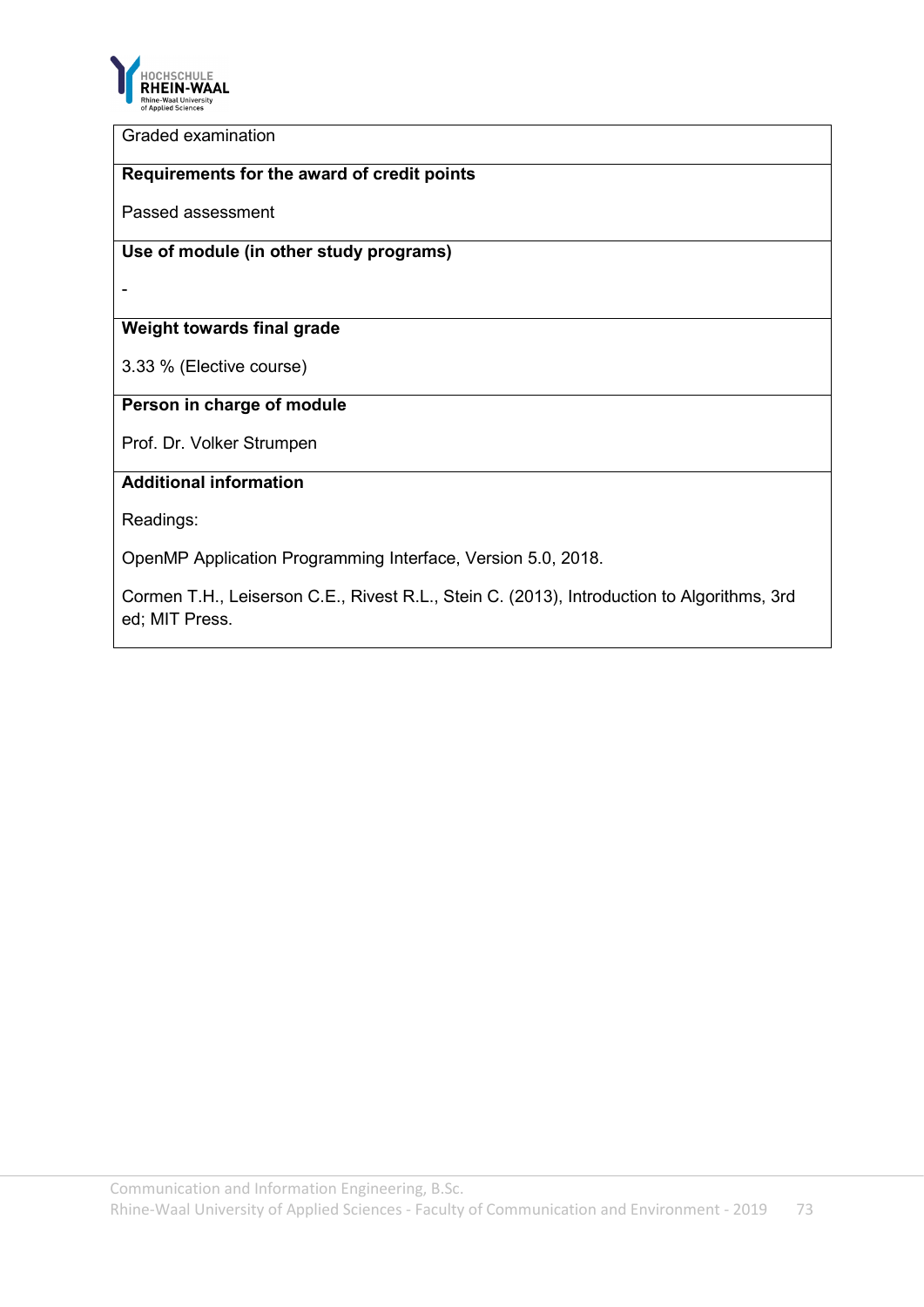Graded examination

**Requirements for the award of credit points**

Passed assessment

**Use of module (in other study programs)**

-

**Weight towards final grade**

3.33 % (Elective course)

**Person in charge of module**

Prof. Dr. Volker Strumpen

**Additional information**

Readings:

OpenMP Application Programming Interface, Version 5.0, 2018.

Cormen T.H., Leiserson C.E., Rivest R.L., Stein C. (2013), Introduction to Algorithms, 3rd ed; MIT Press.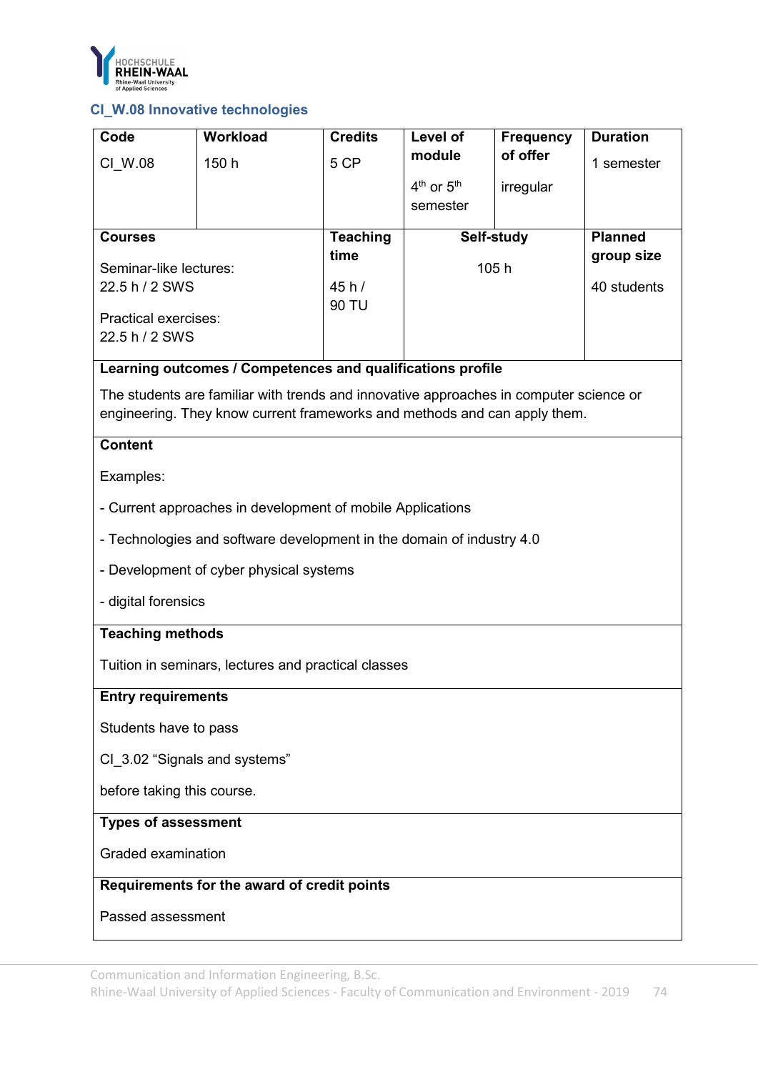## CI_W.08 Innovative technologies

| Code | Workload | Credits | Level of module | Frequency of offer | Duration |
|---|---|---|---|---|---|
| CI_W.08 | 150 h | 5 CP | 4th or 5th semester | irregular | 1 semester |
| **Courses** | | **Teaching time** | **Self-study** | | **Planned group size** |
| Seminar-like lectures: 22.5 h / 2 SWS<br>Practical exercises: 22.5 h / 2 SWS | | 45 h / 90 TU | 105 h | | 40 students |

**Learning outcomes / Competences and qualifications profile**

The students are familiar with trends and innovative approaches in computer science or engineering. They know current frameworks and methods and can apply them.

**Content**

Examples:

- Current approaches in development of mobile Applications
- Technologies and software development in the domain of industry 4.0
- Development of cyber physical systems
- digital forensics

**Teaching methods**

Tuition in seminars, lectures and practical classes

**Entry requirements**

Students have to pass

CI_3.02 “Signals and systems”

before taking this course.

**Types of assessment**

Graded examination

**Requirements for the award of credit points**

Passed assessment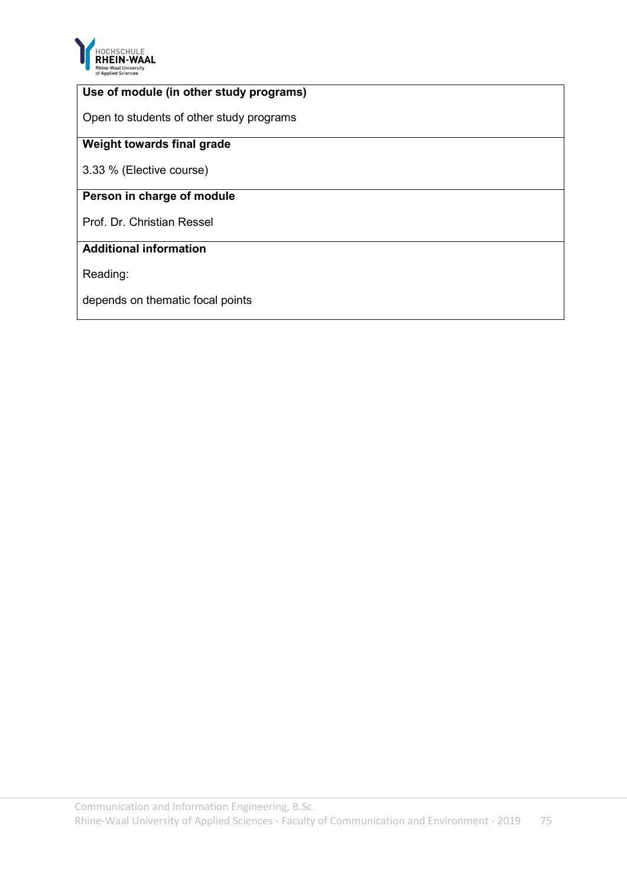| Use of module (in other study programs) |
| --- |
| Open to students of other study programs |
| **Weight towards final grade** |
| 3.33 % (Elective course) |
| **Person in charge of module** |
| Prof. Dr. Christian Ressel |
| **Additional information** |
| Reading:<br><br>depends on thematic focal points |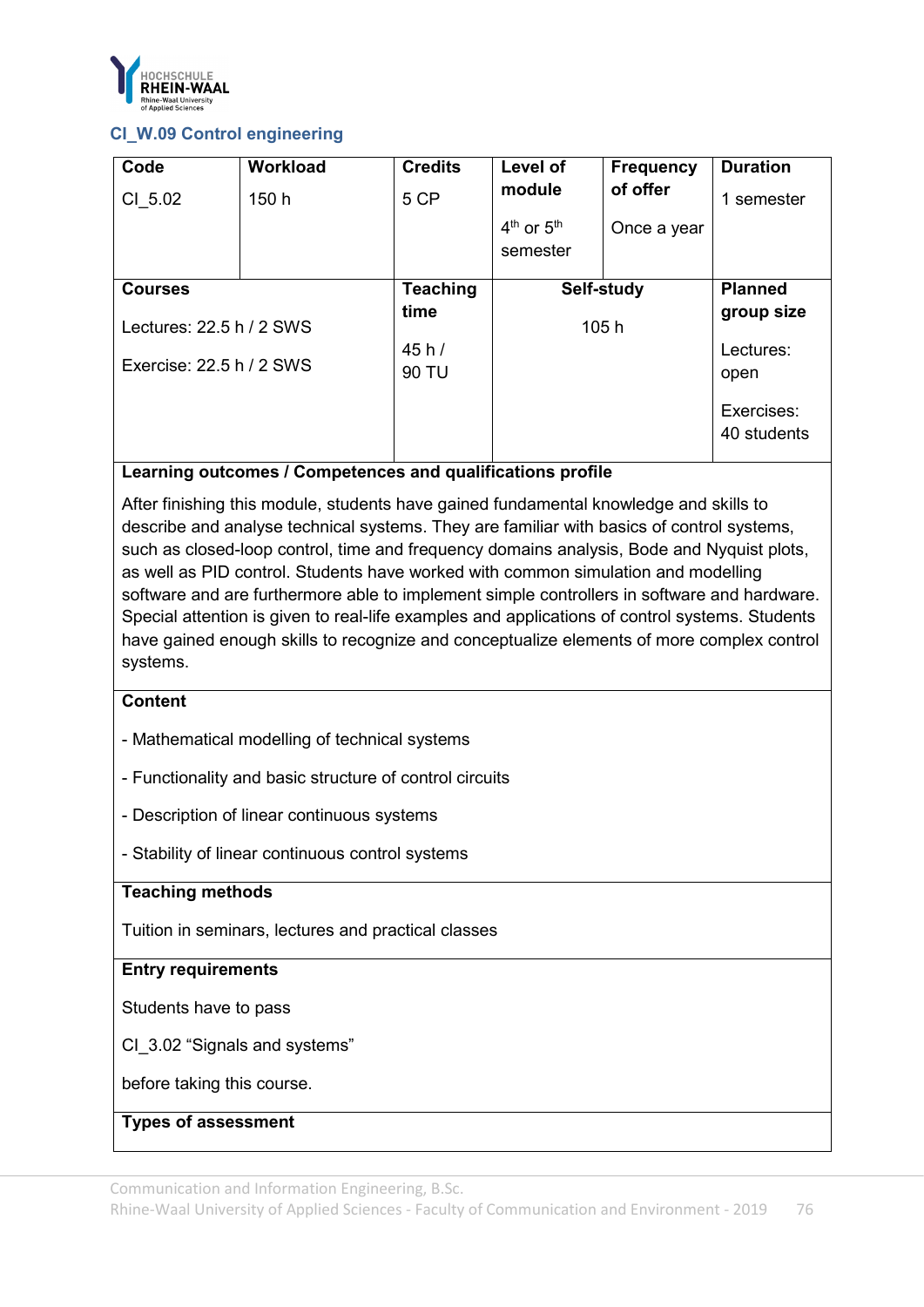## CI_W.09 Control engineering

| Code | Workload | Credits | Level of module | Frequency of offer | Duration |
|---|---|---|---|---|---|
| CI_5.02 | 150 h | 5 CP | 4th or 5th semester | Once a year | 1 semester |

| Courses | Teaching time | Self-study | Planned group size |
|---|---|---|---|
| Lectures: 22.5 h / 2 SWS<br>Exercise: 22.5 h / 2 SWS | 45 h / 90 TU | 105 h | Lectures: open<br>Exercises: 40 students |

**Learning outcomes / Competences and qualifications profile**

After finishing this module, students have gained fundamental knowledge and skills to describe and analyse technical systems. They are familiar with basics of control systems, such as closed-loop control, time and frequency domains analysis, Bode and Nyquist plots, as well as PID control. Students have worked with common simulation and modelling software and are furthermore able to implement simple controllers in software and hardware. Special attention is given to real-life examples and applications of control systems. Students have gained enough skills to recognize and conceptualize elements of more complex control systems.

**Content**

- Mathematical modelling of technical systems
- Functionality and basic structure of control circuits
- Description of linear continuous systems
- Stability of linear continuous control systems

**Teaching methods**

Tuition in seminars, lectures and practical classes

**Entry requirements**

Students have to pass

CI_3.02 “Signals and systems”

before taking this course.

**Types of assessment**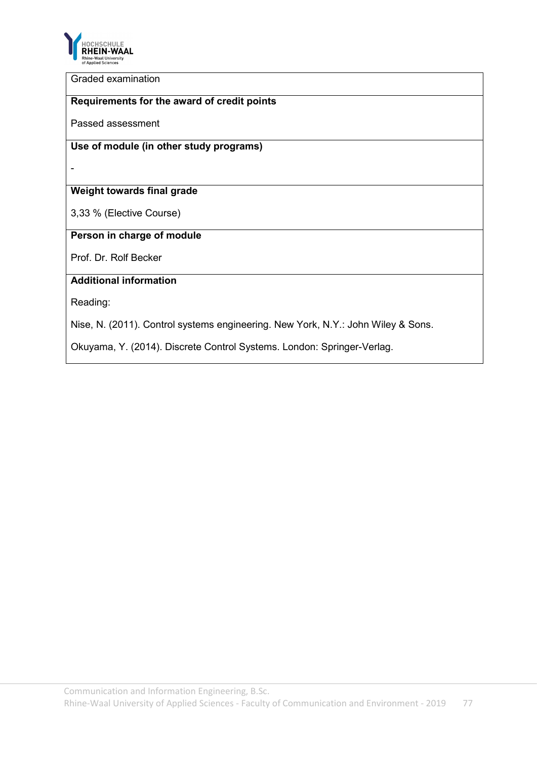Graded examination

**Requirements for the award of credit points**

Passed assessment

**Use of module (in other study programs)**

-

**Weight towards final grade**

3,33 % (Elective Course)

**Person in charge of module**

Prof. Dr. Rolf Becker

**Additional information**

Reading:

Nise, N. (2011). Control systems engineering. New York, N.Y.: John Wiley & Sons.

Okuyama, Y. (2014). Discrete Control Systems. London: Springer-Verlag.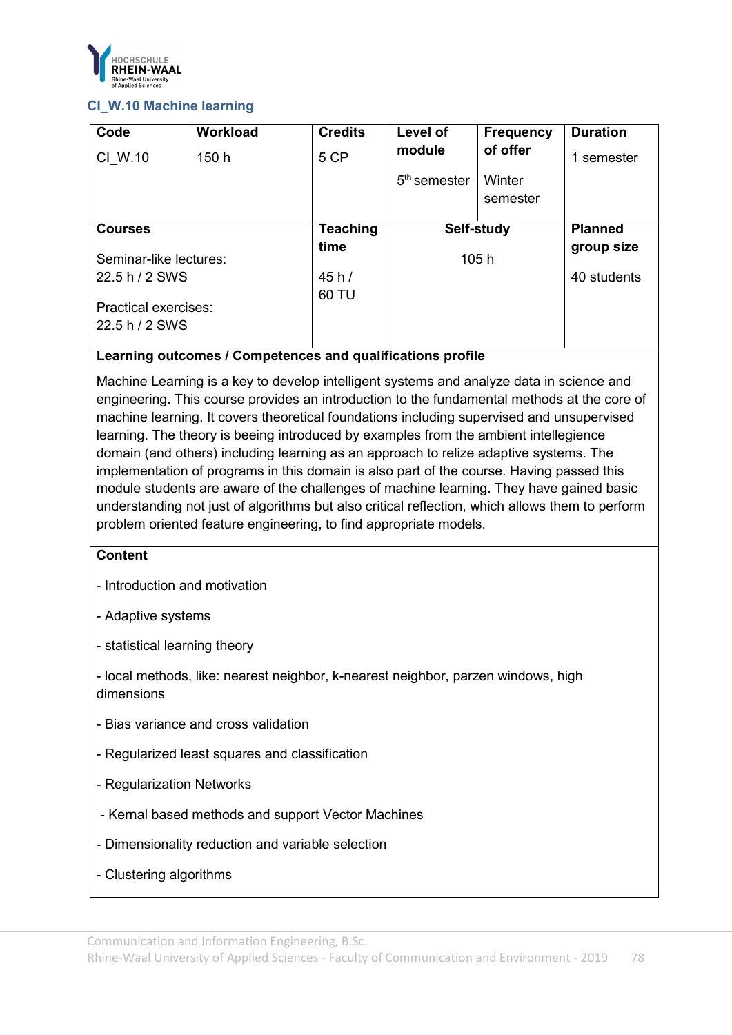## CI_W.10 Machine learning

| Code | Workload | Credits | Level of module | Frequency of offer | Duration |
|---|---|---|---|---|---|
| CI_W.10 | 150 h | 5 CP | 5th semester | Winter semester | 1 semester |
| **Courses** | | **Teaching time** | **Self-study** | | **Planned group size** |
| Seminar-like lectures: 22.5 h / 2 SWS<br>Practical exercises: 22.5 h / 2 SWS | | 45 h / 60 TU | 105 h | | 40 students |

**Learning outcomes / Competences and qualifications profile**

Machine Learning is a key to develop intelligent systems and analyze data in science and engineering. This course provides an introduction to the fundamental methods at the core of machine learning. It covers theoretical foundations including supervised and unsupervised learning. The theory is beeing introduced by examples from the ambient intellegience domain (and others) including learning as an approach to relize adaptive systems. The implementation of programs in this domain is also part of the course. Having passed this module students are aware of the challenges of machine learning. They have gained basic understanding not just of algorithms but also critical reflection, which allows them to perform problem oriented feature engineering, to find appropriate models.

**Content**

- Introduction and motivation
- Adaptive systems
- statistical learning theory
- local methods, like: nearest neighbor, k-nearest neighbor, parzen windows, high dimensions
- Bias variance and cross validation
- Regularized least squares and classification
- Regularization Networks
- Kernal based methods and support Vector Machines
- Dimensionality reduction and variable selection
- Clustering algorithms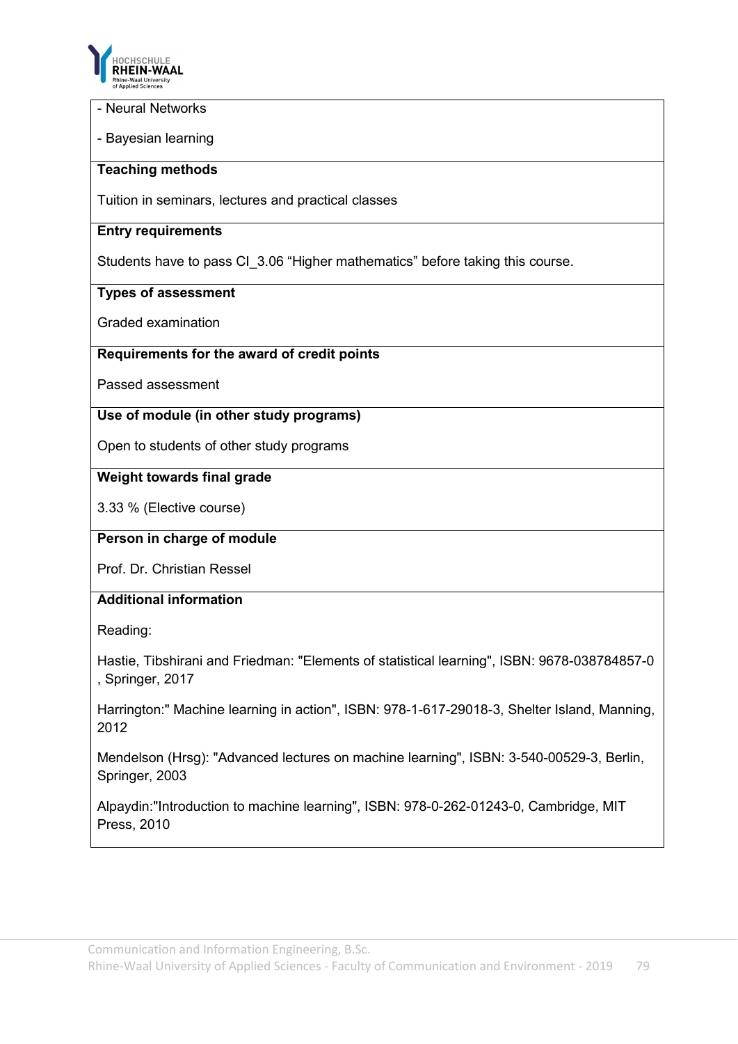- Neural Networks

- Bayesian learning

**Teaching methods**

Tuition in seminars, lectures and practical classes

**Entry requirements**

Students have to pass CI_3.06 “Higher mathematics” before taking this course.

**Types of assessment**

Graded examination

**Requirements for the award of credit points**

Passed assessment

**Use of module (in other study programs)**

Open to students of other study programs

**Weight towards final grade**

3.33 % (Elective course)

**Person in charge of module**

Prof. Dr. Christian Ressel

**Additional information**

Reading:

Hastie, Tibshirani and Friedman: "Elements of statistical learning", ISBN: 9678-038784857-0 , Springer, 2017

Harrington:" Machine learning in action", ISBN: 978-1-617-29018-3, Shelter Island, Manning, 2012

Mendelson (Hrsg): "Advanced lectures on machine learning", ISBN: 3-540-00529-3, Berlin, Springer, 2003

Alpaydin:"Introduction to machine learning", ISBN: 978-0-262-01243-0, Cambridge, MIT Press, 2010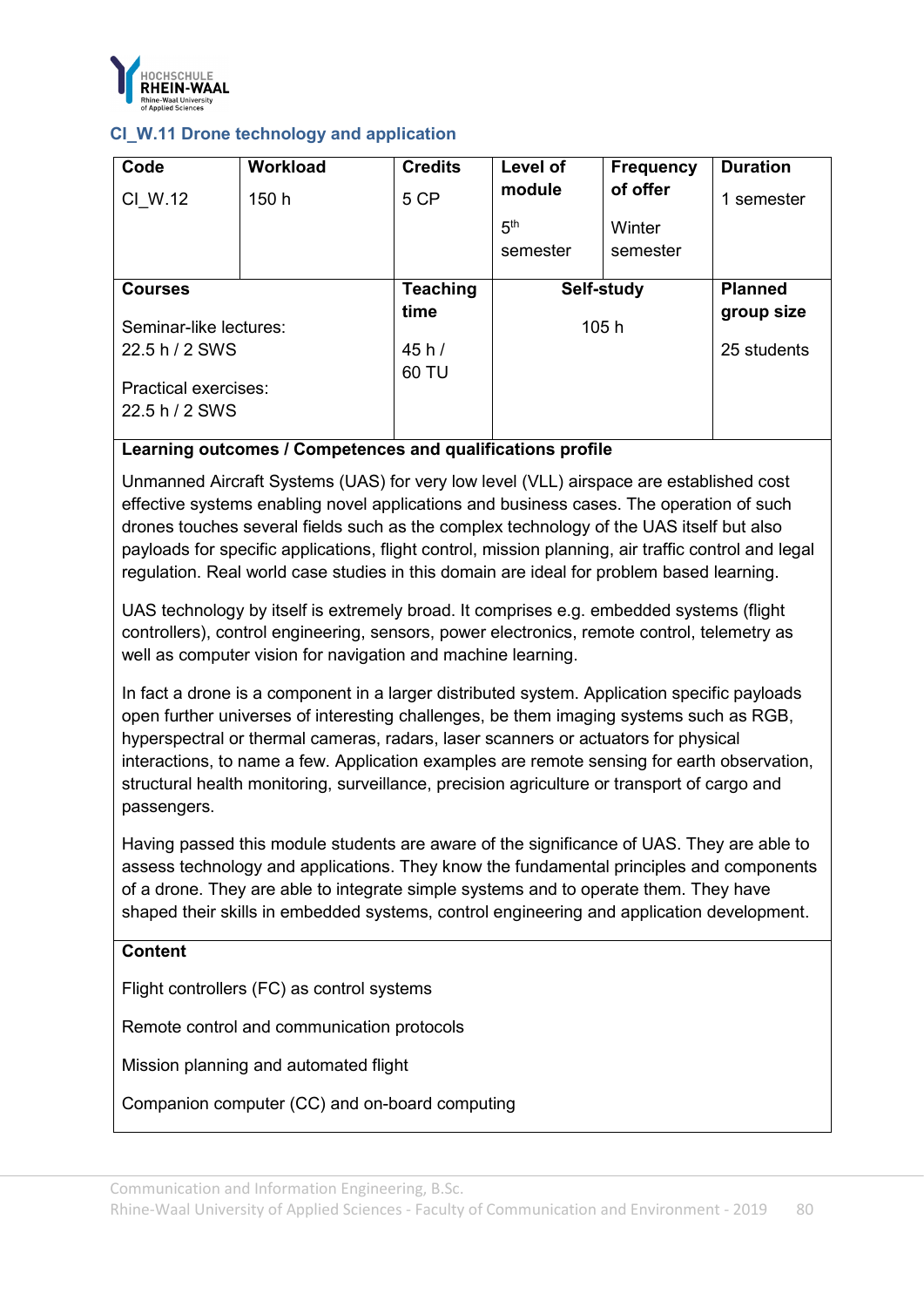## CI_W.11 Drone technology and application

| Code | Workload | Credits | Level of module | Frequency of offer | Duration |
|---|---|---|---|---|---|
| CI_W.12 | 150 h | 5 CP | 5th semester | Winter semester | 1 semester |
| **Courses** | | **Teaching time** | **Self-study** | | **Planned group size** |
| Seminar-like lectures: 22.5 h / 2 SWS<br><br>Practical exercises: 22.5 h / 2 SWS | | 45 h / 60 TU | 105 h | | 25 students |

**Learning outcomes / Competences and qualifications profile**

Unmanned Aircraft Systems (UAS) for very low level (VLL) airspace are established cost effective systems enabling novel applications and business cases. The operation of such drones touches several fields such as the complex technology of the UAS itself but also payloads for specific applications, flight control, mission planning, air traffic control and legal regulation. Real world case studies in this domain are ideal for problem based learning.

UAS technology by itself is extremely broad. It comprises e.g. embedded systems (flight controllers), control engineering, sensors, power electronics, remote control, telemetry as well as computer vision for navigation and machine learning.

In fact a drone is a component in a larger distributed system. Application specific payloads open further universes of interesting challenges, be them imaging systems such as RGB, hyperspectral or thermal cameras, radars, laser scanners or actuators for physical interactions, to name a few. Application examples are remote sensing for earth observation, structural health monitoring, surveillance, precision agriculture or transport of cargo and passengers.

Having passed this module students are aware of the significance of UAS. They are able to assess technology and applications. They know the fundamental principles and components of a drone. They are able to integrate simple systems and to operate them. They have shaped their skills in embedded systems, control engineering and application development.

**Content**

Flight controllers (FC) as control systems

Remote control and communication protocols

Mission planning and automated flight

Companion computer (CC) and on-board computing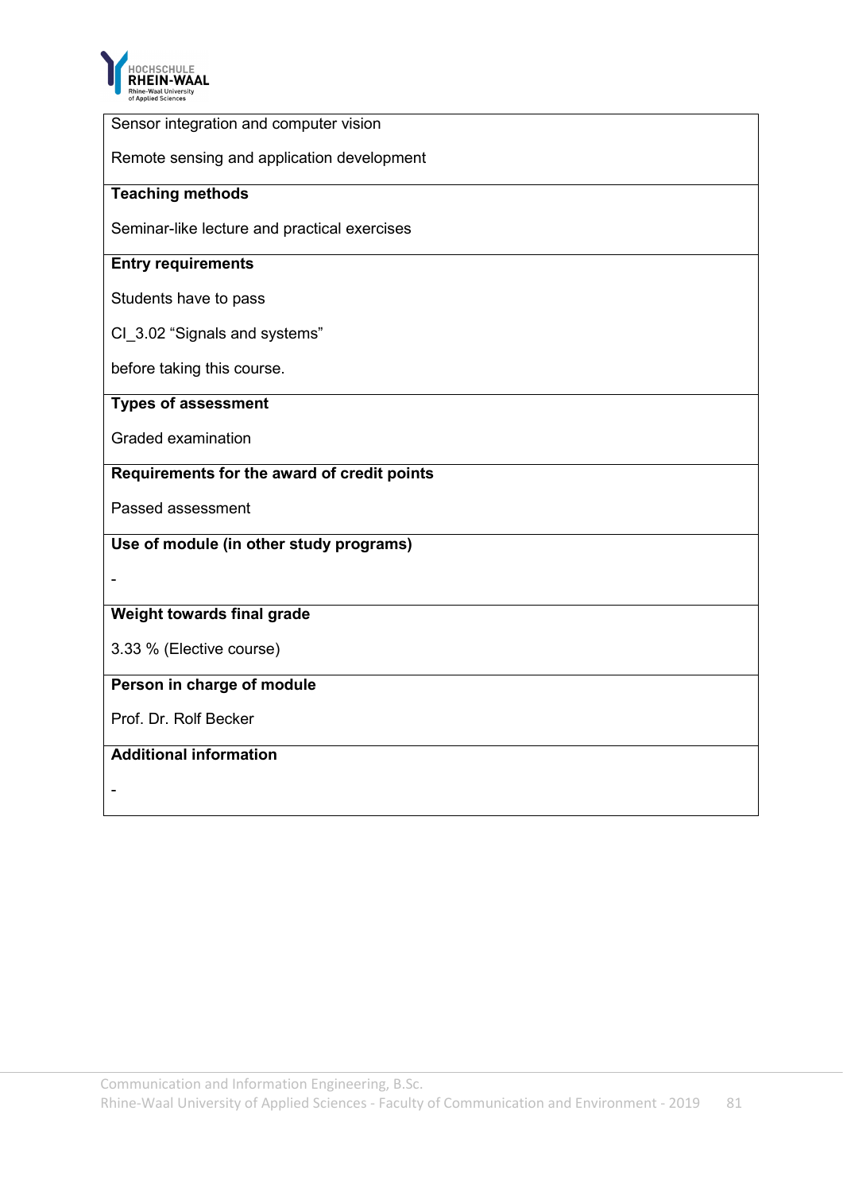Sensor integration and computer vision

Remote sensing and application development

**Teaching methods**

Seminar-like lecture and practical exercises

**Entry requirements**

Students have to pass

CI_3.02 “Signals and systems”

before taking this course.

**Types of assessment**

Graded examination

**Requirements for the award of credit points**

Passed assessment

**Use of module (in other study programs)**

-

**Weight towards final grade**

3.33 % (Elective course)

**Person in charge of module**

Prof. Dr. Rolf Becker

**Additional information**

-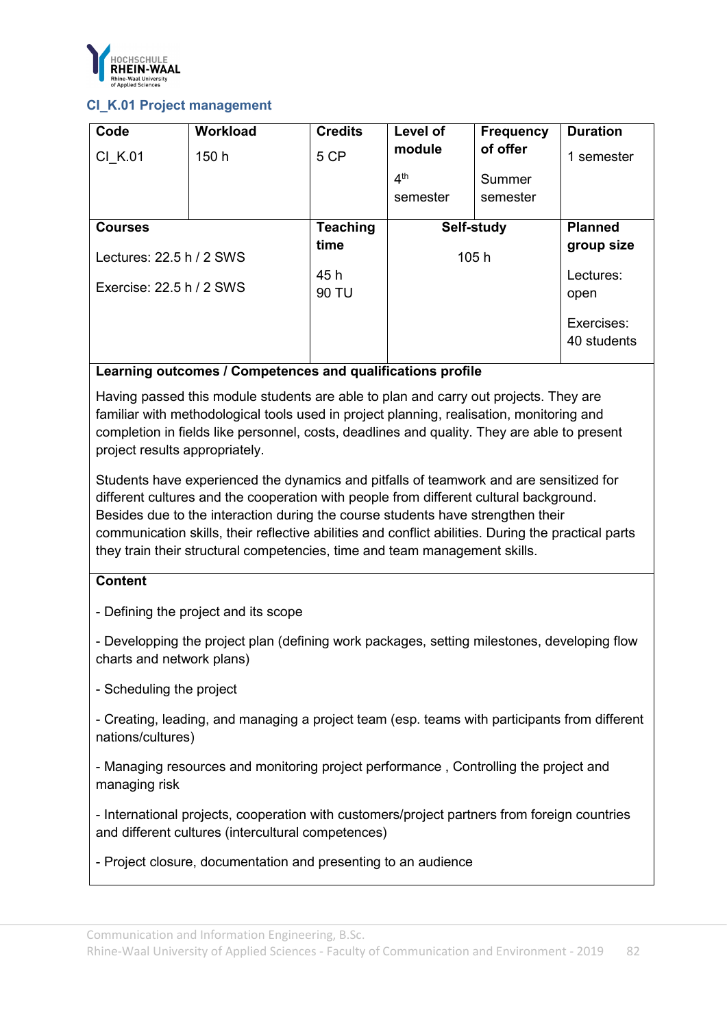## CI_K.01 Project management

| Code | Workload | Credits | Level of module | Frequency of offer | Duration |
|---|---|---|---|---|---|
| CI_K.01 | 150 h | 5 CP | 4th semester | Summer semester | 1 semester |

| Courses | Teaching time | Self-study | Planned group size |
|---|---|---|---|
| Lectures: 22.5 h / 2 SWS<br>Exercise: 22.5 h / 2 SWS | 45 h<br>90 TU | 105 h | Lectures: open<br>Exercises: 40 students |

**Learning outcomes / Competences and qualifications profile**

Having passed this module students are able to plan and carry out projects. They are familiar with methodological tools used in project planning, realisation, monitoring and completion in fields like personnel, costs, deadlines and quality. They are able to present project results appropriately.

Students have experienced the dynamics and pitfalls of teamwork and are sensitized for different cultures and the cooperation with people from different cultural background. Besides due to the interaction during the course students have strengthen their communication skills, their reflective abilities and conflict abilities. During the practical parts they train their structural competencies, time and team management skills.

**Content**

- Defining the project and its scope

- Developping the project plan (defining work packages, setting milestones, developing flow charts and network plans)

- Scheduling the project

- Creating, leading, and managing a project team (esp. teams with participants from different nations/cultures)

- Managing resources and monitoring project performance , Controlling the project and managing risk

- International projects, cooperation with customers/project partners from foreign countries and different cultures (intercultural competences)

- Project closure, documentation and presenting to an audience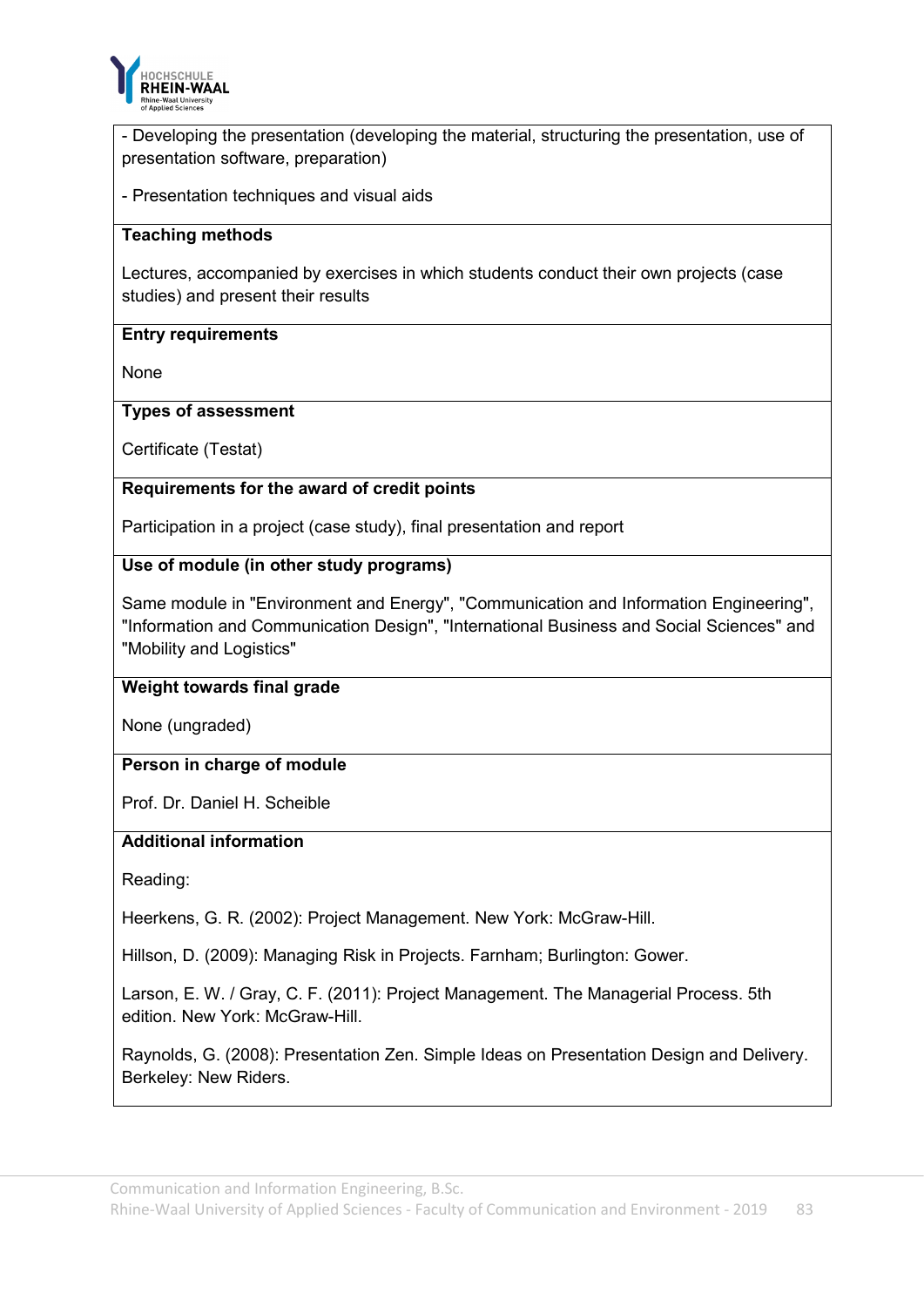- Developing the presentation (developing the material, structuring the presentation, use of presentation software, preparation)

- Presentation techniques and visual aids

**Teaching methods**

Lectures, accompanied by exercises in which students conduct their own projects (case studies) and present their results

**Entry requirements**

None

**Types of assessment**

Certificate (Testat)

**Requirements for the award of credit points**

Participation in a project (case study), final presentation and report

**Use of module (in other study programs)**

Same module in "Environment and Energy", "Communication and Information Engineering", "Information and Communication Design", "International Business and Social Sciences" and "Mobility and Logistics"

**Weight towards final grade**

None (ungraded)

**Person in charge of module**

Prof. Dr. Daniel H. Scheible

**Additional information**

Reading:

Heerkens, G. R. (2002): Project Management. New York: McGraw-Hill.

Hillson, D. (2009): Managing Risk in Projects. Farnham; Burlington: Gower.

Larson, E. W. / Gray, C. F. (2011): Project Management. The Managerial Process. 5th edition. New York: McGraw-Hill.

Raynolds, G. (2008): Presentation Zen. Simple Ideas on Presentation Design and Delivery. Berkeley: New Riders.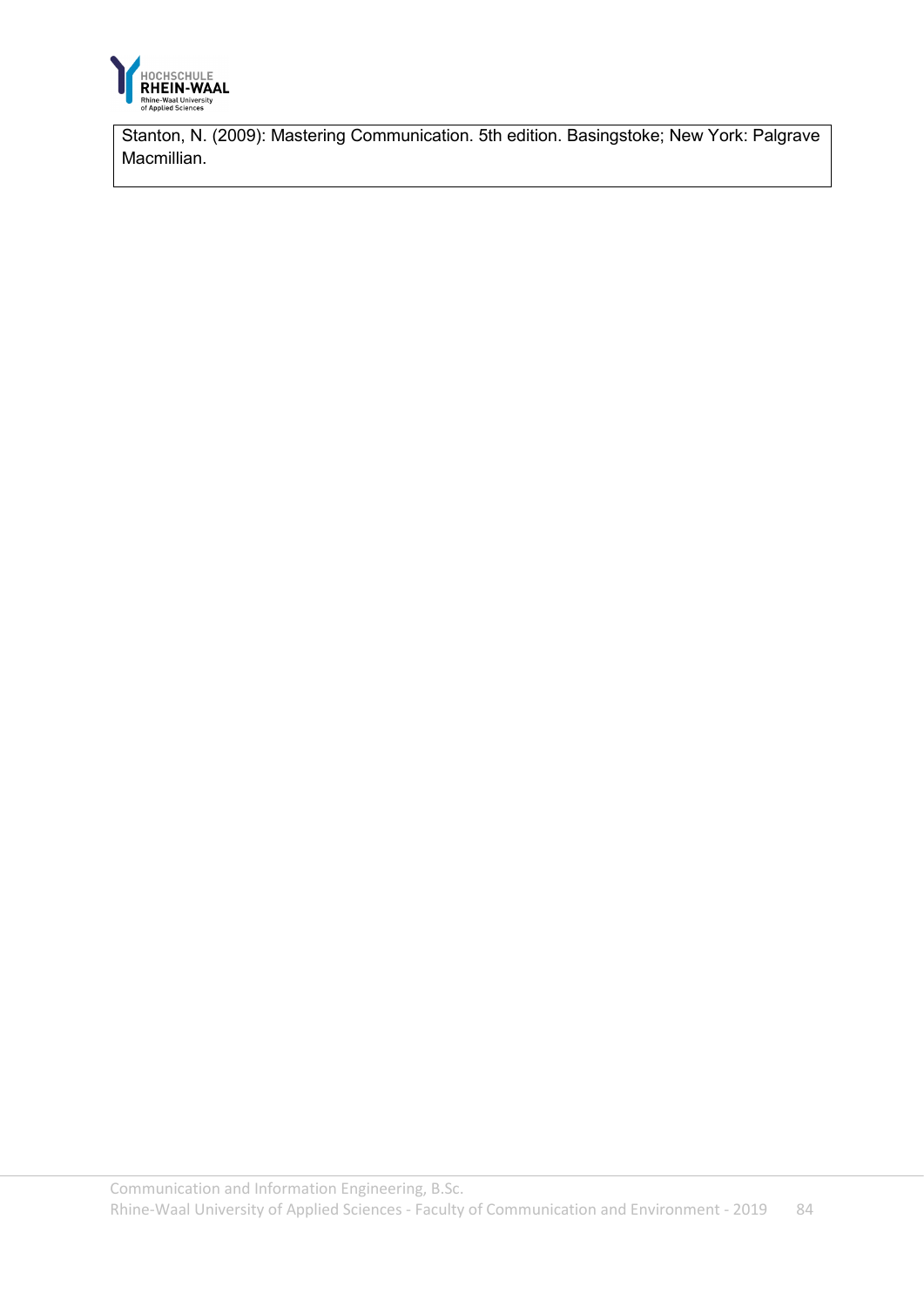Stanton, N. (2009): Mastering Communication. 5th edition. Basingstoke; New York: Palgrave Macmillian.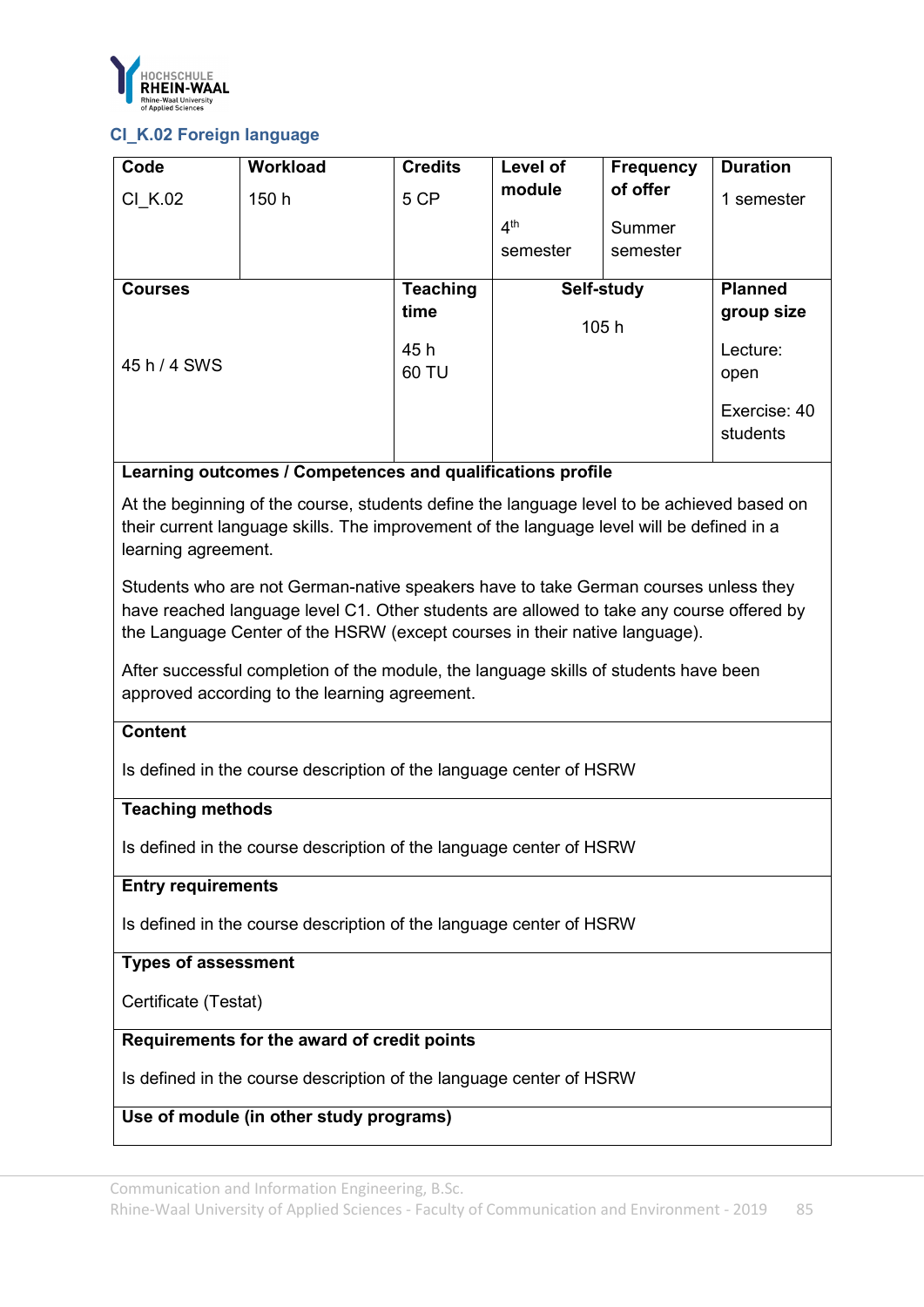## CI_K.02 Foreign language

| Code | Workload | Credits | Level of module | Frequency of offer | Duration |
|---|---|---|---|---|---|
| CI_K.02 | 150 h | 5 CP | 4th semester | Summer semester | 1 semester |
| **Courses** | | **Teaching time** | **Self-study** | | **Planned group size** |
| 45 h / 4 SWS | | 45 h<br>60 TU | 105 h | | Lecture: open<br>Exercise: 40 students |

**Learning outcomes / Competences and qualifications profile**

At the beginning of the course, students define the language level to be achieved based on their current language skills. The improvement of the language level will be defined in a learning agreement.

Students who are not German-native speakers have to take German courses unless they have reached language level C1. Other students are allowed to take any course offered by the Language Center of the HSRW (except courses in their native language).

After successful completion of the module, the language skills of students have been approved according to the learning agreement.

**Content**

Is defined in the course description of the language center of HSRW

**Teaching methods**

Is defined in the course description of the language center of HSRW

**Entry requirements**

Is defined in the course description of the language center of HSRW

**Types of assessment**

Certificate (Testat)

**Requirements for the award of credit points**

Is defined in the course description of the language center of HSRW

**Use of module (in other study programs)**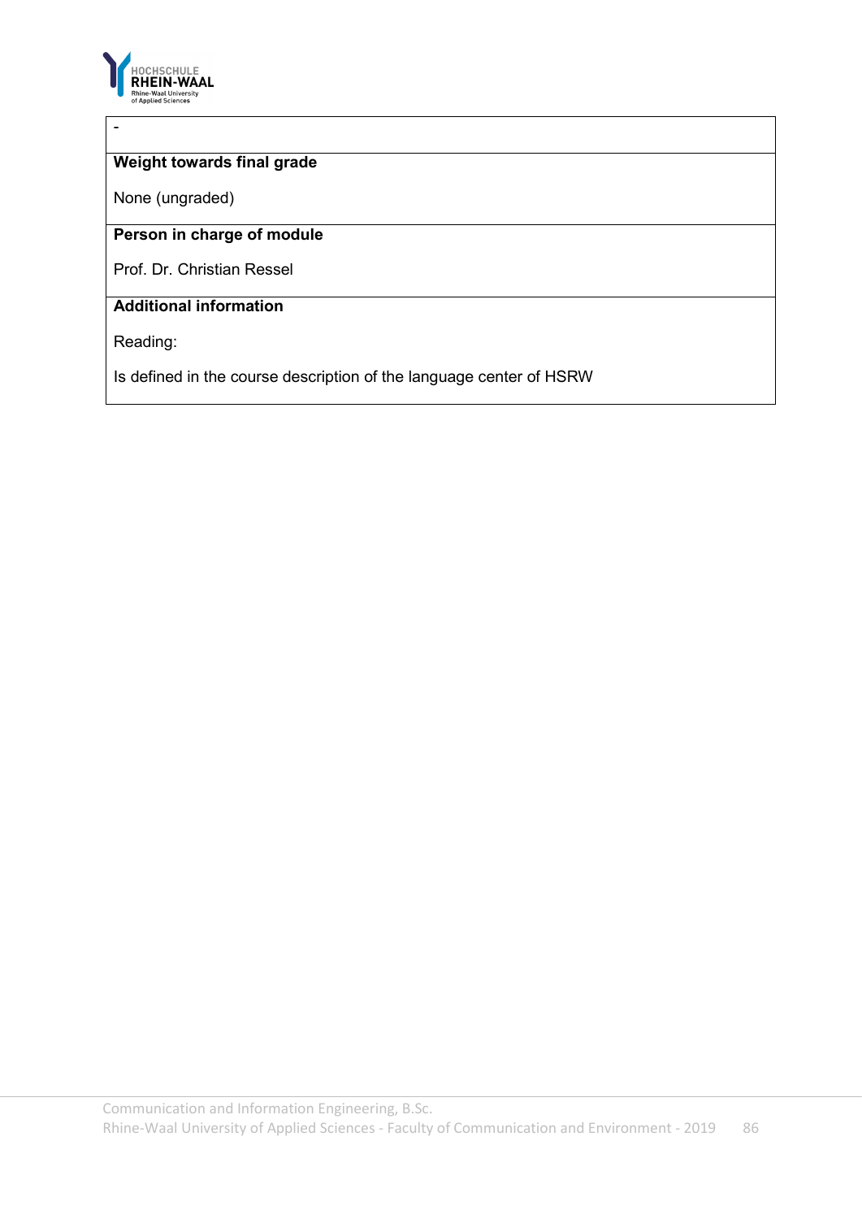-

**Weight towards final grade**

None (ungraded)

**Person in charge of module**

Prof. Dr. Christian Ressel

**Additional information**

Reading:

Is defined in the course description of the language center of HSRW